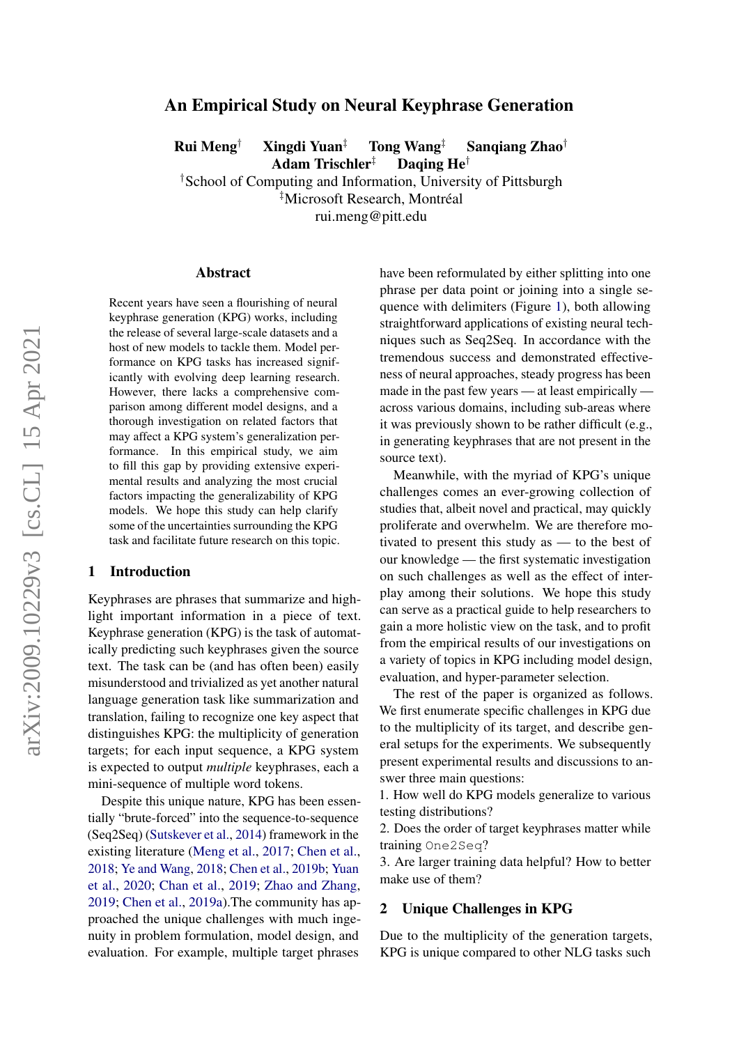# An Empirical Study on Neural Keyphrase Generation

**Rui Meng**[†] **Xingdi Yuan**[‡] **Tong Wang**[‡] **Sanqiang Zhao**[†]
**Adam Trischler**[‡] **Daqing He**[†]

[†]School of Computing and Information, University of Pittsburgh
[‡]Microsoft Research, Montréal
rui.meng@pitt.edu

## Abstract

Recent years have seen a flourishing of neural keyphrase generation (KPG) works, including the release of several large-scale datasets and a host of new models to tackle them. Model performance on KPG tasks has increased significantly with evolving deep learning research. However, there lacks a comprehensive comparison among different model designs, and a thorough investigation on related factors that may affect a KPG system's generalization performance. In this empirical study, we aim to fill this gap by providing extensive experimental results and analyzing the most crucial factors impacting the generalizability of KPG models. We hope this study can help clarify some of the uncertainties surrounding the KPG task and facilitate future research on this topic.

## 1 Introduction

Keyphrases are phrases that summarize and highlight important information in a piece of text. Keyphrase generation (KPG) is the task of automatically predicting such keyphrases given the source text. The task can be (and has often been) easily misunderstood and trivialized as yet another natural language generation task like summarization and translation, failing to recognize one key aspect that distinguishes KPG: the multiplicity of generation targets; for each input sequence, a KPG system is expected to output *multiple* keyphrases, each a mini-sequence of multiple word tokens.

Despite this unique nature, KPG has been essentially "brute-forced" into the sequence-to-sequence (Seq2Seq) (Sutskever et al., 2014) framework in the existing literature (Meng et al., 2017; Chen et al., 2018; Ye and Wang, 2018; Chen et al., 2019b; Yuan et al., 2020; Chan et al., 2019; Zhao and Zhang, 2019; Chen et al., 2019a).The community has approached the unique challenges with much ingenuity in problem formulation, model design, and evaluation. For example, multiple target phrases have been reformulated by either splitting into one phrase per data point or joining into a single sequence with delimiters (Figure 1), both allowing straightforward applications of existing neural techniques such as Seq2Seq. In accordance with the tremendous success and demonstrated effectiveness of neural approaches, steady progress has been made in the past few years — at least empirically — across various domains, including sub-areas where it was previously shown to be rather difficult (e.g., in generating keyphrases that are not present in the source text).

Meanwhile, with the myriad of KPG's unique challenges comes an ever-growing collection of studies that, albeit novel and practical, may quickly proliferate and overwhelm. We are therefore motivated to present this study as — to the best of our knowledge — the first systematic investigation on such challenges as well as the effect of interplay among their solutions. We hope this study can serve as a practical guide to help researchers to gain a more holistic view on the task, and to profit from the empirical results of our investigations on a variety of topics in KPG including model design, evaluation, and hyper-parameter selection.

The rest of the paper is organized as follows. We first enumerate specific challenges in KPG due to the multiplicity of its target, and describe general setups for the experiments. We subsequently present experimental results and discussions to answer three main questions:

1. How well do KPG models generalize to various testing distributions?
2. Does the order of target keyphrases matter while training `One2Seq`?
3. Are larger training data helpful? How to better make use of them?

## 2 Unique Challenges in KPG

Due to the multiplicity of the generation targets, KPG is unique compared to other NLG tasks such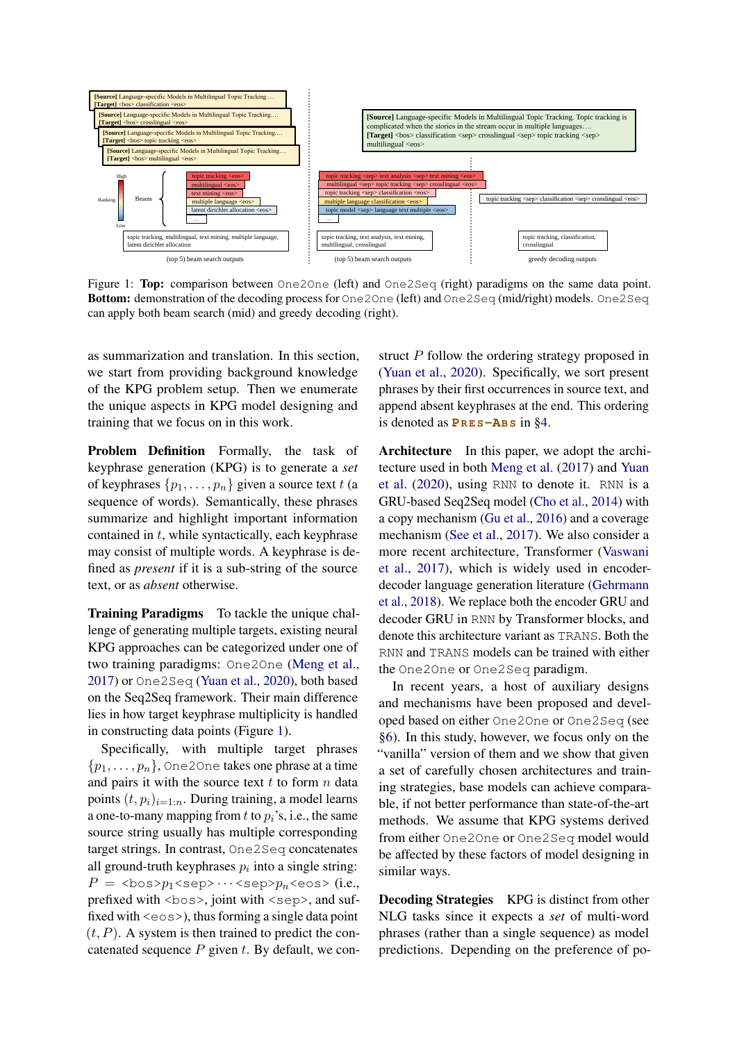[Source] Language-specific Models in Multilingual Topic Tracking….
[Target] <bos> classification <eos>

[Source] Language-specific Models in Multilingual Topic Tracking….
[Target] <bos> crosslingual <eos>

[Source] Language-specific Models in Multilingual Topic Tracking….
[Target] <bos> topic tracking <eos>

[Source] Language-specific Models in Multilingual Topic Tracking….
[Target] <bos> multilingual <eos>

[Source] Language-specific Models in Multilingual Topic Tracking. Topic tracking is complicated when the stories in the stream occur in multiple languages….
[Target] <bos> classification <sep> crosslingual <sep> topic tracking <sep> multilingual <eos>

High / Ranking / Low — Beams:
- topic tracking <eos>
- multilingual <eos>
- text mining <eos>
- multiple language <eos>
- latent dirichlet allocation <eos>
- …

topic tracking, multilingual, text mining, multiple language, latent dirichlet allocation

(top 5) beam search outputs

- topic tracking <sep> text analysis <sep> text mining <eos>
- multilingual <sep> topic tracking <sep> crosslingual <eos>
- topic tracking <sep> classification <eos>
- multiple language classification <eos>
- topic model <sep> language text multiple <eos>
- …

topic tracking, text analysis, text mining, multilingual, crosslingual

(top 5) beam search outputs

topic tracking <sep> classification <sep> crosslingual <eos>

topic tracking, classification, crosslingual

greedy decoding outputs

Figure 1: **Top:** comparison between One2One (left) and One2Seq (right) paradigms on the same data point. **Bottom:** demonstration of the decoding process for One2One (left) and One2Seq (mid/right) models. One2Seq can apply both beam search (mid) and greedy decoding (right).

as summarization and translation. In this section, we start from providing background knowledge of the KPG problem setup. Then we enumerate the unique aspects in KPG model designing and training that we focus on in this work.

**Problem Definition** Formally, the task of keyphrase generation (KPG) is to generate a *set* of keyphrases $\{p_1, \dots, p_n\}$ given a source text $t$ (a sequence of words). Semantically, these phrases summarize and highlight important information contained in $t$, while syntactically, each keyphrase may consist of multiple words. A keyphrase is defined as *present* if it is a sub-string of the source text, or as *absent* otherwise.

**Training Paradigms** To tackle the unique challenge of generating multiple targets, existing neural KPG approaches can be categorized under one of two training paradigms: One2One (Meng et al., 2017) or One2Seq (Yuan et al., 2020), both based on the Seq2Seq framework. Their main difference lies in how target keyphrase multiplicity is handled in constructing data points (Figure 1).

Specifically, with multiple target phrases $\{p_1, \dots, p_n\}$, One2One takes one phrase at a time and pairs it with the source text $t$ to form $n$ data points $(t, p_i)_{i=1:n}$. During training, a model learns a one-to-many mapping from $t$ to $p_i$'s, i.e., the same source string usually has multiple corresponding target strings. In contrast, One2Seq concatenates all ground-truth keyphrases $p_i$ into a single string: $P$ = <bos>$p_1$<sep>$\cdots$<sep>$p_n$<eos> (i.e., prefixed with <bos>, joint with <sep>, and suffixed with <eos>), thus forming a single data point $(t, P)$. A system is then trained to predict the concatenated sequence $P$ given $t$. By default, we construct $P$ follow the ordering strategy proposed in (Yuan et al., 2020). Specifically, we sort present phrases by their first occurrences in source text, and append absent keyphrases at the end. This ordering is denoted as PRES-ABS in §4.

**Architecture** In this paper, we adopt the architecture used in both Meng et al. (2017) and Yuan et al. (2020), using RNN to denote it. RNN is a GRU-based Seq2Seq model (Cho et al., 2014) with a copy mechanism (Gu et al., 2016) and a coverage mechanism (See et al., 2017). We also consider a more recent architecture, Transformer (Vaswani et al., 2017), which is widely used in encoder-decoder language generation literature (Gehrmann et al., 2018). We replace both the encoder GRU and decoder GRU in RNN by Transformer blocks, and denote this architecture variant as TRANS. Both the RNN and TRANS models can be trained with either the One2One or One2Seq paradigm.

In recent years, a host of auxiliary designs and mechanisms have been proposed and developed based on either One2One or One2Seq (see §6). In this study, however, we focus only on the "vanilla" version of them and we show that given a set of carefully chosen architectures and training strategies, base models can achieve comparable, if not better performance than state-of-the-art methods. We assume that KPG systems derived from either One2One or One2Seq model would be affected by these factors of model designing in similar ways.

**Decoding Strategies** KPG is distinct from other NLG tasks since it expects a *set* of multi-word phrases (rather than a single sequence) as model predictions. Depending on the preference of po-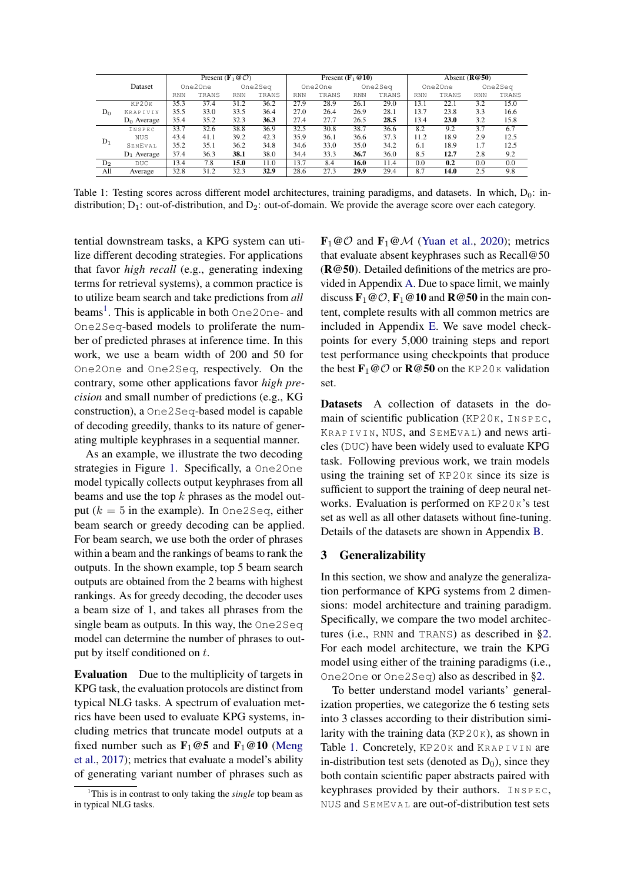| | Dataset | Present ($\mathbf{F_1@\mathcal{O}}$) | | | | Present ($\mathbf{F_1@10}$) | | | | Absent (**R@50**) | | | |
|---|---|---|---|---|---|---|---|---|---|---|---|---|---|
| | | One2One | | One2Seq | | One2One | | One2Seq | | One2One | | One2Seq | |
| | | RNN | TRANS | RNN | TRANS | RNN | TRANS | RNN | TRANS | RNN | TRANS | RNN | TRANS |
| $D_0$ | KP20K | 35.3 | 37.4 | 31.2 | 36.2 | 27.9 | 28.9 | 26.1 | 29.0 | 13.1 | 22.1 | 3.2 | 15.0 |
| | KRAPIVIN | 35.5 | 33.0 | 33.5 | 36.4 | 27.0 | 26.4 | 26.9 | 28.1 | 13.7 | 23.8 | 3.3 | 16.6 |
| | $D_0$ Average | 35.4 | 35.2 | 32.3 | **36.3** | 27.4 | 27.7 | 26.5 | **28.5** | 13.4 | **23.0** | 3.2 | 15.8 |
| $D_1$ | INSPEC | 33.7 | 32.6 | 38.8 | 36.9 | 32.5 | 30.8 | 38.7 | 36.6 | 8.2 | 9.2 | 3.7 | 6.7 |
| | NUS | 43.4 | 41.1 | 39.2 | 42.3 | 35.9 | 36.1 | 36.6 | 37.3 | 11.2 | 18.9 | 2.9 | 12.5 |
| | SEMEVAL | 35.2 | 35.1 | 36.2 | 34.8 | 34.6 | 33.0 | 35.0 | 34.2 | 6.1 | 18.9 | 1.7 | 12.5 |
| | $D_1$ Average | 37.4 | 36.3 | **38.1** | 38.0 | 34.4 | 33.3 | **36.7** | 36.0 | 8.5 | **12.7** | 2.8 | 9.2 |
| $D_2$ | DUC | 13.4 | 7.8 | **15.0** | 11.0 | 13.7 | 8.4 | **16.0** | 11.4 | 0.0 | **0.2** | 0.0 | 0.0 |
| All | Average | 32.8 | 31.2 | 32.3 | **32.9** | 28.6 | 27.3 | **29.9** | 29.4 | 8.7 | **14.0** | 2.5 | 9.8 |

Table 1: Testing scores across different model architectures, training paradigms, and datasets. In which, $D_0$: in-distribution; $D_1$: out-of-distribution, and $D_2$: out-of-domain. We provide the average score over each category.

tential downstream tasks, a KPG system can utilize different decoding strategies. For applications that favor *high recall* (e.g., generating indexing terms for retrieval systems), a common practice is to utilize beam search and take predictions from *all* beams[1]. This is applicable in both One2One- and One2Seq-based models to proliferate the number of predicted phrases at inference time. In this work, we use a beam width of 200 and 50 for One2One and One2Seq, respectively. On the contrary, some other applications favor *high precision* and small number of predictions (e.g., KG construction), a One2Seq-based model is capable of decoding greedily, thanks to its nature of generating multiple keyphrases in a sequential manner.

As an example, we illustrate the two decoding strategies in Figure 1. Specifically, a One2One model typically collects output keyphrases from all beams and use the top $k$ phrases as the model output ($k = 5$ in the example). In One2Seq, either beam search or greedy decoding can be applied. For beam search, we use both the order of phrases within a beam and the rankings of beams to rank the outputs. In the shown example, top 5 beam search outputs are obtained from the 2 beams with highest rankings. As for greedy decoding, the decoder uses a beam size of 1, and takes all phrases from the single beam as outputs. In this way, the One2Seq model can determine the number of phrases to output by itself conditioned on $t$.

**Evaluation** Due to the multiplicity of targets in KPG task, the evaluation protocols are distinct from typical NLG tasks. A spectrum of evaluation metrics have been used to evaluate KPG systems, including metrics that truncate model outputs at a fixed number such as $\mathbf{F_1@5}$ and $\mathbf{F_1@10}$ (Meng et al., 2017); metrics that evaluate a model's ability of generating variant number of phrases such as $\mathbf{F_1@\mathcal{O}}$ and $\mathbf{F_1@\mathcal{M}}$ (Yuan et al., 2020); metrics that evaluate absent keyphrases such as Recall@50 (**R@50**). Detailed definitions of the metrics are provided in Appendix A. Due to space limit, we mainly discuss $\mathbf{F_1@\mathcal{O}}$, $\mathbf{F_1@10}$ and **R@50** in the main content, complete results with all common metrics are included in Appendix E. We save model checkpoints for every 5,000 training steps and report test performance using checkpoints that produce the best $\mathbf{F_1@\mathcal{O}}$ or **R@50** on the KP20K validation set.

**Datasets** A collection of datasets in the domain of scientific publication (KP20K, INSPEC, KRAPIVIN, NUS, and SEMEVAL) and news articles (DUC) have been widely used to evaluate KPG task. Following previous work, we train models using the training set of KP20K since its size is sufficient to support the training of deep neural networks. Evaluation is performed on KP20K's test set as well as all other datasets without fine-tuning. Details of the datasets are shown in Appendix B.

## 3 Generalizability

In this section, we show and analyze the generalization performance of KPG systems from 2 dimensions: model architecture and training paradigm. Specifically, we compare the two model architectures (i.e., RNN and TRANS) as described in §2. For each model architecture, we train the KPG model using either of the training paradigms (i.e., One2One or One2Seq) also as described in §2.

To better understand model variants' generalization properties, we categorize the 6 testing sets into 3 classes according to their distribution similarity with the training data (KP20K), as shown in Table 1. Concretely, KP20K and KRAPIVIN are in-distribution test sets (denoted as $D_0$), since they both contain scientific paper abstracts paired with keyphrases provided by their authors. INSPEC, NUS and SEMEVAL are out-of-distribution test sets

[1] This is in contrast to only taking the *single* top beam as in typical NLG tasks.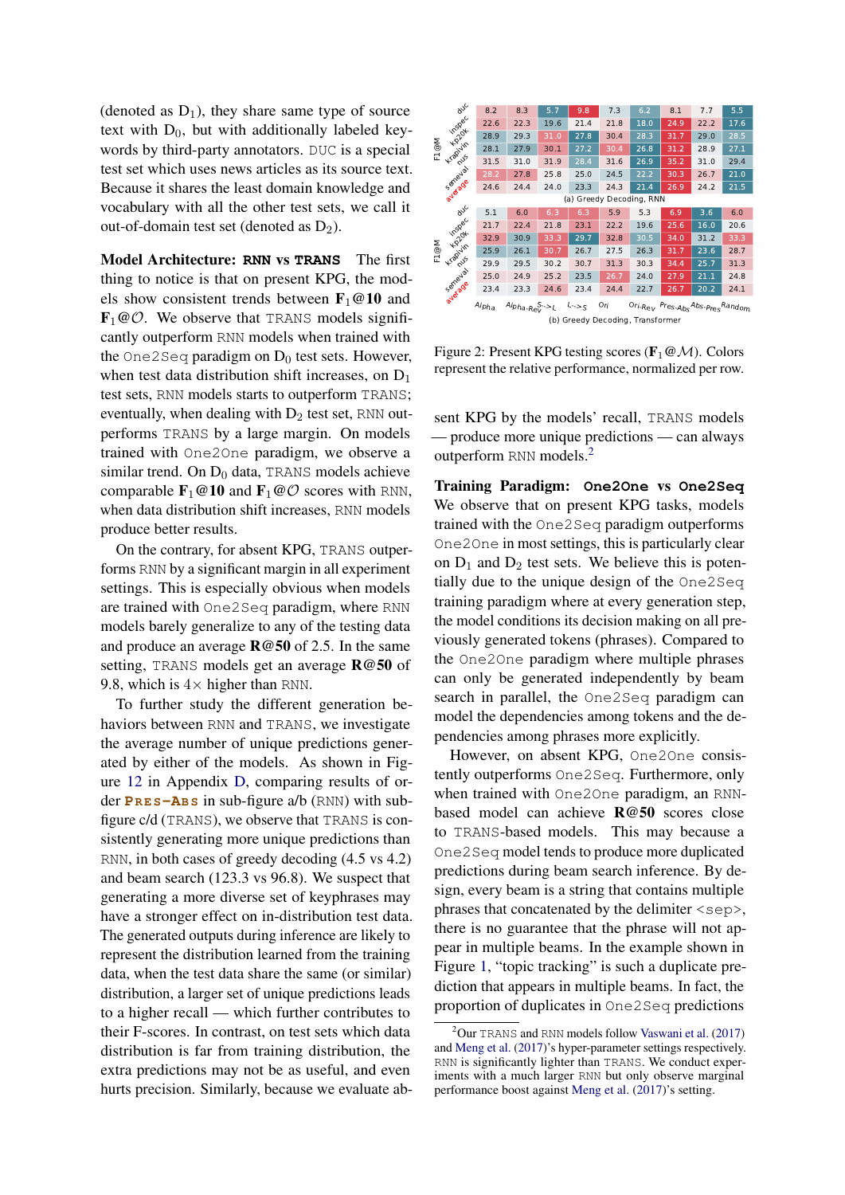(denoted as $D_1$), they share same type of source text with $D_0$, but with additionally labeled keywords by third-party annotators. DUC is a special test set which uses news articles as its source text. Because it shares the least domain knowledge and vocabulary with all the other test sets, we call it out-of-domain test set (denoted as $D_2$).

**Model Architecture: RNN vs TRANS** The first thing to notice is that on present KPG, the models show consistent trends between $\mathbf{F_1@10}$ and $\mathbf{F_1@\mathcal{O}}$. We observe that TRANS models significantly outperform RNN models when trained with the One2Seq paradigm on $D_0$ test sets. However, when test data distribution shift increases, on $D_1$ test sets, RNN models starts to outperform TRANS; eventually, when dealing with $D_2$ test set, RNN outperforms TRANS by a large margin. On models trained with One2One paradigm, we observe a similar trend. On $D_0$ data, TRANS models achieve comparable $\mathbf{F_1@10}$ and $\mathbf{F_1@\mathcal{O}}$ scores with RNN, when data distribution shift increases, RNN models produce better results.

On the contrary, for absent KPG, TRANS outperforms RNN by a significant margin in all experiment settings. This is especially obvious when models are trained with One2Seq paradigm, where RNN models barely generalize to any of the testing data and produce an average **R@50** of 2.5. In the same setting, TRANS models get an average **R@50** of 9.8, which is $4\times$ higher than RNN.

To further study the different generation behaviors between RNN and TRANS, we investigate the average number of unique predictions generated by either of the models. As shown in Figure 12 in Appendix D, comparing results of order PRES-ABS in sub-figure a/b (RNN) with sub-figure c/d (TRANS), we observe that TRANS is consistently generating more unique predictions than RNN, in both cases of greedy decoding (4.5 vs 4.2) and beam search (123.3 vs 96.8). We suspect that generating a more diverse set of keyphrases may have a stronger effect on in-distribution test data. The generated outputs during inference are likely to represent the distribution learned from the training data, when the test data share the same (or similar) distribution, a larger set of unique predictions leads to a higher recall — which further contributes to their F-scores. In contrast, on test sets which data distribution is far from training distribution, the extra predictions may not be as useful, and even hurts precision. Similarly, because we evaluate absent KPG by the models' recall, TRANS models — produce more unique predictions — can always outperform RNN models.[2]

(a) Greedy Decoding, RNN

| F1@M | Alpha | Alpha-Rev | S->L | L->S | Ori | Ori-Rev | Pres-Abs | Abs-Pres | Random |
|---|---|---|---|---|---|---|---|---|---|
| duc | 8.2 | 8.3 | 5.7 | 9.8 | 7.3 | 6.2 | 8.1 | 7.7 | 5.5 |
| inspec | 22.6 | 22.3 | 19.6 | 21.4 | 21.8 | 18.0 | 24.9 | 22.2 | 17.6 |
| kp20k | 28.9 | 29.3 | 31.0 | 27.8 | 30.4 | 28.3 | 31.7 | 29.0 | 28.5 |
| krapivin | 28.1 | 27.9 | 30.1 | 27.2 | 30.4 | 26.8 | 31.2 | 28.9 | 27.1 |
| nus | 31.5 | 31.0 | 31.9 | 28.4 | 31.6 | 26.9 | 35.2 | 31.0 | 29.4 |
| semeval | 28.2 | 27.8 | 25.8 | 25.0 | 24.5 | 22.2 | 30.3 | 26.7 | 21.0 |
| average | 24.6 | 24.4 | 24.0 | 23.3 | 24.3 | 21.4 | 26.9 | 24.2 | 21.5 |

(b) Greedy Decoding, Transformer

| F1@M | Alpha | Alpha-Rev | S->L | L->S | Ori | Ori-Rev | Pres-Abs | Abs-Pres | Random |
|---|---|---|---|---|---|---|---|---|---|
| duc | 5.1 | 6.0 | 6.3 | 6.3 | 5.9 | 5.3 | 6.9 | 3.6 | 6.0 |
| inspec | 21.7 | 22.4 | 21.8 | 23.1 | 22.2 | 19.6 | 25.6 | 16.0 | 20.6 |
| kp20k | 32.9 | 30.9 | 33.3 | 29.7 | 32.8 | 30.5 | 34.0 | 31.2 | 33.3 |
| krapivin | 25.9 | 26.1 | 30.7 | 26.7 | 27.5 | 26.3 | 31.7 | 23.6 | 28.7 |
| nus | 29.9 | 29.5 | 30.2 | 30.7 | 31.3 | 30.3 | 34.4 | 25.7 | 31.3 |
| semeval | 25.0 | 24.9 | 25.2 | 23.5 | 26.7 | 24.0 | 27.9 | 21.1 | 24.8 |
| average | 23.4 | 23.3 | 24.6 | 23.4 | 24.4 | 22.7 | 26.7 | 20.2 | 24.1 |

Figure 2: Present KPG testing scores ($\mathbf{F_1@\mathcal{M}}$). Colors represent the relative performance, normalized per row.

**Training Paradigm: One2One vs One2Seq** We observe that on present KPG tasks, models trained with the One2Seq paradigm outperforms One2One in most settings, this is particularly clear on $D_1$ and $D_2$ test sets. We believe this is potentially due to the unique design of the One2Seq training paradigm where at every generation step, the model conditions its decision making on all previously generated tokens (phrases). Compared to the One2One paradigm where multiple phrases can only be generated independently by beam search in parallel, the One2Seq paradigm can model the dependencies among tokens and the dependencies among phrases more explicitly.

However, on absent KPG, One2One consistently outperforms One2Seq. Furthermore, only when trained with One2One paradigm, an RNN-based model can achieve **R@50** scores close to TRANS-based models. This may because a One2Seq model tends to produce more duplicated predictions during beam search inference. By design, every beam is a string that contains multiple phrases that concatenated by the delimiter <sep>, there is no guarantee that the phrase will not appear in multiple beams. In the example shown in Figure 1, "topic tracking" is such a duplicate prediction that appears in multiple beams. In fact, the proportion of duplicates in One2Seq predictions

[2]Our TRANS and RNN models follow Vaswani et al. (2017) and Meng et al. (2017)'s hyper-parameter settings respectively. RNN is significantly lighter than TRANS. We conduct experiments with a much larger RNN but only observe marginal performance boost against Meng et al. (2017)'s setting.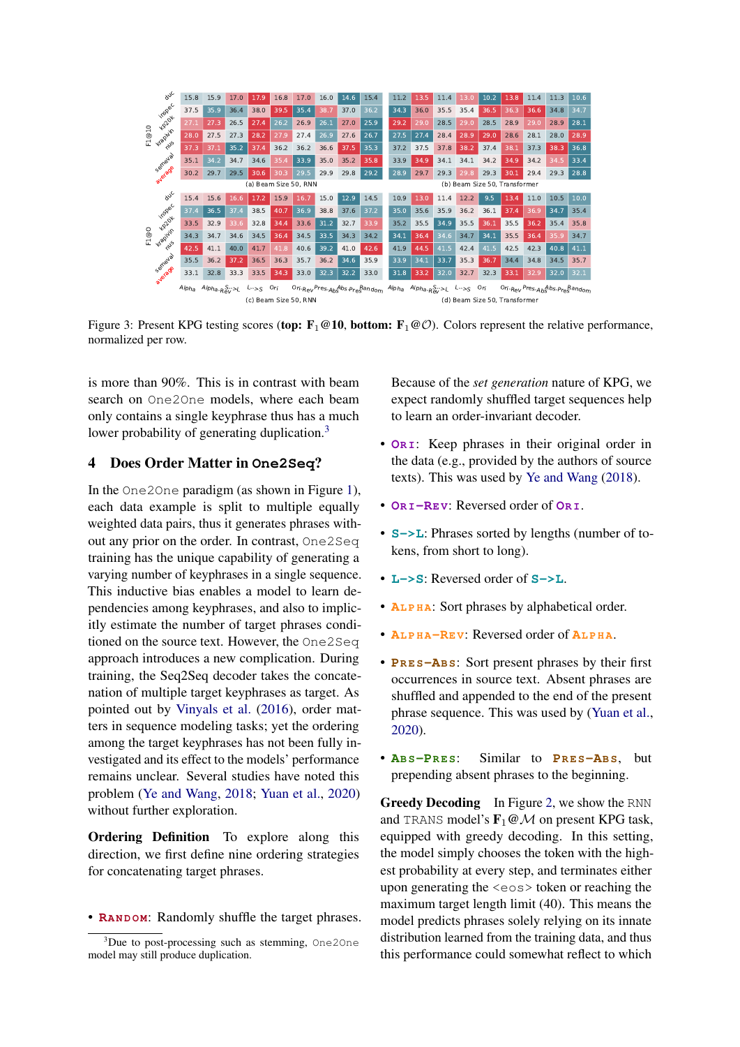| F1@10 | Alpha | Alpha-Rev | S->L | L->S | Ori | Ori-Rev | Pres-Abs | Abs-Pres | Random |
|---|---|---|---|---|---|---|---|---|---|
| duc | 15.8 | 15.9 | 17.0 | 17.9 | 16.8 | 17.0 | 16.0 | 14.6 | 15.4 |
| inspec | 37.5 | 35.9 | 36.4 | 38.0 | 39.5 | 35.4 | 38.7 | 37.0 | 36.2 |
| kp20k | 27.1 | 27.3 | 26.5 | 27.4 | 26.2 | 26.9 | 26.1 | 27.0 | 25.9 |
| krapivin | 28.0 | 27.5 | 27.3 | 28.2 | 27.9 | 27.4 | 26.9 | 27.6 | 26.7 |
| nus | 37.3 | 37.1 | 35.2 | 37.4 | 36.2 | 36.2 | 36.6 | 37.5 | 35.3 |
| semeval | 35.1 | 34.2 | 34.7 | 34.6 | 35.4 | 33.9 | 35.0 | 35.2 | 35.8 |
| average | 30.2 | 29.7 | 29.5 | 30.6 | 30.3 | 29.5 | 29.9 | 29.8 | 29.2 |

(a) Beam Size 50, RNN

| F1@10 | Alpha | Alpha-Rev | S->L | L->S | Ori | Ori-Rev | Pres-Abs | Abs-Pres | Random |
|---|---|---|---|---|---|---|---|---|---|
| duc | 11.2 | 13.5 | 11.4 | 13.0 | 10.2 | 13.8 | 11.4 | 11.3 | 10.6 |
| inspec | 34.3 | 36.0 | 35.5 | 35.4 | 36.5 | 36.3 | 36.6 | 34.8 | 34.7 |
| kp20k | 29.2 | 29.0 | 28.5 | 29.0 | 28.5 | 28.9 | 29.0 | 28.9 | 28.1 |
| krapivin | 27.5 | 27.4 | 28.4 | 28.9 | 29.0 | 28.6 | 28.1 | 28.0 | 28.9 |
| nus | 37.2 | 37.5 | 37.8 | 38.2 | 37.4 | 38.1 | 37.3 | 38.3 | 36.8 |
| semeval | 33.9 | 34.9 | 34.1 | 34.1 | 34.2 | 34.9 | 34.2 | 34.5 | 33.4 |
| average | 28.9 | 29.7 | 29.3 | 29.8 | 29.3 | 30.1 | 29.4 | 29.3 | 28.8 |

(b) Beam Size 50, Transformer

| F1@O | Alpha | Alpha-Rev | S->L | L->S | Ori | Ori-Rev | Pres-Abs | Abs-Pres | Random |
|---|---|---|---|---|---|---|---|---|---|
| duc | 15.4 | 15.6 | 16.6 | 17.2 | 15.9 | 16.7 | 15.0 | 12.9 | 14.5 |
| inspec | 37.4 | 36.5 | 37.4 | 38.5 | 40.7 | 36.9 | 38.8 | 37.6 | 37.2 |
| kp20k | 33.5 | 32.9 | 33.6 | 32.8 | 34.4 | 33.6 | 31.2 | 32.7 | 33.9 |
| krapivin | 34.3 | 34.7 | 34.6 | 34.5 | 36.4 | 34.5 | 33.5 | 34.3 | 34.2 |
| nus | 42.5 | 41.1 | 40.0 | 41.7 | 41.8 | 40.6 | 39.2 | 41.0 | 42.6 |
| semeval | 35.5 | 36.2 | 37.2 | 36.5 | 36.3 | 35.7 | 36.2 | 34.6 | 35.9 |
| average | 33.1 | 32.8 | 33.3 | 33.5 | 34.3 | 33.0 | 32.3 | 32.2 | 33.0 |

(c) Beam Size 50, RNN

| F1@O | Alpha | Alpha-Rev | S->L | L->S | Ori | Ori-Rev | Pres-Abs | Abs-Pres | Random |
|---|---|---|---|---|---|---|---|---|---|
| duc | 10.9 | 13.0 | 11.4 | 12.2 | 9.5 | 13.4 | 11.0 | 10.5 | 10.0 |
| inspec | 35.0 | 35.6 | 35.9 | 36.2 | 36.1 | 37.4 | 36.9 | 34.7 | 35.4 |
| kp20k | 35.2 | 35.5 | 34.9 | 35.5 | 36.1 | 35.5 | 36.2 | 35.4 | 35.8 |
| krapivin | 34.1 | 36.4 | 34.6 | 34.7 | 34.1 | 35.5 | 36.4 | 35.9 | 34.7 |
| nus | 41.9 | 44.5 | 41.5 | 42.4 | 41.5 | 42.5 | 42.3 | 40.8 | 41.1 |
| semeval | 33.9 | 34.1 | 33.7 | 35.3 | 36.7 | 34.4 | 34.8 | 34.5 | 35.7 |
| average | 31.8 | 33.2 | 32.0 | 32.7 | 32.3 | 33.1 | 32.9 | 32.0 | 32.1 |

(d) Beam Size 50, Transformer

Figure 3: Present KPG testing scores (**top: $\mathbf{F}_1$@10, bottom: $\mathbf{F}_1@\mathcal{O}$**). Colors represent the relative performance, normalized per row.

is more than 90%. This is in contrast with beam search on One2One models, where each beam only contains a single keyphrase thus has a much lower probability of generating duplication.[3]

## 4 Does Order Matter in One2Seq?

In the One2One paradigm (as shown in Figure 1), each data example is split to multiple equally weighted data pairs, thus it generates phrases without any prior on the order. In contrast, One2Seq training has the unique capability of generating a varying number of keyphrases in a single sequence. This inductive bias enables a model to learn dependencies among keyphrases, and also to implicitly estimate the number of target phrases conditioned on the source text. However, the One2Seq approach introduces a new complication. During training, the Seq2Seq decoder takes the concatenation of multiple target keyphrases as target. As pointed out by Vinyals et al. (2016), order matters in sequence modeling tasks; yet the ordering among the target keyphrases has not been fully investigated and its effect to the models' performance remains unclear. Several studies have noted this problem (Ye and Wang, 2018; Yuan et al., 2020) without further exploration.

**Ordering Definition** To explore along this direction, we first define nine ordering strategies for concatenating target phrases.

- **RANDOM**: Randomly shuffle the target phrases.

Because of the *set generation* nature of KPG, we expect randomly shuffled target sequences help to learn an order-invariant decoder.

- **ORI**: Keep phrases in their original order in the data (e.g., provided by the authors of source texts). This was used by Ye and Wang (2018).
- **ORI-REV**: Reversed order of **ORI**.
- **S->L**: Phrases sorted by lengths (number of tokens, from short to long).
- **L->S**: Reversed order of **S->L**.
- **ALPHA**: Sort phrases by alphabetical order.
- **ALPHA-REV**: Reversed order of **ALPHA**.
- **PRES-ABS**: Sort present phrases by their first occurrences in source text. Absent phrases are shuffled and appended to the end of the present phrase sequence. This was used by (Yuan et al., 2020).
- **ABS-PRES**: Similar to **PRES-ABS**, but prepending absent phrases to the beginning.

**Greedy Decoding** In Figure 2, we show the RNN and TRANS model's $\mathbf{F}_1@\mathcal{M}$ on present KPG task, equipped with greedy decoding. In this setting, the model simply chooses the token with the highest probability at every step, and terminates either upon generating the <eos> token or reaching the maximum target length limit (40). This means the model predicts phrases solely relying on its innate distribution learned from the training data, and thus this performance could somewhat reflect to which

[3] Due to post-processing such as stemming, One2One model may still produce duplication.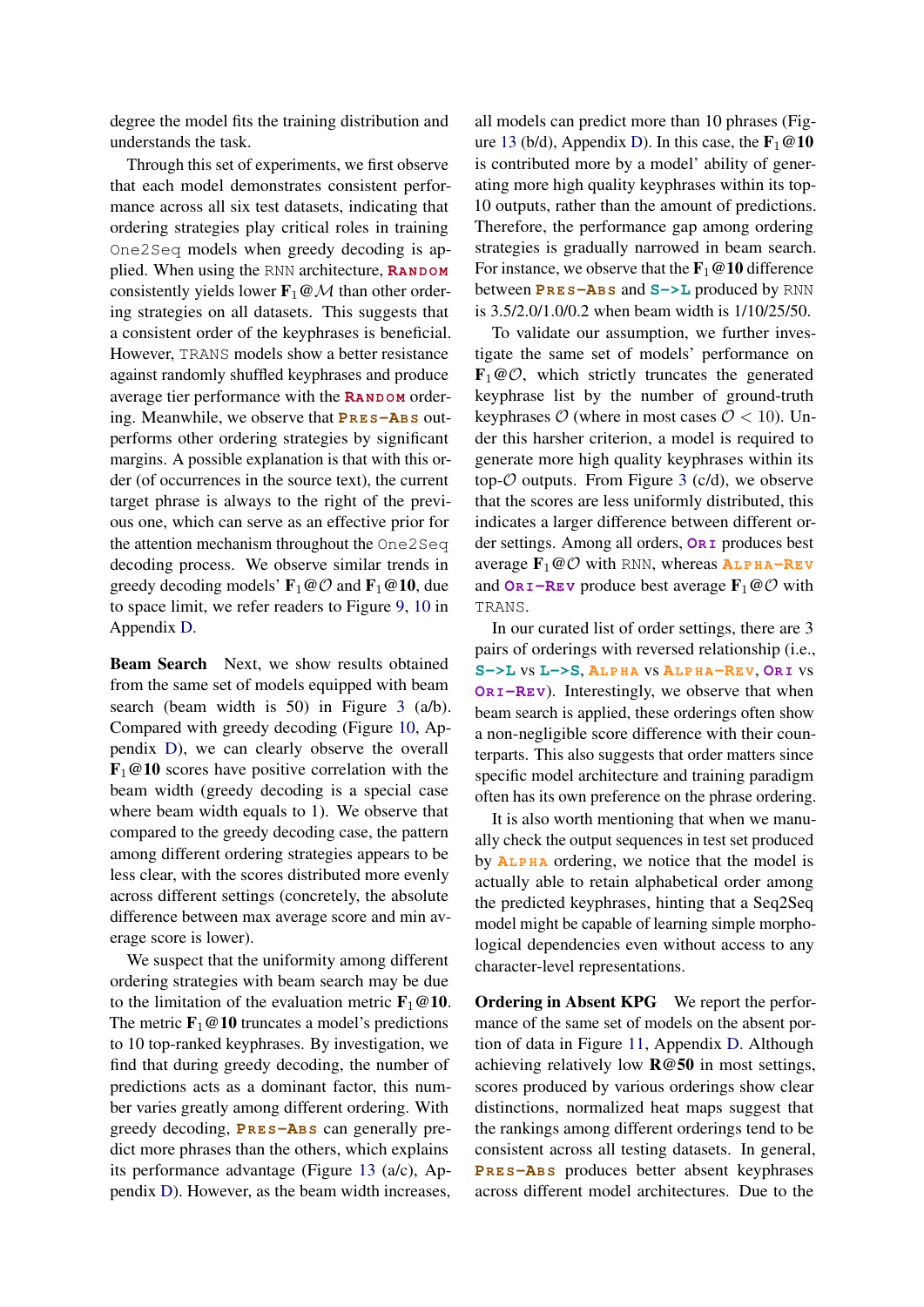degree the model fits the training distribution and understands the task.

Through this set of experiments, we first observe that each model demonstrates consistent performance across all six test datasets, indicating that ordering strategies play critical roles in training One2Seq models when greedy decoding is applied. When using the RNN architecture, RANDOM consistently yields lower $\mathbf{F}_1@\mathcal{M}$ than other ordering strategies on all datasets. This suggests that a consistent order of the keyphrases is beneficial. However, TRANS models show a better resistance against randomly shuffled keyphrases and produce average tier performance with the RANDOM ordering. Meanwhile, we observe that PRES-ABS outperforms other ordering strategies by significant margins. A possible explanation is that with this order (of occurrences in the source text), the current target phrase is always to the right of the previous one, which can serve as an effective prior for the attention mechanism throughout the One2Seq decoding process. We observe similar trends in greedy decoding models' $\mathbf{F}_1@\mathcal{O}$ and $\mathbf{F}_1@\mathbf{10}$, due to space limit, we refer readers to Figure 9, 10 in Appendix D.

**Beam Search** Next, we show results obtained from the same set of models equipped with beam search (beam width is 50) in Figure 3 (a/b). Compared with greedy decoding (Figure 10, Appendix D), we can clearly observe the overall $\mathbf{F}_1@\mathbf{10}$ scores have positive correlation with the beam width (greedy decoding is a special case where beam width equals to 1). We observe that compared to the greedy decoding case, the pattern among different ordering strategies appears to be less clear, with the scores distributed more evenly across different settings (concretely, the absolute difference between max average score and min average score is lower).

We suspect that the uniformity among different ordering strategies with beam search may be due to the limitation of the evaluation metric $\mathbf{F}_1@\mathbf{10}$. The metric $\mathbf{F}_1@\mathbf{10}$ truncates a model's predictions to 10 top-ranked keyphrases. By investigation, we find that during greedy decoding, the number of predictions acts as a dominant factor, this number varies greatly among different ordering. With greedy decoding, PRES-ABS can generally predict more phrases than the others, which explains its performance advantage (Figure 13 (a/c), Appendix D). However, as the beam width increases, all models can predict more than 10 phrases (Figure 13 (b/d), Appendix D). In this case, the $\mathbf{F}_1@\mathbf{10}$ is contributed more by a model' ability of generating more high quality keyphrases within its top-10 outputs, rather than the amount of predictions. Therefore, the performance gap among ordering strategies is gradually narrowed in beam search. For instance, we observe that the $\mathbf{F}_1@\mathbf{10}$ difference between PRES-ABS and S->L produced by RNN is 3.5/2.0/1.0/0.2 when beam width is 1/10/25/50.

To validate our assumption, we further investigate the same set of models' performance on $\mathbf{F}_1@\mathcal{O}$, which strictly truncates the generated keyphrase list by the number of ground-truth keyphrases $\mathcal{O}$ (where in most cases $\mathcal{O} < 10$). Under this harsher criterion, a model is required to generate more high quality keyphrases within its top-$\mathcal{O}$ outputs. From Figure 3 (c/d), we observe that the scores are less uniformly distributed, this indicates a larger difference between different order settings. Among all orders, ORI produces best average $\mathbf{F}_1@\mathcal{O}$ with RNN, whereas ALPHA-REV and ORI-REV produce best average $\mathbf{F}_1@\mathcal{O}$ with TRANS.

In our curated list of order settings, there are 3 pairs of orderings with reversed relationship (i.e., S->L vs L->S, ALPHA vs ALPHA-REV, ORI vs ORI-REV). Interestingly, we observe that when beam search is applied, these orderings often show a non-negligible score difference with their counterparts. This also suggests that order matters since specific model architecture and training paradigm often has its own preference on the phrase ordering.

It is also worth mentioning that when we manually check the output sequences in test set produced by ALPHA ordering, we notice that the model is actually able to retain alphabetical order among the predicted keyphrases, hinting that a Seq2Seq model might be capable of learning simple morphological dependencies even without access to any character-level representations.

**Ordering in Absent KPG** We report the performance of the same set of models on the absent portion of data in Figure 11, Appendix D. Although achieving relatively low $\mathbf{R@50}$ in most settings, scores produced by various orderings show clear distinctions, normalized heat maps suggest that the rankings among different orderings tend to be consistent across all testing datasets. In general, PRES-ABS produces better absent keyphrases across different model architectures. Due to the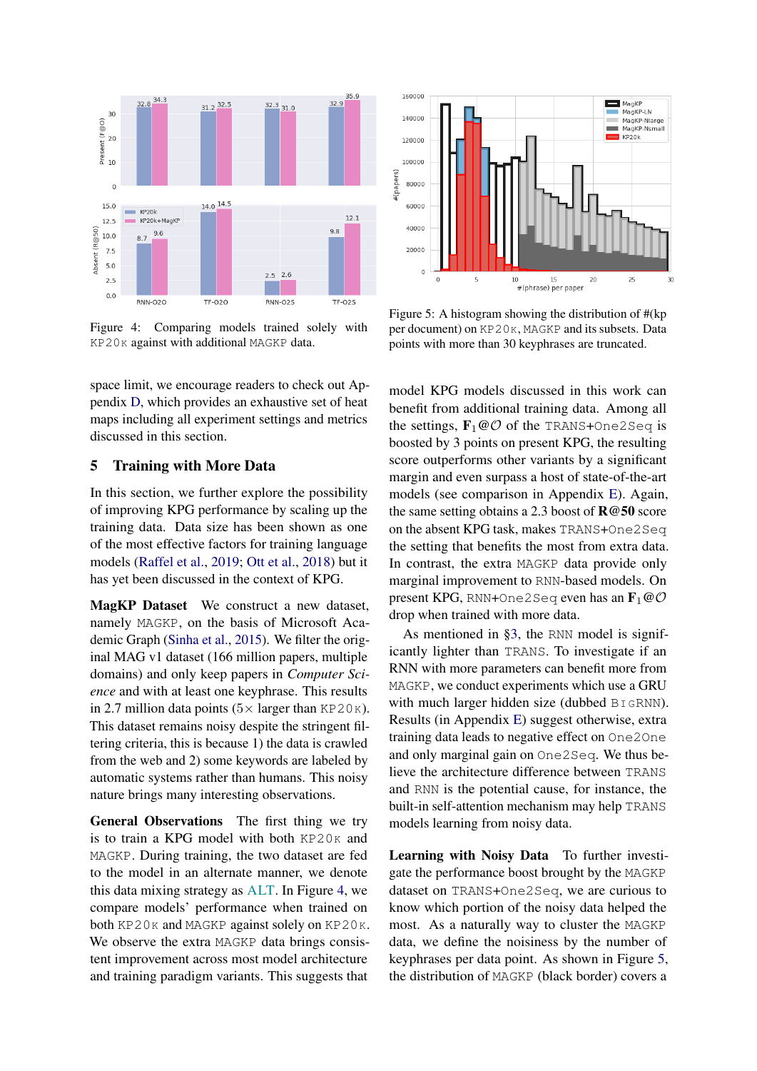Figure 4: Comparing models trained solely with KP20K against with additional MAGKP data.

Figure 5: A histogram showing the distribution of #(kp per document) on KP20K, MAGKP and its subsets. Data points with more than 30 keyphrases are truncated.

space limit, we encourage readers to check out Appendix D, which provides an exhaustive set of heat maps including all experiment settings and metrics discussed in this section.

## 5 Training with More Data

In this section, we further explore the possibility of improving KPG performance by scaling up the training data. Data size has been shown as one of the most effective factors for training language models (Raffel et al., 2019; Ott et al., 2018) but it has yet been discussed in the context of KPG.

**MagKP Dataset** We construct a new dataset, namely MAGKP, on the basis of Microsoft Academic Graph (Sinha et al., 2015). We filter the original MAG v1 dataset (166 million papers, multiple domains) and only keep papers in *Computer Science* and with at least one keyphrase. This results in 2.7 million data points (5× larger than KP20K). This dataset remains noisy despite the stringent filtering criteria, this is because 1) the data is crawled from the web and 2) some keywords are labeled by automatic systems rather than humans. This noisy nature brings many interesting observations.

**General Observations** The first thing we try is to train a KPG model with both KP20K and MAGKP. During training, the two dataset are fed to the model in an alternate manner, we denote this data mixing strategy as ALT. In Figure 4, we compare models' performance when trained on both KP20K and MAGKP against solely on KP20K. We observe the extra MAGKP data brings consistent improvement across most model architecture and training paradigm variants. This suggests that model KPG models discussed in this work can benefit from additional training data. Among all the settings, $\mathbf{F}_1@\mathcal{O}$ of the TRANS+One2Seq is boosted by 3 points on present KPG, the resulting score outperforms other variants by a significant margin and even surpass a host of state-of-the-art models (see comparison in Appendix E). Again, the same setting obtains a 2.3 boost of **R@50** score on the absent KPG task, makes TRANS+One2Seq the setting that benefits the most from extra data. In contrast, the extra MAGKP data provide only marginal improvement to RNN-based models. On present KPG, RNN+One2Seq even has an $\mathbf{F}_1@\mathcal{O}$ drop when trained with more data.

As mentioned in §3, the RNN model is significantly lighter than TRANS. To investigate if an RNN with more parameters can benefit more from MAGKP, we conduct experiments which use a GRU with much larger hidden size (dubbed BIGRNN). Results (in Appendix E) suggest otherwise, extra training data leads to negative effect on One2One and only marginal gain on One2Seq. We thus believe the architecture difference between TRANS and RNN is the potential cause, for instance, the built-in self-attention mechanism may help TRANS models learning from noisy data.

**Learning with Noisy Data** To further investigate the performance boost brought by the MAGKP dataset on TRANS+One2Seq, we are curious to know which portion of the noisy data helped the most. As a naturally way to cluster the MAGKP data, we define the noisiness by the number of keyphrases per data point. As shown in Figure 5, the distribution of MAGKP (black border) covers a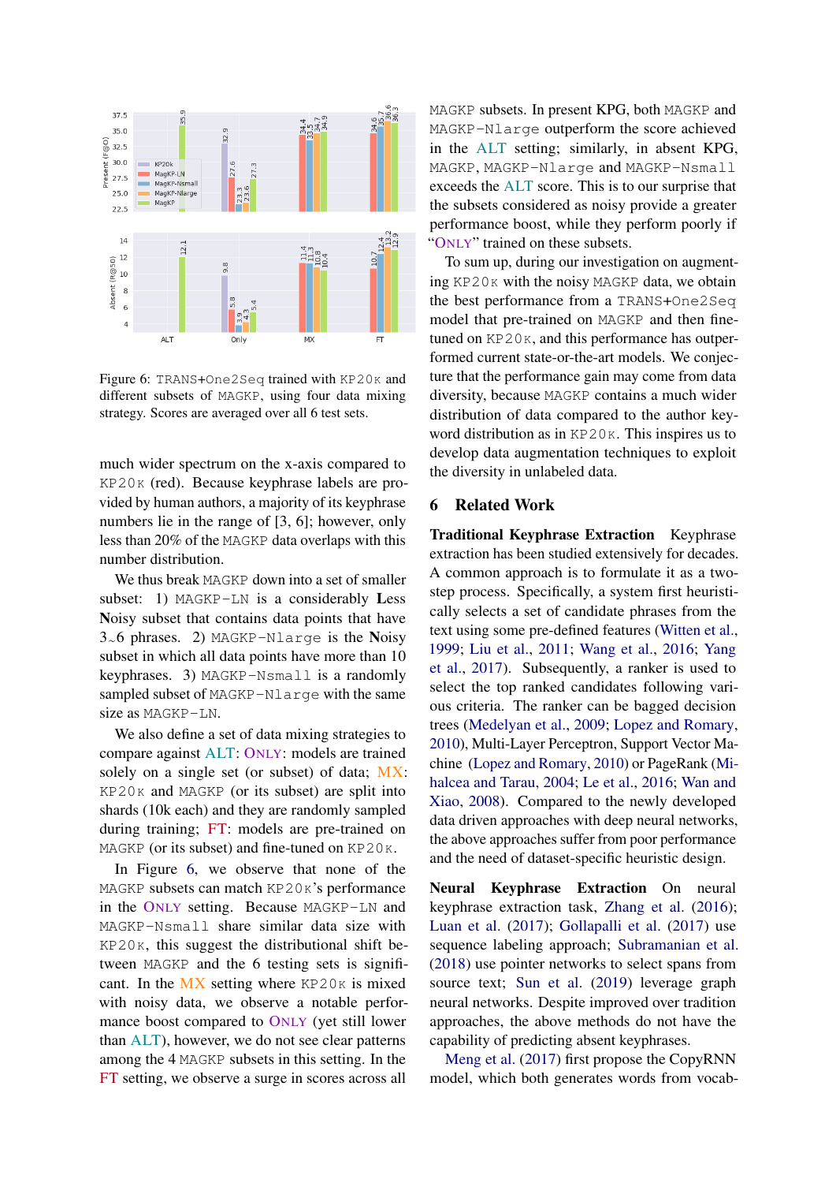Figure 6: TRANS+One2Seq trained with KP20K and different subsets of MAGKP, using four data mixing strategy. Scores are averaged over all 6 test sets.

much wider spectrum on the x-axis compared to KP20K (red). Because keyphrase labels are provided by human authors, a majority of its keyphrase numbers lie in the range of [3, 6]; however, only less than 20% of the MAGKP data overlaps with this number distribution.

We thus break MAGKP down into a set of smaller subset: 1) MAGKP-LN is a considerably **L**ess **N**oisy subset that contains data points that have 3~6 phrases. 2) MAGKP-Nlarge is the **N**oisy subset in which all data points have more than 10 keyphrases. 3) MAGKP-Nsmall is a randomly sampled subset of MAGKP-Nlarge with the same size as MAGKP-LN.

We also define a set of data mixing strategies to compare against ALT: ONLY: models are trained solely on a single set (or subset) of data; MX: KP20K and MAGKP (or its subset) are split into shards (10k each) and they are randomly sampled during training; FT: models are pre-trained on MAGKP (or its subset) and fine-tuned on KP20K.

In Figure 6, we observe that none of the MAGKP subsets can match KP20K's performance in the ONLY setting. Because MAGKP-LN and MAGKP-Nsmall share similar data size with KP20K, this suggest the distributional shift between MAGKP and the 6 testing sets is significant. In the MX setting where KP20K is mixed with noisy data, we observe a notable performance boost compared to ONLY (yet still lower than ALT), however, we do not see clear patterns among the 4 MAGKP subsets in this setting. In the FT setting, we observe a surge in scores across all MAGKP subsets. In present KPG, both MAGKP and MAGKP-Nlarge outperform the score achieved in the ALT setting; similarly, in absent KPG, MAGKP, MAGKP-Nlarge and MAGKP-Nsmall exceeds the ALT score. This is to our surprise that the subsets considered as noisy provide a greater performance boost, while they perform poorly if "ONLY" trained on these subsets.

To sum up, during our investigation on augmenting KP20K with the noisy MAGKP data, we obtain the best performance from a TRANS+One2Seq model that pre-trained on MAGKP and then fine-tuned on KP20K, and this performance has outperformed current state-or-the-art models. We conjecture that the performance gain may come from data diversity, because MAGKP contains a much wider distribution of data compared to the author keyword distribution as in KP20K. This inspires us to develop data augmentation techniques to exploit the diversity in unlabeled data.

## 6 Related Work

**Traditional Keyphrase Extraction** Keyphrase extraction has been studied extensively for decades. A common approach is to formulate it as a two-step process. Specifically, a system first heuristically selects a set of candidate phrases from the text using some pre-defined features (Witten et al., 1999; Liu et al., 2011; Wang et al., 2016; Yang et al., 2017). Subsequently, a ranker is used to select the top ranked candidates following various criteria. The ranker can be bagged decision trees (Medelyan et al., 2009; Lopez and Romary, 2010), Multi-Layer Perceptron, Support Vector Machine (Lopez and Romary, 2010) or PageRank (Mihalcea and Tarau, 2004; Le et al., 2016; Wan and Xiao, 2008). Compared to the newly developed data driven approaches with deep neural networks, the above approaches suffer from poor performance and the need of dataset-specific heuristic design.

**Neural Keyphrase Extraction** On neural keyphrase extraction task, Zhang et al. (2016); Luan et al. (2017); Gollapalli et al. (2017) use sequence labeling approach; Subramanian et al. (2018) use pointer networks to select spans from source text; Sun et al. (2019) leverage graph neural networks. Despite improved over tradition approaches, the above methods do not have the capability of predicting absent keyphrases.

Meng et al. (2017) first propose the CopyRNN model, which both generates words from vocab-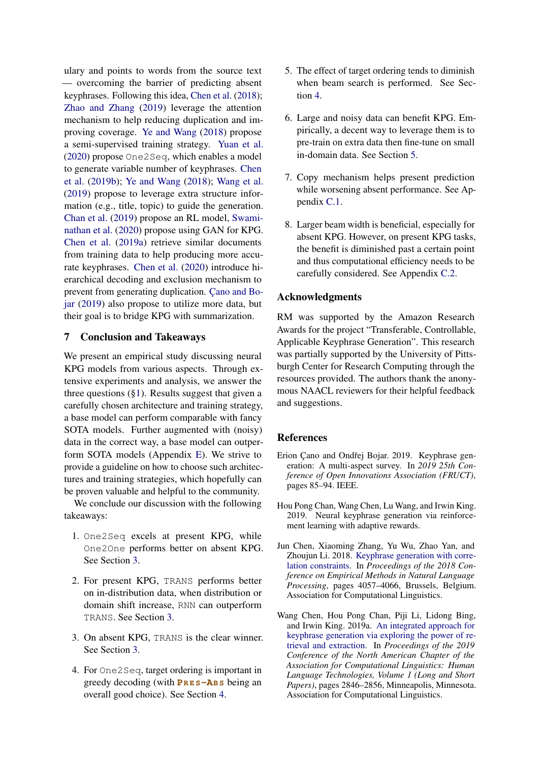ulary and points to words from the source text — overcoming the barrier of predicting absent keyphrases. Following this idea, Chen et al. (2018); Zhao and Zhang (2019) leverage the attention mechanism to help reducing duplication and improving coverage. Ye and Wang (2018) propose a semi-supervised training strategy. Yuan et al. (2020) propose `One2Seq`, which enables a model to generate variable number of keyphrases. Chen et al. (2019b); Ye and Wang (2018); Wang et al. (2019) propose to leverage extra structure information (e.g., title, topic) to guide the generation. Chan et al. (2019) propose an RL model, Swaminathan et al. (2020) propose using GAN for KPG. Chen et al. (2019a) retrieve similar documents from training data to help producing more accurate keyphrases. Chen et al. (2020) introduce hierarchical decoding and exclusion mechanism to prevent from generating duplication. Çano and Bojar (2019) also propose to utilize more data, but their goal is to bridge KPG with summarization.

## 7 Conclusion and Takeaways

We present an empirical study discussing neural KPG models from various aspects. Through extensive experiments and analysis, we answer the three questions (§1). Results suggest that given a carefully chosen architecture and training strategy, a base model can perform comparable with fancy SOTA models. Further augmented with (noisy) data in the correct way, a base model can outperform SOTA models (Appendix E). We strive to provide a guideline on how to choose such architectures and training strategies, which hopefully can be proven valuable and helpful to the community.

We conclude our discussion with the following takeaways:

1. `One2Seq` excels at present KPG, while `One2One` performs better on absent KPG. See Section 3.
2. For present KPG, `TRANS` performs better on in-distribution data, when distribution or domain shift increase, `RNN` can outperform `TRANS`. See Section 3.
3. On absent KPG, `TRANS` is the clear winner. See Section 3.
4. For `One2Seq`, target ordering is important in greedy decoding (with **PRES-ABS** being an overall good choice). See Section 4.
5. The effect of target ordering tends to diminish when beam search is performed. See Section 4.
6. Large and noisy data can benefit KPG. Empirically, a decent way to leverage them is to pre-train on extra data then fine-tune on small in-domain data. See Section 5.
7. Copy mechanism helps present prediction while worsening absent performance. See Appendix C.1.
8. Larger beam width is beneficial, especially for absent KPG. However, on present KPG tasks, the benefit is diminished past a certain point and thus computational efficiency needs to be carefully considered. See Appendix C.2.

## Acknowledgments

RM was supported by the Amazon Research Awards for the project "Transferable, Controllable, Applicable Keyphrase Generation". This research was partially supported by the University of Pittsburgh Center for Research Computing through the resources provided. The authors thank the anonymous NAACL reviewers for their helpful feedback and suggestions.

## References

Erion Çano and Ondřej Bojar. 2019. Keyphrase generation: A multi-aspect survey. In *2019 25th Conference of Open Innovations Association (FRUCT)*, pages 85–94. IEEE.

Hou Pong Chan, Wang Chen, Lu Wang, and Irwin King. 2019. Neural keyphrase generation via reinforcement learning with adaptive rewards.

Jun Chen, Xiaoming Zhang, Yu Wu, Zhao Yan, and Zhoujun Li. 2018. Keyphrase generation with correlation constraints. In *Proceedings of the 2018 Conference on Empirical Methods in Natural Language Processing*, pages 4057–4066, Brussels, Belgium. Association for Computational Linguistics.

Wang Chen, Hou Pong Chan, Piji Li, Lidong Bing, and Irwin King. 2019a. An integrated approach for keyphrase generation via exploring the power of retrieval and extraction. In *Proceedings of the 2019 Conference of the North American Chapter of the Association for Computational Linguistics: Human Language Technologies, Volume 1 (Long and Short Papers)*, pages 2846–2856, Minneapolis, Minnesota. Association for Computational Linguistics.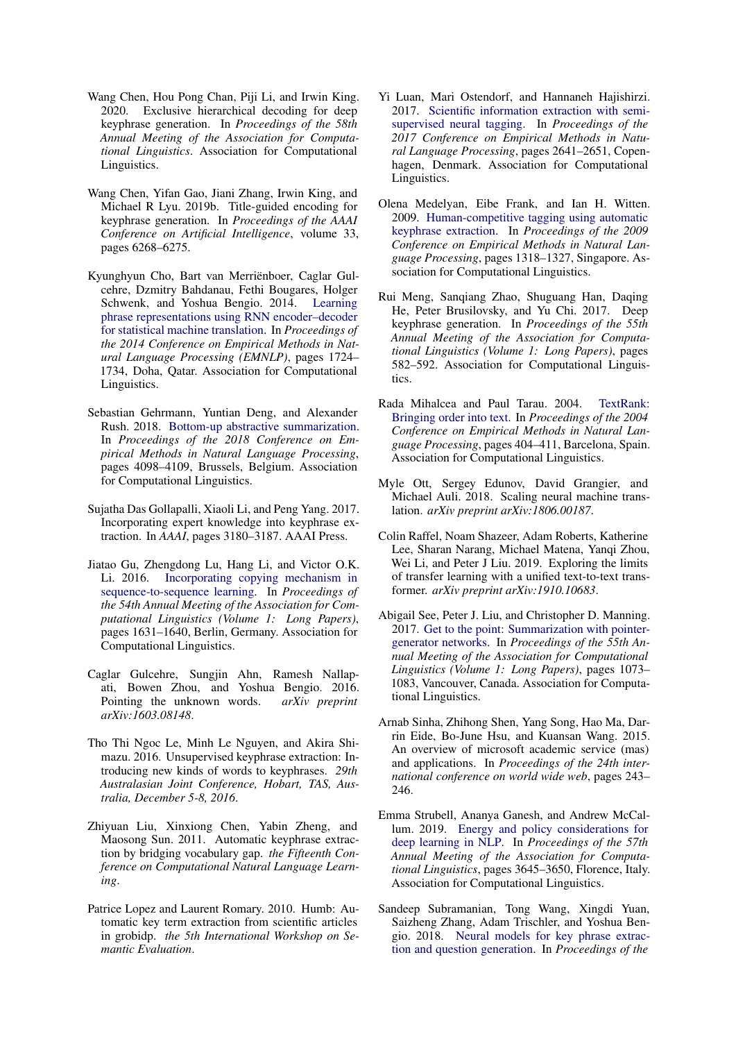Wang Chen, Hou Pong Chan, Piji Li, and Irwin King. 2020. Exclusive hierarchical decoding for deep keyphrase generation. In *Proceedings of the 58th Annual Meeting of the Association for Computational Linguistics*. Association for Computational Linguistics.

Wang Chen, Yifan Gao, Jiani Zhang, Irwin King, and Michael R Lyu. 2019b. Title-guided encoding for keyphrase generation. In *Proceedings of the AAAI Conference on Artificial Intelligence*, volume 33, pages 6268–6275.

Kyunghyun Cho, Bart van Merriënboer, Caglar Gulcehre, Dzmitry Bahdanau, Fethi Bougares, Holger Schwenk, and Yoshua Bengio. 2014. Learning phrase representations using RNN encoder–decoder for statistical machine translation. In *Proceedings of the 2014 Conference on Empirical Methods in Natural Language Processing (EMNLP)*, pages 1724–1734, Doha, Qatar. Association for Computational Linguistics.

Sebastian Gehrmann, Yuntian Deng, and Alexander Rush. 2018. Bottom-up abstractive summarization. In *Proceedings of the 2018 Conference on Empirical Methods in Natural Language Processing*, pages 4098–4109, Brussels, Belgium. Association for Computational Linguistics.

Sujatha Das Gollapalli, Xiaoli Li, and Peng Yang. 2017. Incorporating expert knowledge into keyphrase extraction. In *AAAI*, pages 3180–3187. AAAI Press.

Jiatao Gu, Zhengdong Lu, Hang Li, and Victor O.K. Li. 2016. Incorporating copying mechanism in sequence-to-sequence learning. In *Proceedings of the 54th Annual Meeting of the Association for Computational Linguistics (Volume 1: Long Papers)*, pages 1631–1640, Berlin, Germany. Association for Computational Linguistics.

Caglar Gulcehre, Sungjin Ahn, Ramesh Nallapati, Bowen Zhou, and Yoshua Bengio. 2016. Pointing the unknown words. *arXiv preprint arXiv:1603.08148*.

Tho Thi Ngoc Le, Minh Le Nguyen, and Akira Shimazu. 2016. Unsupervised keyphrase extraction: Introducing new kinds of words to keyphrases. *29th Australasian Joint Conference, Hobart, TAS, Australia, December 5-8, 2016*.

Zhiyuan Liu, Xinxiong Chen, Yabin Zheng, and Maosong Sun. 2011. Automatic keyphrase extraction by bridging vocabulary gap. *the Fifteenth Conference on Computational Natural Language Learning*.

Patrice Lopez and Laurent Romary. 2010. Humb: Automatic key term extraction from scientific articles in grobidp. *the 5th International Workshop on Semantic Evaluation*.

Yi Luan, Mari Ostendorf, and Hannaneh Hajishirzi. 2017. Scientific information extraction with semi-supervised neural tagging. In *Proceedings of the 2017 Conference on Empirical Methods in Natural Language Processing*, pages 2641–2651, Copenhagen, Denmark. Association for Computational Linguistics.

Olena Medelyan, Eibe Frank, and Ian H. Witten. 2009. Human-competitive tagging using automatic keyphrase extraction. In *Proceedings of the 2009 Conference on Empirical Methods in Natural Language Processing*, pages 1318–1327, Singapore. Association for Computational Linguistics.

Rui Meng, Sanqiang Zhao, Shuguang Han, Daqing He, Peter Brusilovsky, and Yu Chi. 2017. Deep keyphrase generation. In *Proceedings of the 55th Annual Meeting of the Association for Computational Linguistics (Volume 1: Long Papers)*, pages 582–592. Association for Computational Linguistics.

Rada Mihalcea and Paul Tarau. 2004. TextRank: Bringing order into text. In *Proceedings of the 2004 Conference on Empirical Methods in Natural Language Processing*, pages 404–411, Barcelona, Spain. Association for Computational Linguistics.

Myle Ott, Sergey Edunov, David Grangier, and Michael Auli. 2018. Scaling neural machine translation. *arXiv preprint arXiv:1806.00187*.

Colin Raffel, Noam Shazeer, Adam Roberts, Katherine Lee, Sharan Narang, Michael Matena, Yanqi Zhou, Wei Li, and Peter J Liu. 2019. Exploring the limits of transfer learning with a unified text-to-text transformer. *arXiv preprint arXiv:1910.10683*.

Abigail See, Peter J. Liu, and Christopher D. Manning. 2017. Get to the point: Summarization with pointer-generator networks. In *Proceedings of the 55th Annual Meeting of the Association for Computational Linguistics (Volume 1: Long Papers)*, pages 1073–1083, Vancouver, Canada. Association for Computational Linguistics.

Arnab Sinha, Zhihong Shen, Yang Song, Hao Ma, Darrin Eide, Bo-June Hsu, and Kuansan Wang. 2015. An overview of microsoft academic service (mas) and applications. In *Proceedings of the 24th international conference on world wide web*, pages 243–246.

Emma Strubell, Ananya Ganesh, and Andrew McCallum. 2019. Energy and policy considerations for deep learning in NLP. In *Proceedings of the 57th Annual Meeting of the Association for Computational Linguistics*, pages 3645–3650, Florence, Italy. Association for Computational Linguistics.

Sandeep Subramanian, Tong Wang, Xingdi Yuan, Saizheng Zhang, Adam Trischler, and Yoshua Bengio. 2018. Neural models for key phrase extraction and question generation. In *Proceedings of the*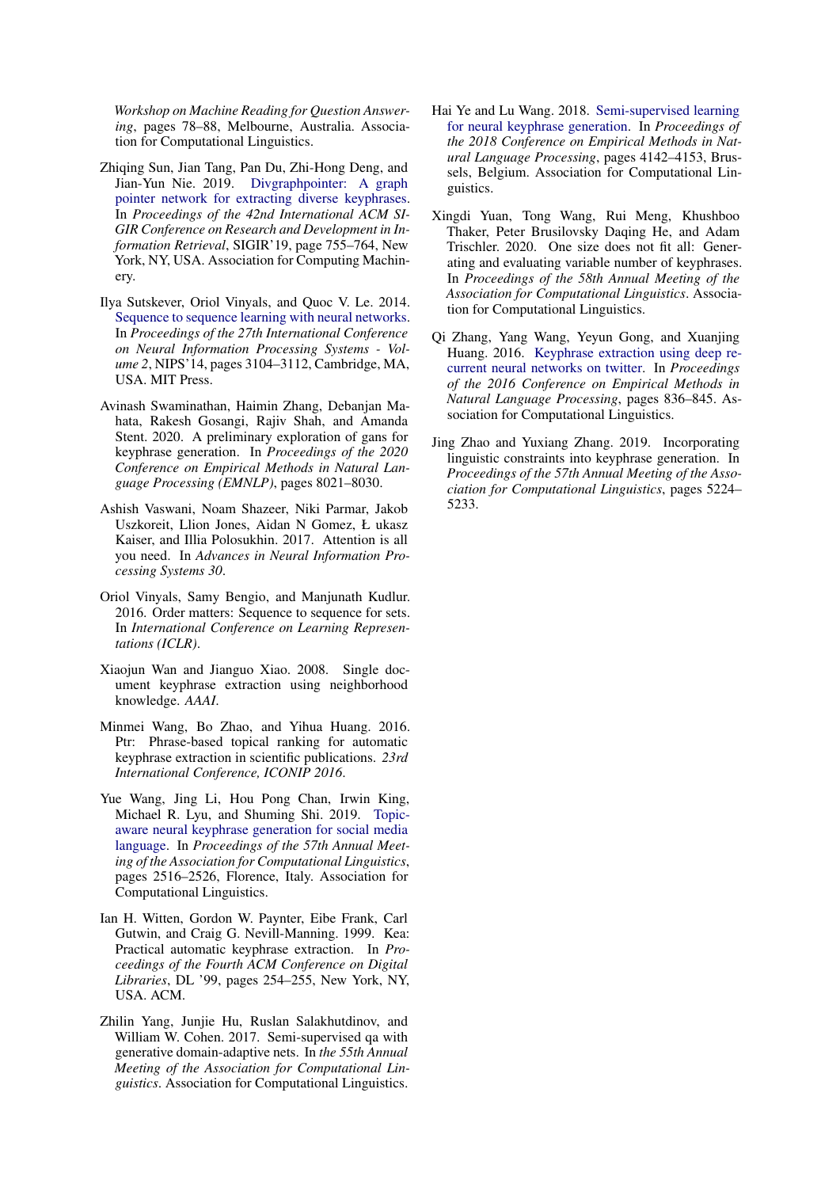*Workshop on Machine Reading for Question Answering*, pages 78–88, Melbourne, Australia. Association for Computational Linguistics.

Zhiqing Sun, Jian Tang, Pan Du, Zhi-Hong Deng, and Jian-Yun Nie. 2019. Divgraphpointer: A graph pointer network for extracting diverse keyphrases. In *Proceedings of the 42nd International ACM SIGIR Conference on Research and Development in Information Retrieval*, SIGIR'19, page 755–764, New York, NY, USA. Association for Computing Machinery.

Ilya Sutskever, Oriol Vinyals, and Quoc V. Le. 2014. Sequence to sequence learning with neural networks. In *Proceedings of the 27th International Conference on Neural Information Processing Systems - Volume 2*, NIPS'14, pages 3104–3112, Cambridge, MA, USA. MIT Press.

Avinash Swaminathan, Haimin Zhang, Debanjan Mahata, Rakesh Gosangi, Rajiv Shah, and Amanda Stent. 2020. A preliminary exploration of gans for keyphrase generation. In *Proceedings of the 2020 Conference on Empirical Methods in Natural Language Processing (EMNLP)*, pages 8021–8030.

Ashish Vaswani, Noam Shazeer, Niki Parmar, Jakob Uszkoreit, Llion Jones, Aidan N Gomez, Ł ukasz Kaiser, and Illia Polosukhin. 2017. Attention is all you need. In *Advances in Neural Information Processing Systems 30*.

Oriol Vinyals, Samy Bengio, and Manjunath Kudlur. 2016. Order matters: Sequence to sequence for sets. In *International Conference on Learning Representations (ICLR)*.

Xiaojun Wan and Jianguo Xiao. 2008. Single document keyphrase extraction using neighborhood knowledge. *AAAI*.

Minmei Wang, Bo Zhao, and Yihua Huang. 2016. Ptr: Phrase-based topical ranking for automatic keyphrase extraction in scientific publications. *23rd International Conference, ICONIP 2016*.

Yue Wang, Jing Li, Hou Pong Chan, Irwin King, Michael R. Lyu, and Shuming Shi. 2019. Topic-aware neural keyphrase generation for social media language. In *Proceedings of the 57th Annual Meeting of the Association for Computational Linguistics*, pages 2516–2526, Florence, Italy. Association for Computational Linguistics.

Ian H. Witten, Gordon W. Paynter, Eibe Frank, Carl Gutwin, and Craig G. Nevill-Manning. 1999. Kea: Practical automatic keyphrase extraction. In *Proceedings of the Fourth ACM Conference on Digital Libraries*, DL '99, pages 254–255, New York, NY, USA. ACM.

Zhilin Yang, Junjie Hu, Ruslan Salakhutdinov, and William W. Cohen. 2017. Semi-supervised qa with generative domain-adaptive nets. In *the 55th Annual Meeting of the Association for Computational Linguistics*. Association for Computational Linguistics.

Hai Ye and Lu Wang. 2018. Semi-supervised learning for neural keyphrase generation. In *Proceedings of the 2018 Conference on Empirical Methods in Natural Language Processing*, pages 4142–4153, Brussels, Belgium. Association for Computational Linguistics.

Xingdi Yuan, Tong Wang, Rui Meng, Khushboo Thaker, Peter Brusilovsky Daqing He, and Adam Trischler. 2020. One size does not fit all: Generating and evaluating variable number of keyphrases. In *Proceedings of the 58th Annual Meeting of the Association for Computational Linguistics*. Association for Computational Linguistics.

Qi Zhang, Yang Wang, Yeyun Gong, and Xuanjing Huang. 2016. Keyphrase extraction using deep recurrent neural networks on twitter. In *Proceedings of the 2016 Conference on Empirical Methods in Natural Language Processing*, pages 836–845. Association for Computational Linguistics.

Jing Zhao and Yuxiang Zhang. 2019. Incorporating linguistic constraints into keyphrase generation. In *Proceedings of the 57th Annual Meeting of the Association for Computational Linguistics*, pages 5224–5233.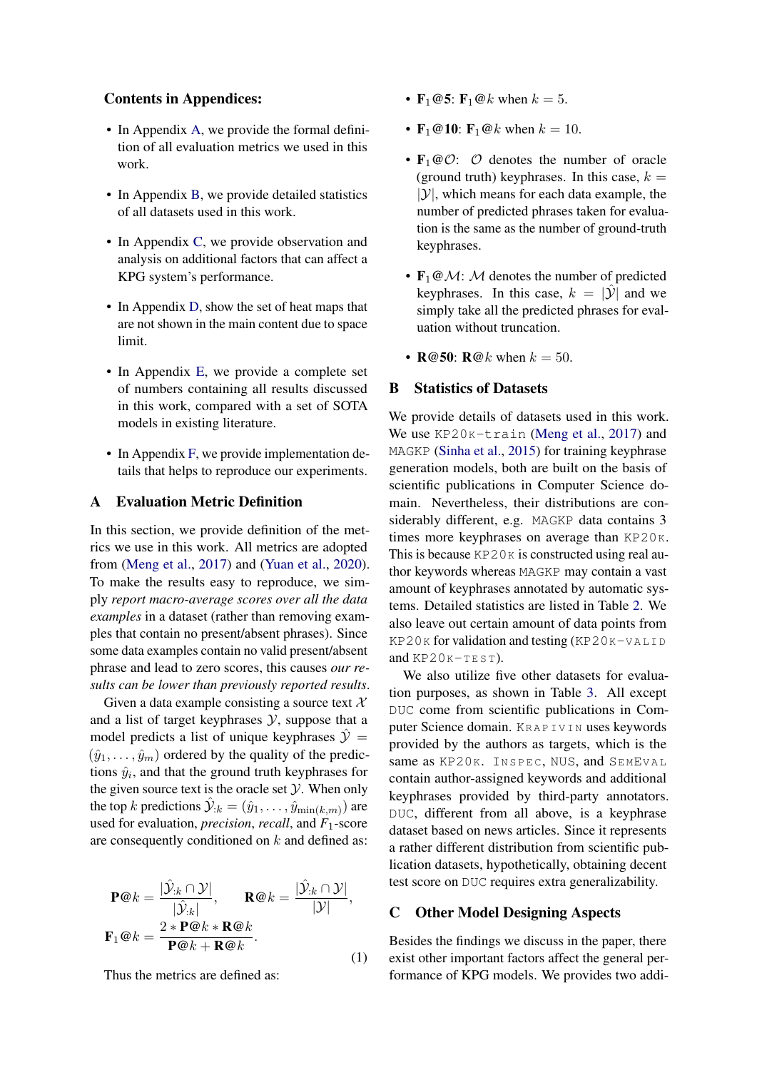**Contents in Appendices:**

- In Appendix A, we provide the formal definition of all evaluation metrics we used in this work.
- In Appendix B, we provide detailed statistics of all datasets used in this work.
- In Appendix C, we provide observation and analysis on additional factors that can affect a KPG system's performance.
- In Appendix D, show the set of heat maps that are not shown in the main content due to space limit.
- In Appendix E, we provide a complete set of numbers containing all results discussed in this work, compared with a set of SOTA models in existing literature.
- In Appendix F, we provide implementation details that helps to reproduce our experiments.

## A Evaluation Metric Definition

In this section, we provide definition of the metrics we use in this work. All metrics are adopted from (Meng et al., 2017) and (Yuan et al., 2020). To make the results easy to reproduce, we simply *report macro-average scores over all the data examples* in a dataset (rather than removing examples that contain no present/absent phrases). Since some data examples contain no valid present/absent phrase and lead to zero scores, this causes *our results can be lower than previously reported results*.

Given a data example consisting a source text $\mathcal{X}$ and a list of target keyphrases $\mathcal{Y}$, suppose that a model predicts a list of unique keyphrases $\hat{\mathcal{Y}} = (\hat{y}_1, \ldots, \hat{y}_m)$ ordered by the quality of the predictions $\hat{y}_i$, and that the ground truth keyphrases for the given source text is the oracle set $\mathcal{Y}$. When only the top $k$ predictions $\hat{\mathcal{Y}}_{:k} = (\hat{y}_1, \ldots, \hat{y}_{\min(k,m)})$ are used for evaluation, *precision*, *recall*, and $F_1$-score are consequently conditioned on $k$ and defined as:

$$\mathbf{P}@k = \frac{|\hat{\mathcal{Y}}_{:k} \cap \mathcal{Y}|}{|\hat{\mathcal{Y}}_{:k}|}, \qquad \mathbf{R}@k = \frac{|\hat{\mathcal{Y}}_{:k} \cap \mathcal{Y}|}{|\mathcal{Y}|},$$
$$\mathbf{F}_1@k = \frac{2 * \mathbf{P}@k * \mathbf{R}@k}{\mathbf{P}@k + \mathbf{R}@k}. \tag{1}$$

Thus the metrics are defined as:

- $\mathbf{F}_1@5$: $\mathbf{F}_1@k$ when $k = 5$.
- $\mathbf{F}_1@10$: $\mathbf{F}_1@k$ when $k = 10$.
- $\mathbf{F}_1@\mathcal{O}$: $\mathcal{O}$ denotes the number of oracle (ground truth) keyphrases. In this case, $k = |\mathcal{Y}|$, which means for each data example, the number of predicted phrases taken for evaluation is the same as the number of ground-truth keyphrases.
- $\mathbf{F}_1@\mathcal{M}$: $\mathcal{M}$ denotes the number of predicted keyphrases. In this case, $k = |\hat{\mathcal{Y}}|$ and we simply take all the predicted phrases for evaluation without truncation.
- $\mathbf{R}@50$: $\mathbf{R}@k$ when $k = 50$.

## B Statistics of Datasets

We provide details of datasets used in this work. We use KP20K-train (Meng et al., 2017) and MAGKP (Sinha et al., 2015) for training keyphrase generation models, both are built on the basis of scientific publications in Computer Science domain. Nevertheless, their distributions are considerably different, e.g. MAGKP data contains 3 times more keyphrases on average than KP20K. This is because KP20K is constructed using real author keywords whereas MAGKP may contain a vast amount of keyphrases annotated by automatic systems. Detailed statistics are listed in Table 2. We also leave out certain amount of data points from KP20K for validation and testing (KP20K-VALID and KP20K-TEST).

We also utilize five other datasets for evaluation purposes, as shown in Table 3. All except DUC come from scientific publications in Computer Science domain. KRAPIVIN uses keywords provided by the authors as targets, which is the same as KP20K. INSPEC, NUS, and SEMEVAL contain author-assigned keywords and additional keyphrases provided by third-party annotators. DUC, different from all above, is a keyphrase dataset based on news articles. Since it represents a rather different distribution from scientific publication datasets, hypothetically, obtaining decent test score on DUC requires extra generalizability.

## C Other Model Designing Aspects

Besides the findings we discuss in the paper, there exist other important factors affect the general performance of KPG models. We provides two addi-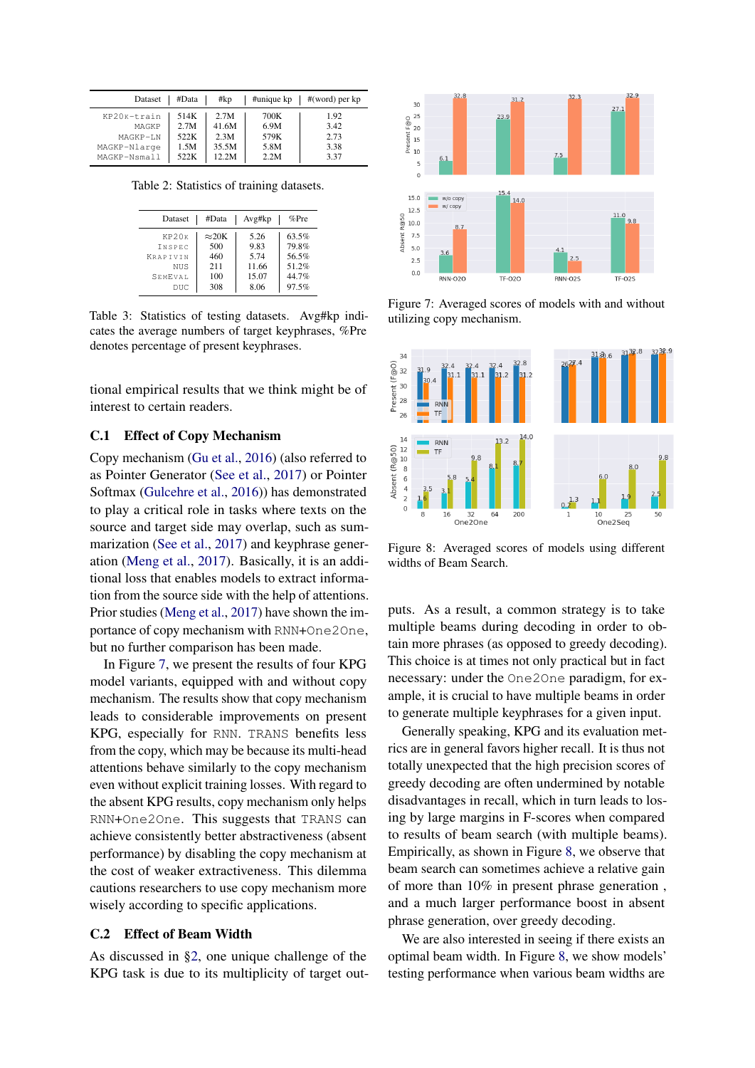| Dataset | #Data | #kp | #unique kp | #(word) per kp |
|---|---|---|---|---|
| KP20k-train | 514K | 2.7M | 700K | 1.92 |
| MAGKP | 2.7M | 41.6M | 6.9M | 3.42 |
| MAGKP-LN | 522K | 2.3M | 579K | 2.73 |
| MAGKP-Nlarge | 1.5M | 35.5M | 5.8M | 3.38 |
| MAGKP-Nsmall | 522K | 12.2M | 2.2M | 3.37 |

Table 2: Statistics of training datasets.

| Dataset | #Data | Avg#kp | %Pre |
|---|---|---|---|
| KP20K | ≈20K | 5.26 | 63.5% |
| INSPEC | 500 | 9.83 | 79.8% |
| KRAPIVIN | 460 | 5.74 | 56.5% |
| NUS | 211 | 11.66 | 51.2% |
| SEMEVAL | 100 | 15.07 | 44.7% |
| DUC | 308 | 8.06 | 97.5% |

Table 3: Statistics of testing datasets. Avg#kp indicates the average numbers of target keyphrases, %Pre denotes percentage of present keyphrases.

tional empirical results that we think might be of interest to certain readers.

## C.1 Effect of Copy Mechanism

Copy mechanism (Gu et al., 2016) (also referred to as Pointer Generator (See et al., 2017) or Pointer Softmax (Gulcehre et al., 2016)) has demonstrated to play a critical role in tasks where texts on the source and target side may overlap, such as summarization (See et al., 2017) and keyphrase generation (Meng et al., 2017). Basically, it is an additional loss that enables models to extract information from the source side with the help of attentions. Prior studies (Meng et al., 2017) have shown the importance of copy mechanism with RNN+One2One, but no further comparison has been made.

In Figure 7, we present the results of four KPG model variants, equipped with and without copy mechanism. The results show that copy mechanism leads to considerable improvements on present KPG, especially for RNN. TRANS benefits less from the copy, which may be because its multi-head attentions behave similarly to the copy mechanism even without explicit training losses. With regard to the absent KPG results, copy mechanism only helps RNN+One2One. This suggests that TRANS can achieve consistently better abstractiveness (absent performance) by disabling the copy mechanism at the cost of weaker extractiveness. This dilemma cautions researchers to use copy mechanism more wisely according to specific applications.

## C.2 Effect of Beam Width

As discussed in §2, one unique challenge of the KPG task is due to its multiplicity of target outputs. As a result, a common strategy is to take multiple beams during decoding in order to obtain more phrases (as opposed to greedy decoding). This choice is at times not only practical but in fact necessary: under the One2One paradigm, for example, it is crucial to have multiple beams in order to generate multiple keyphrases for a given input.

Generally speaking, KPG and its evaluation metrics are in general favors higher recall. It is thus not totally unexpected that the high precision scores of greedy decoding are often undermined by notable disadvantages in recall, which in turn leads to losing by large margins in F-scores when compared to results of beam search (with multiple beams). Empirically, as shown in Figure 8, we observe that beam search can sometimes achieve a relative gain of more than 10% in present phrase generation , and a much larger performance boost in absent phrase generation, over greedy decoding.

We are also interested in seeing if there exists an optimal beam width. In Figure 8, we show models' testing performance when various beam widths are

Figure 7: Averaged scores of models with and without utilizing copy mechanism.

Figure 8: Averaged scores of models using different widths of Beam Search.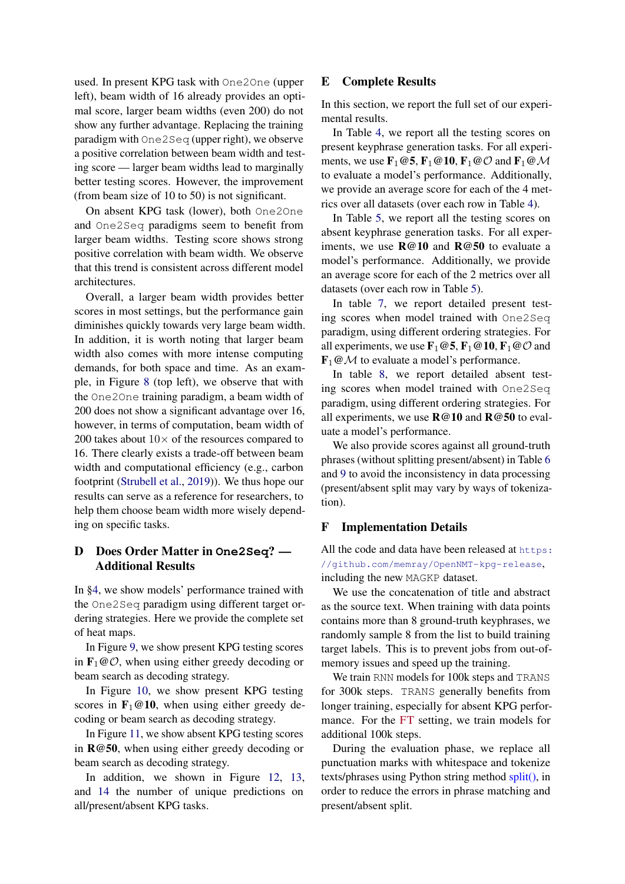used. In present KPG task with One2One (upper left), beam width of 16 already provides an optimal score, larger beam widths (even 200) do not show any further advantage. Replacing the training paradigm with One2Seq (upper right), we observe a positive correlation between beam width and testing score — larger beam widths lead to marginally better testing scores. However, the improvement (from beam size of 10 to 50) is not significant.

On absent KPG task (lower), both One2One and One2Seq paradigms seem to benefit from larger beam widths. Testing score shows strong positive correlation with beam width. We observe that this trend is consistent across different model architectures.

Overall, a larger beam width provides better scores in most settings, but the performance gain diminishes quickly towards very large beam width. In addition, it is worth noting that larger beam width also comes with more intense computing demands, for both space and time. As an example, in Figure 8 (top left), we observe that with the One2One training paradigm, a beam width of 200 does not show a significant advantage over 16, however, in terms of computation, beam width of 200 takes about $10\times$ of the resources compared to 16. There clearly exists a trade-off between beam width and computational efficiency (e.g., carbon footprint (Strubell et al., 2019)). We thus hope our results can serve as a reference for researchers, to help them choose beam width more wisely depending on specific tasks.

## D Does Order Matter in One2Seq? — Additional Results

In §4, we show models' performance trained with the One2Seq paradigm using different target ordering strategies. Here we provide the complete set of heat maps.

In Figure 9, we show present KPG testing scores in $\mathbf{F_1@\mathcal{O}}$, when using either greedy decoding or beam search as decoding strategy.

In Figure 10, we show present KPG testing scores in $\mathbf{F_1@10}$, when using either greedy decoding or beam search as decoding strategy.

In Figure 11, we show absent KPG testing scores in **R@50**, when using either greedy decoding or beam search as decoding strategy.

In addition, we shown in Figure 12, 13, and 14 the number of unique predictions on all/present/absent KPG tasks.

## E Complete Results

In this section, we report the full set of our experimental results.

In Table 4, we report all the testing scores on present keyphrase generation tasks. For all experiments, we use $\mathbf{F_1@5}$, $\mathbf{F_1@10}$, $\mathbf{F_1@\mathcal{O}}$ and $\mathbf{F_1@\mathcal{M}}$ to evaluate a model's performance. Additionally, we provide an average score for each of the 4 metrics over all datasets (over each row in Table 4).

In Table 5, we report all the testing scores on absent keyphrase generation tasks. For all experiments, we use **R@10** and **R@50** to evaluate a model's performance. Additionally, we provide an average score for each of the 2 metrics over all datasets (over each row in Table 5).

In table 7, we report detailed present testing scores when model trained with One2Seq paradigm, using different ordering strategies. For all experiments, we use $\mathbf{F_1@5}$, $\mathbf{F_1@10}$, $\mathbf{F_1@\mathcal{O}}$ and $\mathbf{F_1@\mathcal{M}}$ to evaluate a model's performance.

In table 8, we report detailed absent testing scores when model trained with One2Seq paradigm, using different ordering strategies. For all experiments, we use **R@10** and **R@50** to evaluate a model's performance.

We also provide scores against all ground-truth phrases (without splitting present/absent) in Table 6 and 9 to avoid the inconsistency in data processing (present/absent split may vary by ways of tokenization).

## F Implementation Details

All the code and data have been released at https://github.com/memray/OpenNMT-kpg-release, including the new MAGKP dataset.

We use the concatenation of title and abstract as the source text. When training with data points contains more than 8 ground-truth keyphrases, we randomly sample 8 from the list to build training target labels. This is to prevent jobs from out-of-memory issues and speed up the training.

We train RNN models for 100k steps and TRANS for 300k steps. TRANS generally benefits from longer training, especially for absent KPG performance. For the FT setting, we train models for additional 100k steps.

During the evaluation phase, we replace all punctuation marks with whitespace and tokenize texts/phrases using Python string method split(), in order to reduce the errors in phrase matching and present/absent split.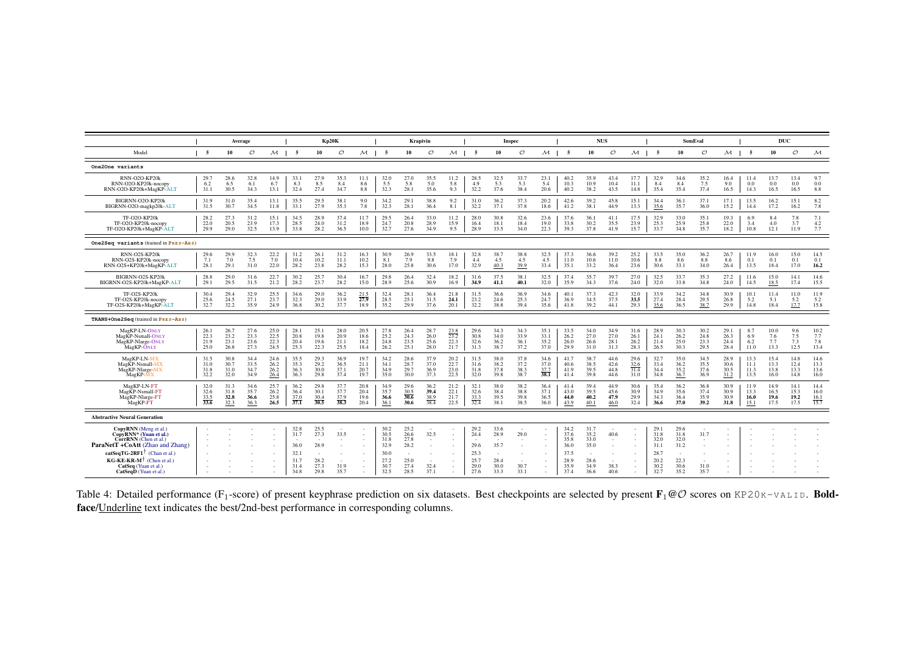| Model | Average | | | | Kp20K | | | | Krapivin | | | | Inspec | | | | NUS | | | | SemEval | | | | DUC | | | |
|---|---|---|---|---|---|---|---|---|---|---|---|---|---|---|---|---|---|---|---|---|---|---|---|---|---|---|---|---|
| | 5 | 10 | $\mathcal{O}$ | $\mathcal{M}$ | 5 | 10 | $\mathcal{O}$ | $\mathcal{M}$ | 5 | 10 | $\mathcal{O}$ | $\mathcal{M}$ | 5 | 10 | $\mathcal{O}$ | $\mathcal{M}$ | 5 | 10 | $\mathcal{O}$ | $\mathcal{M}$ | 5 | 10 | $\mathcal{O}$ | $\mathcal{M}$ | 5 | 10 | $\mathcal{O}$ | $\mathcal{M}$ |
| **One2One variants** | | | | | | | | | | | | | | | | | | | | | | | | | | | | |
| RNN-O2O-KP20k | 29.7 | 28.6 | 32.8 | 14.9 | 33.1 | 27.9 | 35.3 | 11.1 | 32.0 | 27.0 | 35.5 | 11.2 | 28.5 | 32.5 | 33.7 | 23.1 | 40.2 | 35.9 | 43.4 | 17.7 | 32.9 | 34.6 | 35.2 | 16.4 | 11.4 | 13.7 | 13.4 | 9.7 |
| RNN-O2O-KP20k-nocopy | 6.2 | 6.5 | 6.1 | 6.7 | 8.3 | 8.5 | 8.4 | 8.6 | 5.5 | 5.8 | 5.0 | 5.8 | 4.9 | 5.3 | 5.3 | 5.4 | 10.3 | 10.9 | 10.4 | 11.1 | 8.4 | 8.4 | 7.5 | 9.0 | 0.0 | 0.0 | 0.0 | 0.0 |
| RNN-O2O-KP20k+MagKP-ALT | 31.1 | 30.5 | 34.3 | 13.1 | 32.4 | 27.4 | 34.7 | 8.8 | 32.3 | 28.1 | 35.6 | 9.3 | 32.2 | 37.6 | 38.4 | 20.6 | 40.2 | 38.2 | 43.5 | 14.8 | 35.4 | 35.4 | 37.4 | 16.5 | 14.3 | 16.5 | 16.5 | 8.8 |
| BIGRNN-O2O-KP20k | 31.9 | 31.0 | 35.4 | 13.1 | 35.5 | 29.5 | 38.1 | 9.0 | 34.2 | 29.1 | 38.8 | 9.2 | 31.0 | 36.2 | 37.3 | 20.2 | 42.6 | 39.2 | 45.8 | 15.1 | 34.4 | 36.1 | 37.1 | 17.1 | 13.5 | 16.2 | 15.1 | 8.2 |
| BIGRNN-O2O-magkp20k-ALT | 31.5 | 30.7 | 34.5 | 11.8 | 33.1 | 27.9 | 35.3 | 7.8 | 32.3 | 28.1 | 36.4 | 8.1 | 32.2 | 37.1 | 37.8 | 18.6 | 41.2 | 38.1 | 44.9 | 13.3 | <u>35.6</u> | 35.7 | 36.0 | 15.2 | 14.4 | 17.2 | 16.2 | 7.8 |
| TF-O2O-KP20k | 28.2 | 27.3 | 31.2 | 15.1 | 34.5 | 28.9 | 37.4 | 11.7 | 29.5 | 26.4 | 33.0 | 11.2 | 28.0 | 30.8 | 32.6 | 23.6 | 37.6 | 36.1 | 41.1 | 17.5 | 32.9 | 33.0 | 35.1 | 19.3 | 6.9 | 8.4 | 7.8 | 7.1 |
| TF-O2O-KP20k-nocopy | 22.0 | 20.5 | 23.9 | 17.3 | 28.5 | 24.0 | 31.2 | 18.9 | 24.7 | 20.8 | 28.9 | 15.9 | 16.4 | 18.1 | 18.4 | 19.0 | 33.8 | 30.2 | 35.5 | 23.9 | 25.3 | 25.9 | 25.8 | 22.0 | 3.4 | 4.0 | 3.7 | 4.2 |
| TF-O2O-KP20k+MagKP-ALT | 29.9 | 29.0 | 32.5 | 13.9 | 33.8 | 28.2 | 36.5 | 10.0 | 32.7 | 27.6 | 34.9 | 9.5 | 28.9 | 33.5 | 34.0 | 22.3 | 39.3 | 37.8 | 41.9 | 15.7 | 33.7 | 34.8 | 35.7 | 18.2 | 10.8 | 12.1 | 11.9 | 7.7 |
| **One2Seq variants** (trained in PRES-ABS) | | | | | | | | | | | | | | | | | | | | | | | | | | | | |
| RNN-O2S-KP20k | 29.6 | 29.9 | 32.3 | 22.2 | 31.2 | 26.1 | 31.2 | 16.3 | 30.9 | 26.9 | 33.5 | 18.1 | 32.8 | 38.7 | 38.8 | 32.5 | 37.3 | 36.6 | 39.2 | 25.2 | 33.5 | 35.0 | 36.2 | 26.7 | 11.9 | 16.0 | 15.0 | 14.5 |
| RNN-O2S-KP20k-nocopy | 7.1 | 7.0 | 7.5 | 7.0 | 10.4 | 10.2 | 11.1 | 10.2 | 8.1 | 7.9 | 9.8 | 7.9 | 4.4 | 4.5 | 4.5 | 4.5 | 11.0 | 10.6 | 11.0 | 10.6 | 8.8 | 8.6 | 8.8 | 8.6 | 0.1 | 0.1 | 0.1 | 0.1 |
| RNN-O2S+KP20k+MagKP-ALT | 28.1 | 29.1 | 31.0 | 22.0 | 28.2 | 23.8 | 28.2 | 15.3 | 28.0 | 25.8 | 30.6 | 17.0 | 32.9 | <u>40.3</u> | <u>39.9</u> | 33.4 | 35.1 | 33.2 | 36.4 | 23.6 | 30.6 | 33.1 | 34.0 | 26.4 | 13.5 | 18.4 | 17.0 | **16.2** |
| BIGRNN-O2S-KP20k | 28.8 | 29.0 | 31.6 | 22.7 | 30.2 | 25.7 | 30.4 | 16.7 | 29.8 | 26.4 | 32.4 | 18.2 | 31.6 | 37.5 | 38.1 | 32.5 | 37.4 | 35.7 | 39.7 | 27.0 | 32.5 | 33.7 | 35.3 | 27.2 | 11.6 | 15.0 | 14.1 | 14.6 |
| BIGRNN-O2S-KP20k+MagKP-ALT | 29.1 | 29.5 | 31.5 | 21.2 | 28.2 | 23.7 | 28.2 | 15.0 | 28.9 | 25.6 | 30.9 | 16.9 | **34.9** | **41.1** | **40.1** | 32.0 | 35.9 | 34.3 | 37.6 | 24.0 | 32.0 | 33.8 | 34.8 | 24.0 | 14.5 | <u>18.5</u> | 17.4 | 15.5 |
| TF-O2S-KP20k | 30.4 | 29.4 | 32.9 | 25.5 | 34.6 | 29.0 | 36.2 | <u>21.5</u> | 32.4 | 28.1 | 36.4 | 21.8 | 31.5 | 36.6 | 36.9 | 34.6 | 40.1 | 37.3 | 42.3 | 32.0 | 33.9 | 34.2 | 34.8 | 30.9 | 10.1 | 11.4 | 11.0 | 11.9 |
| TF-O2S-KP20k-nocopy | 25.6 | 24.5 | 27.1 | 23.7 | 32.3 | 29.0 | 33.9 | **27.9** | 28.5 | 25.1 | 31.5 | **24.1** | 23.2 | 24.6 | 25.3 | 24.7 | 36.9 | 34.5 | 37.5 | **33.5** | 27.4 | 28.4 | 29.5 | 26.8 | 5.2 | 5.1 | 5.2 | 5.2 |
| TF-O2S-KP20k+MagKP-ALT | 32.7 | 32.2 | 35.9 | 24.9 | 36.8 | 30.2 | 37.7 | 18.9 | 35.2 | 29.9 | 37.6 | 20.1 | 32.2 | 38.8 | 39.4 | 35.6 | 41.8 | 39.2 | 44.1 | 29.3 | <u>35.6</u> | 36.5 | <u>38.7</u> | 29.9 | 14.8 | 18.4 | <u>17.7</u> | 15.8 |
| **TRANS+One2Seq** (trained in PRES-ABS) | | | | | | | | | | | | | | | | | | | | | | | | | | | | |
| MagKP-LN-ONLY | 26.1 | 26.7 | 27.6 | 25.0 | 28.1 | 25.1 | 28.0 | 20.5 | 27.8 | 26.4 | 28.7 | <u>23.8</u> | 29.6 | 34.3 | 34.3 | 35.1 | 33.5 | 34.0 | 34.9 | 31.6 | 28.9 | 30.3 | 30.2 | 29.1 | 8.7 | 10.0 | 9.6 | 10.2 |
| MagKP-Nsmall-ONLY | 22.3 | 23.2 | 23.3 | 22.5 | 20.8 | 19.8 | 20.9 | 18.6 | 25.2 | 24.3 | 26.0 | 23.2 | 30.8 | 34.0 | 33.9 | 33.1 | 26.2 | 27.0 | 27.0 | 26.1 | 24.1 | 26.2 | 24.8 | 26.3 | 6.9 | 7.6 | 7.5 | 7.7 |
| MagKP-Nlarge-ONLY | 21.9 | 23.1 | 23.6 | 22.3 | 20.4 | 19.6 | 21.1 | 18.2 | 24.8 | 23.5 | 25.6 | 22.3 | 32.6 | 36.2 | 36.1 | 35.2 | 26.0 | 26.6 | 28.1 | 26.2 | 21.4 | 25.0 | 23.3 | 24.4 | 6.2 | 7.7 | 7.3 | 7.8 |
| MagKP-ONLY | 25.0 | 26.8 | 27.3 | 24.5 | 25.3 | 22.3 | 25.5 | 18.4 | 26.2 | 25.1 | 28.0 | 21.7 | 31.3 | 38.7 | 37.2 | 37.0 | 29.9 | 31.0 | 31.3 | 28.3 | 26.5 | 30.3 | 29.5 | 28.4 | 11.0 | 13.3 | 12.5 | 13.4 |
| MagKP-LN-MX | 31.5 | 30.8 | 34.4 | 24.6 | 35.5 | 29.3 | 36.9 | 19.7 | 34.2 | 28.6 | 37.9 | 20.2 | 31.5 | 38.0 | 37.8 | 34.6 | 41.7 | 38.7 | 44.6 | 29.6 | 32.7 | 35.0 | 34.5 | 28.9 | 13.3 | 15.4 | 14.8 | 14.6 |
| MagKP-Nsmall-MX | 31.0 | 30.7 | 33.5 | 26.2 | 35.3 | 29.2 | 36.5 | 21.1 | 34.1 | 28.7 | 37.0 | 22.7 | 31.6 | 38.2 | 37.2 | 37.0 | 40.6 | 38.5 | 42.6 | <u>32.6</u> | 33.4 | 36.2 | 35.5 | 30.6 | 11.1 | 13.3 | 12.4 | 13.3 |
| MagKP-Nlarge-MX | 31.8 | 31.0 | 34.7 | 26.2 | 36.3 | 30.0 | 37.1 | 20.7 | 34.9 | 29.7 | 36.9 | 23.0 | 31.8 | 37.8 | 38.3 | <u>37.7</u> | 41.9 | 39.5 | 44.8 | 31.4 | 34.4 | 35.2 | 37.6 | 30.5 | 11.3 | 13.8 | 13.3 | 13.6 |
| MagKP-MX | 32.2 | 32.0 | 34.9 | <u>26.4</u> | 36.3 | 29.8 | 37.4 | 19.7 | 35.0 | 30.0 | 37.3 | 22.5 | 32.0 | 39.8 | 38.7 | **38.1** | 41.4 | 39.8 | 44.6 | 31.0 | 34.8 | <u>36.7</u> | 36.9 | <u>31.2</u> | 13.5 | 16.0 | 14.8 | 16.0 |
| MagKP-LN-FT | 32.0 | 31.3 | 34.6 | 25.7 | 36.2 | 29.8 | 37.7 | 20.8 | 34.9 | 29.6 | 36.2 | 21.2 | 32.1 | 38.0 | 38.2 | 36.4 | 41.4 | 39.4 | 44.9 | 30.6 | 35.4 | 36.2 | 36.8 | 30.9 | 11.9 | 14.9 | 14.1 | 14.4 |
| MagKP-Nsmall-FT | 32.6 | 31.8 | 35.7 | 26.2 | 36.4 | 30.1 | 37.7 | 20.4 | 35.7 | 30.5 | **39.4** | 22.1 | 32.6 | 38.4 | 38.8 | 37.1 | 43.0 | 39.5 | 45.6 | 30.9 | 34.9 | 35.6 | 37.4 | 30.9 | 13.3 | 16.5 | 15.3 | 16.0 |
| MagKP-Nlarge-FT | <u>33.5</u> | **32.8** | **36.6** | 25.8 | 37.0 | 30.4 | 37.9 | 19.6 | **36.6** | **30.6** | <u>38.9</u> | 21.7 | 33.3 | 39.5 | 39.8 | 36.5 | **44.0** | **40.2** | **47.9** | 29.9 | 34.3 | 36.4 | 35.9 | 30.9 | **16.0** | **19.6** | **19.2** | <u>16.1</u> |
| MagKP-FT | **33.6** | <u>32.3</u> | <u>36.3</u> | **26.5** | **37.1** | **30.5** | **38.3** | 20.4 | <u>36.1</u> | **30.6** | 38.4 | 22.5 | 32.4 | 38.1 | 38.5 | 36.0 | <u>43.9</u> | <u>40.1</u> | <u>46.0</u> | 32.4 | **36.6** | **37.0** | **39.2** | **31.8** | <u>15.1</u> | 17.5 | 17.5 | 15.7 |
| **Abstractive Neural Generation** | | | | | | | | | | | | | | | | | | | | | | | | | | | | |
| **CopyRNN** (Meng et al.) | - | - | - | - | 32.8 | 25.5 | - | - | 30.2 | 25.2 | - | - | 29.2 | 33.6 | - | - | 34.2 | 31.7 | - | - | 29.1 | 29.6 | - | - | - | - | - | - |
| **CopyRNN\* (Yuan et al.)** | - | - | - | - | 31.7 | 27.3 | 33.5 | - | 30.5 | 26.6 | 32.5 | - | 24.4 | 28.9 | 29.0 | - | 37.6 | 35.2 | 40.6 | - | 31.8 | 31.8 | 31.7 | - | - | - | - | - |
| **CorrRNN** (Chen et al.) | - | - | - | - | - | - | - | - | 31.8 | 27.8 | - | - | - | - | - | - | 35.8 | 33.0 | - | - | 32.0 | 32.0 | - | - | - | - | - | - |
| **ParaNetT +CoAtt** (Zhao and Zhang) | - | - | - | - | 36.0 | 28.9 | - | - | 32.9 | 28.2 | - | - | 29.6 | 35.7 | - | - | 36.0 | 35.0 | - | - | 31.1 | 31.2 | - | - | - | - | - | - |
| **catSeqTG-2RF1**[†] (Chan et al.) | - | - | - | - | 32.1 | - | - | - | 30.0 | - | - | - | 25.3 | - | - | - | 37.5 | - | - | - | 28.7 | - | - | - | - | - | - | - |
| **KG-KE-KR-M**[†] (Chen et al.) | - | - | - | - | 31.7 | 28.2 | - | - | 27.2 | 25.0 | - | - | 25.7 | 28.4 | - | - | 28.9 | 28.6 | - | - | 20.2 | 22.3 | - | - | - | - | - | - |
| **CatSeq** (Yuan et al.) | - | - | - | - | 31.4 | 27.3 | 32.4 | - | 30.7 | 27.4 | 32.4 | - | 29.0 | 30.0 | 30.7 | - | 35.9 | 34.9 | 38.3 | - | 30.2 | 30.6 | 31.0 | - | - | - | - | - |
| **CatSeqD** (Yuan et al.) | - | - | - | - | 34.8 | 29.8 | 35.7 | - | 32.5 | 28.5 | 37.1 | - | 27.6 | 33.3 | 33.1 | - | 37.4 | 36.6 | 40.6 | - | 32.7 | 35.2 | 35.7 | - | - | - | - | - |

Table 4: Detailed performance ($F_1$-score) of present keyphrase prediction on six datasets. Best checkpoints are selected by present $\mathbf{F_1@\mathcal{O}}$ scores on KP20K-VALID. **Boldface**/<u>Underline</u> text indicates the best/2nd-best performance in corresponding columns.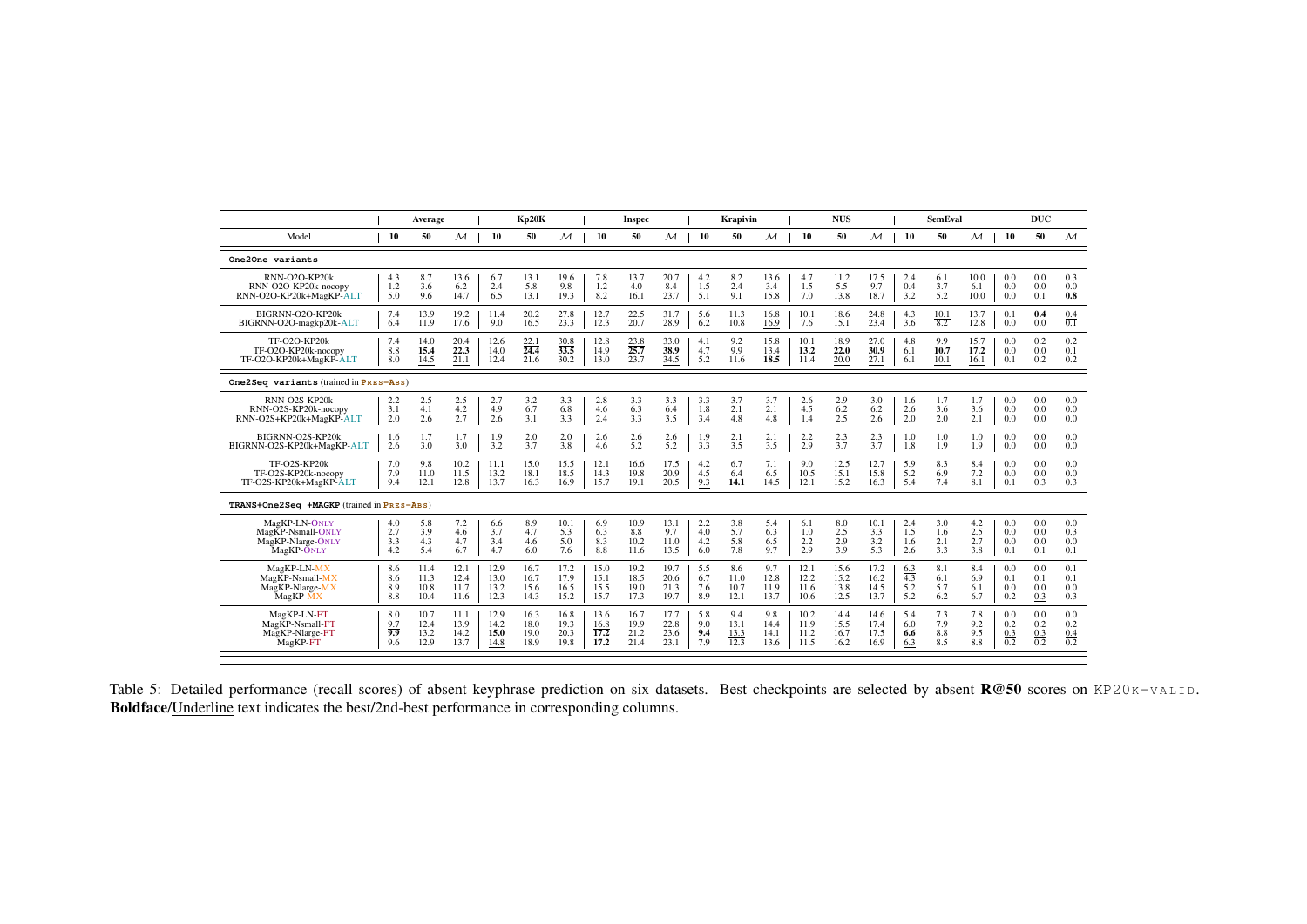| | Average | | | Kp20K | | | Inspec | | | Krapivin | | | NUS | | | SemEval | | | DUC | | |
|---|---|---|---|---|---|---|---|---|---|---|---|---|---|---|---|---|---|---|---|---|---|
| Model | 10 | 50 | $\mathcal{M}$ | 10 | 50 | $\mathcal{M}$ | 10 | 50 | $\mathcal{M}$ | 10 | 50 | $\mathcal{M}$ | 10 | 50 | $\mathcal{M}$ | 10 | 50 | $\mathcal{M}$ | 10 | 50 | $\mathcal{M}$ |
| **One2One variants** | | | | | | | | | | | | | | | | | | | | | |
| RNN-O2O-KP20k | 4.3 | 8.7 | 13.6 | 6.7 | 13.1 | 19.6 | 7.8 | 13.7 | 20.7 | 4.2 | 8.2 | 13.6 | 4.7 | 11.2 | 17.5 | 2.4 | 6.1 | 10.0 | 0.0 | 0.0 | 0.3 |
| RNN-O2O-KP20k-nocopy | 1.2 | 3.6 | 6.2 | 2.4 | 5.8 | 9.8 | 1.2 | 4.0 | 8.4 | 1.5 | 2.4 | 3.4 | 1.5 | 5.5 | 9.7 | 0.4 | 3.7 | 6.1 | 0.0 | 0.0 | 0.0 |
| RNN-O2O-KP20k+MagKP-ALT | 5.0 | 9.6 | 14.7 | 6.5 | 13.1 | 19.3 | 8.2 | 16.1 | 23.7 | 5.1 | 9.1 | 15.8 | 7.0 | 13.8 | 18.7 | 3.2 | 5.2 | 10.0 | 0.0 | 0.1 | **0.8** |
| BIGRNN-O2O-KP20k | 7.4 | 13.9 | 19.2 | 11.4 | 20.2 | 27.8 | 12.7 | 22.5 | 31.7 | 5.6 | 11.3 | 16.8 | 10.1 | 18.6 | 24.8 | 4.3 | 10.1 | 13.7 | 0.1 | **0.4** | 0.4 |
| BIGRNN-O2O-magkp20k-ALT | 6.4 | 11.9 | 17.6 | 9.0 | 16.5 | 23.3 | 12.3 | 20.7 | 28.9 | 6.2 | 10.8 | 16.9 | 7.6 | 15.1 | 23.4 | 3.6 | 8.2 | 12.8 | 0.0 | 0.0 | 0.1 |
| TF-O2O-KP20k | 7.4 | 14.0 | 20.4 | 12.6 | 22.1 | 30.8 | 12.8 | 23.8 | 33.0 | 4.1 | 9.2 | 15.8 | 10.1 | 18.9 | 27.0 | 4.8 | 9.9 | 15.7 | 0.0 | 0.2 | 0.2 |
| TF-O2O-KP20k-nocopy | 8.8 | **15.4** | **22.3** | 14.0 | **24.4** | **33.5** | 14.9 | **25.7** | **38.9** | 4.7 | 9.9 | 13.4 | **13.2** | **22.0** | **30.9** | 6.1 | **10.7** | **17.2** | 0.0 | 0.0 | 0.1 |
| TF-O2O-KP20k+MagKP-ALT | 8.0 | 14.5 | 21.1 | 12.4 | 21.6 | 30.2 | 13.0 | 23.7 | 34.5 | 5.2 | 11.6 | **18.5** | 11.4 | 20.0 | 27.1 | 6.1 | 10.1 | 16.1 | 0.1 | 0.2 | 0.2 |
| **One2Seq variants** (trained in PRES-ABS) | | | | | | | | | | | | | | | | | | | | | |
| RNN-O2S-KP20k | 2.2 | 2.5 | 2.5 | 2.7 | 3.2 | 3.3 | 2.8 | 3.3 | 3.3 | 3.3 | 3.7 | 3.7 | 2.6 | 2.9 | 3.0 | 1.6 | 1.7 | 1.7 | 0.0 | 0.0 | 0.0 |
| RNN-O2S-KP20k-nocopy | 3.1 | 4.1 | 4.2 | 4.9 | 6.7 | 6.8 | 4.6 | 6.3 | 6.4 | 1.8 | 2.1 | 2.1 | 4.5 | 6.2 | 6.2 | 2.6 | 3.6 | 3.6 | 0.0 | 0.0 | 0.0 |
| RNN-O2S+KP20k+MagKP-ALT | 2.0 | 2.6 | 2.7 | 2.6 | 3.1 | 3.3 | 2.4 | 3.3 | 3.5 | 3.4 | 4.8 | 4.8 | 1.4 | 2.5 | 2.6 | 2.0 | 2.0 | 2.1 | 0.0 | 0.0 | 0.0 |
| BIGRNN-O2S-KP20k | 1.6 | 1.7 | 1.7 | 1.9 | 2.0 | 2.0 | 2.6 | 2.6 | 2.6 | 1.9 | 2.1 | 2.1 | 2.2 | 2.3 | 2.3 | 1.0 | 1.0 | 1.0 | 0.0 | 0.0 | 0.0 |
| BIGRNN-O2S-KP20k+MagKP-ALT | 2.6 | 3.0 | 3.0 | 3.2 | 3.7 | 3.8 | 4.6 | 5.2 | 5.2 | 3.3 | 3.5 | 3.5 | 2.9 | 3.7 | 3.7 | 1.8 | 1.9 | 1.9 | 0.0 | 0.0 | 0.0 |
| TF-O2S-KP20k | 7.0 | 9.8 | 10.2 | 11.1 | 15.0 | 15.5 | 12.1 | 16.6 | 17.5 | 4.2 | 6.7 | 7.1 | 9.0 | 12.5 | 12.7 | 5.9 | 8.3 | 8.4 | 0.0 | 0.0 | 0.0 |
| TF-O2S-KP20k-nocopy | 7.9 | 11.0 | 11.5 | 13.2 | 18.1 | 18.5 | 14.3 | 19.8 | 20.9 | 4.5 | 6.4 | 6.5 | 10.5 | 15.1 | 15.8 | 5.2 | 6.9 | 7.2 | 0.0 | 0.0 | 0.0 |
| TF-O2S-KP20k+MagKP-ALT | 9.4 | 12.1 | 12.8 | 13.7 | 16.3 | 16.9 | 15.7 | 19.1 | 20.5 | 9.3 | **14.1** | 14.5 | 12.1 | 15.2 | 16.3 | 5.4 | 7.4 | 8.1 | 0.1 | 0.3 | 0.3 |
| **TRANS+One2Seq +MAGKP** (trained in PRES-ABS) | | | | | | | | | | | | | | | | | | | | | |
| MagKP-LN-ONLY | 4.0 | 5.8 | 7.2 | 6.6 | 8.9 | 10.1 | 6.9 | 10.9 | 13.1 | 2.2 | 3.8 | 5.4 | 6.1 | 8.0 | 10.1 | 2.4 | 3.0 | 4.2 | 0.0 | 0.0 | 0.0 |
| MagKP-Nsmall-ONLY | 2.7 | 3.9 | 4.6 | 3.7 | 4.7 | 5.3 | 6.3 | 8.8 | 9.7 | 4.0 | 5.7 | 6.3 | 1.0 | 2.5 | 3.3 | 1.5 | 1.6 | 2.5 | 0.0 | 0.0 | 0.3 |
| MagKP-Nlarge-ONLY | 3.3 | 4.3 | 4.7 | 3.4 | 4.6 | 5.0 | 8.3 | 10.2 | 11.0 | 4.2 | 5.8 | 6.5 | 2.2 | 2.9 | 3.2 | 1.6 | 2.1 | 2.7 | 0.0 | 0.0 | 0.0 |
| MagKP-ONLY | 4.2 | 5.4 | 6.7 | 4.7 | 6.0 | 7.6 | 8.8 | 11.6 | 13.5 | 6.0 | 7.8 | 9.7 | 2.9 | 3.9 | 5.3 | 2.6 | 3.3 | 3.8 | 0.1 | 0.1 | 0.1 |
| MagKP-LN-MX | 8.6 | 11.4 | 12.1 | 12.9 | 16.7 | 17.2 | 15.0 | 19.2 | 19.7 | 5.5 | 8.6 | 9.7 | 12.1 | 15.6 | 17.2 | 6.3 | 8.1 | 8.4 | 0.0 | 0.0 | 0.1 |
| MagKP-Nsmall-MX | 8.6 | 11.3 | 12.4 | 13.0 | 16.7 | 17.9 | 15.1 | 18.5 | 20.6 | 6.7 | 11.0 | 12.8 | 12.2 | 15.2 | 16.2 | 4.3 | 6.1 | 6.9 | 0.1 | 0.1 | 0.1 |
| MagKP-Nlarge-MX | 8.9 | 10.8 | 11.7 | 13.2 | 15.6 | 16.5 | 15.5 | 19.0 | 21.3 | 7.6 | 10.7 | 11.9 | 11.6 | 13.8 | 14.5 | 5.2 | 5.7 | 6.1 | 0.0 | 0.0 | 0.0 |
| MagKP-MX | 8.8 | 10.4 | 11.6 | 12.3 | 14.3 | 15.2 | 15.7 | 17.3 | 19.7 | 8.9 | 12.1 | 13.7 | 10.6 | 12.5 | 13.7 | 5.2 | 6.2 | 6.7 | 0.2 | 0.3 | 0.3 |
| MagKP-LN-FT | 8.0 | 10.7 | 11.1 | 12.9 | 16.3 | 16.8 | 13.6 | 16.7 | 17.7 | 5.8 | 9.4 | 9.8 | 10.2 | 14.4 | 14.6 | 5.4 | 7.3 | 7.8 | 0.0 | 0.0 | 0.0 |
| MagKP-Nsmall-FT | 9.7 | 12.4 | 13.9 | 14.2 | 18.0 | 19.3 | 16.8 | 19.9 | 22.8 | 9.0 | 13.1 | 14.4 | 11.9 | 15.5 | 17.4 | 6.0 | 7.9 | 9.2 | 0.2 | 0.2 | 0.2 |
| MagKP-Nlarge-FT | **9.9** | 13.2 | 14.2 | **15.0** | 19.0 | 20.3 | **17.2** | 21.2 | 23.6 | **9.4** | 13.3 | 14.1 | 11.2 | 16.7 | 17.5 | **6.6** | 8.8 | 9.5 | 0.3 | 0.3 | 0.4 |
| MagKP-FT | 9.6 | 12.9 | 13.7 | 14.8 | 18.9 | 19.8 | **17.2** | 21.4 | 23.1 | 7.9 | 12.3 | 13.6 | 11.5 | 16.2 | 16.9 | 6.3 | 8.5 | 8.8 | 0.2 | 0.2 | 0.2 |

Table 5: Detailed performance (recall scores) of absent keyphrase prediction on six datasets. Best checkpoints are selected by absent **R@50** scores on KP20K-VALID. **Boldface**/Underline text indicates the best/2nd-best performance in corresponding columns.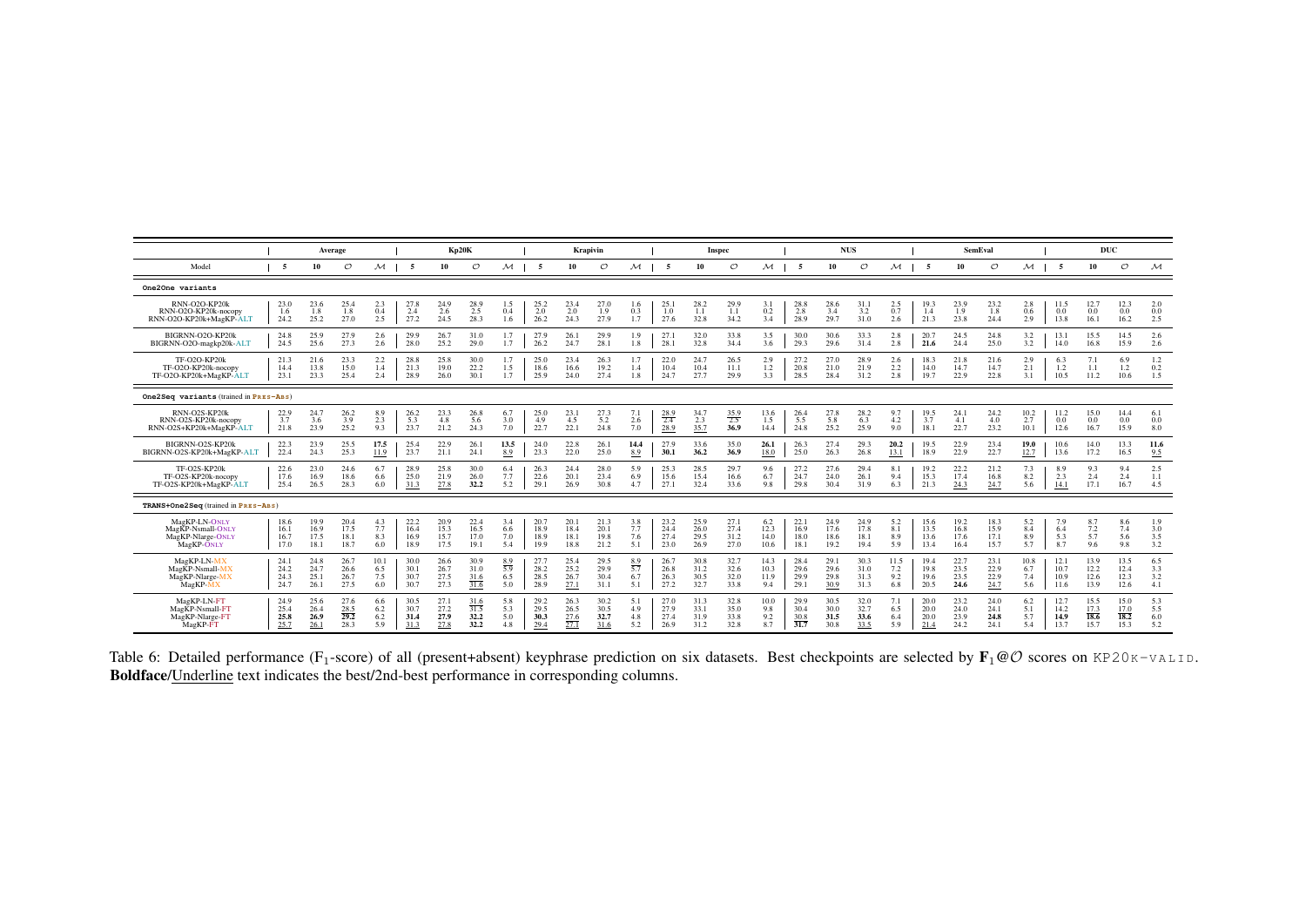| Model | Average | | | | Kp20K | | | | Krapivin | | | | Inspec | | | | NUS | | | | SemEval | | | | DUC | | | |
|---|---|---|---|---|---|---|---|---|---|---|---|---|---|---|---|---|---|---|---|---|---|---|---|---|---|---|---|---|
| | 5 | 10 | $\mathcal{O}$ | $\mathcal{M}$ | 5 | 10 | $\mathcal{O}$ | $\mathcal{M}$ | 5 | 10 | $\mathcal{O}$ | $\mathcal{M}$ | 5 | 10 | $\mathcal{O}$ | $\mathcal{M}$ | 5 | 10 | $\mathcal{O}$ | $\mathcal{M}$ | 5 | 10 | $\mathcal{O}$ | $\mathcal{M}$ | 5 | 10 | $\mathcal{O}$ | $\mathcal{M}$ |
| **One2One variants** | | | | | | | | | | | | | | | | | | | | | | | | | | | | |
| RNN-O2O-KP20k | 23.0 | 23.6 | 25.4 | 2.3 | 27.8 | 24.9 | 28.9 | 1.5 | 25.2 | 23.4 | 27.0 | 1.6 | 25.1 | 28.2 | 29.9 | 3.1 | 28.8 | 28.6 | 31.1 | 2.5 | 19.3 | 23.9 | 23.2 | 2.8 | 11.5 | 12.7 | 12.3 | 2.0 |
| RNN-O2O-KP20k-nocopy | 1.6 | 1.8 | 1.8 | 0.4 | 2.4 | 2.6 | 2.5 | 0.4 | 2.0 | 2.0 | 1.9 | 0.3 | 1.0 | 1.1 | 1.1 | 0.2 | 2.8 | 3.4 | 3.2 | 0.7 | 1.4 | 1.9 | 1.8 | 0.6 | 0.0 | 0.0 | 0.0 | 0.0 |
| RNN-O2O-KP20k+MagKP-ALT | 24.2 | 25.2 | 27.0 | 2.5 | 27.2 | 24.5 | 28.3 | 1.6 | 26.2 | 24.3 | 27.9 | 1.7 | 27.6 | 32.8 | 34.2 | 3.4 | 28.9 | 29.7 | 31.0 | 2.6 | 21.3 | 23.8 | 24.4 | 2.9 | 13.8 | 16.1 | 16.2 | 2.5 |
| BIGRNN-O2O-KP20k | 24.8 | 25.9 | 27.9 | 2.6 | 29.9 | 26.7 | 31.0 | 1.7 | 27.9 | 26.1 | 29.9 | 1.9 | 27.1 | 32.0 | 33.8 | 3.5 | 30.0 | 30.6 | 33.3 | 2.8 | 20.7 | 24.5 | 24.8 | 3.2 | 13.1 | 15.5 | 14.5 | 2.6 |
| BIGRNN-O2O-magkp20k-ALT | 24.5 | 25.6 | 27.3 | 2.6 | 28.0 | 25.2 | 29.0 | 1.7 | 26.2 | 24.7 | 28.1 | 1.8 | 28.1 | 32.8 | 34.4 | 3.6 | 29.3 | 29.6 | 31.4 | 2.8 | **21.6** | 24.4 | 25.0 | 3.2 | 14.0 | 16.8 | 15.9 | 2.6 |
| TF-O2O-KP20k | 21.3 | 21.6 | 23.3 | 2.2 | 28.8 | 25.8 | 30.0 | 1.7 | 25.0 | 23.4 | 26.3 | 1.7 | 22.0 | 24.7 | 26.5 | 2.9 | 27.2 | 27.0 | 28.9 | 2.6 | 18.3 | 21.8 | 21.6 | 2.9 | 6.3 | 7.1 | 6.9 | 1.2 |
| TF-O2O-KP20k-nocopy | 14.4 | 13.8 | 15.0 | 1.4 | 21.3 | 19.0 | 22.2 | 1.5 | 18.6 | 16.6 | 19.2 | 1.4 | 10.4 | 10.4 | 11.1 | 1.2 | 20.8 | 21.0 | 21.9 | 2.2 | 14.0 | 14.7 | 14.7 | 2.1 | 1.2 | 1.1 | 1.2 | 0.2 |
| TF-O2O-KP20k+MagKP-ALT | 23.1 | 23.3 | 25.4 | 2.4 | 28.9 | 26.0 | 30.1 | 1.7 | 25.9 | 24.0 | 27.4 | 1.8 | 24.7 | 27.7 | 29.9 | 3.3 | 28.5 | 28.4 | 31.2 | 2.8 | 19.7 | 22.9 | 22.8 | 3.1 | 10.5 | 11.2 | 10.6 | 1.5 |
| **One2Seq variants** (trained in PRES-ABS) | | | | | | | | | | | | | | | | | | | | | | | | | | | | |
| RNN-O2S-KP20k | 22.9 | 24.7 | 26.2 | 8.9 | 26.2 | 23.3 | 26.8 | 6.7 | 25.0 | 23.1 | 27.3 | 7.1 | <u>28.9</u> | 34.7 | <u>35.9</u> | 13.6 | 26.4 | 27.8 | 28.2 | 9.7 | 19.5 | 24.1 | 24.2 | 10.2 | 11.2 | 15.0 | 14.4 | 6.1 |
| RNN-O2S-KP20k-nocopy | 3.7 | 3.6 | 3.9 | 2.3 | 5.3 | 4.8 | 5.6 | 3.0 | 4.9 | 4.5 | 5.2 | 2.6 | <u>2.4</u> | 2.3 | <u>2.5</u> | 1.5 | 5.5 | 5.8 | 6.3 | 4.2 | 3.7 | 4.1 | 4.0 | 2.7 | 0.0 | 0.0 | 0.0 | 0.0 |
| RNN-O2S+KP20k+MagKP-ALT | 21.8 | 23.9 | 25.2 | 9.3 | 23.7 | 21.2 | 24.3 | 7.0 | 22.7 | 22.1 | 24.8 | 7.0 | <u>28.9</u> | <u>35.7</u> | **36.9** | 14.4 | 24.8 | 25.2 | 25.9 | 9.0 | 18.1 | 22.7 | 23.2 | 10.1 | 12.6 | 16.7 | 15.9 | 8.0 |
| BIGRNN-O2S-KP20k | 22.3 | 23.9 | 25.5 | **17.5** | 25.4 | 22.9 | 26.1 | **13.5** | 24.0 | 22.8 | 26.1 | **14.4** | 27.9 | 33.6 | 35.0 | **26.1** | 26.3 | 27.4 | 29.3 | **20.2** | 19.5 | 22.9 | 23.4 | **19.0** | 10.6 | 14.0 | 13.3 | **11.6** |
| BIGRNN-O2S-KP20k+MagKP-ALT | 22.4 | 24.3 | 25.3 | <u>11.9</u> | 23.7 | 21.1 | 24.1 | <u>8.9</u> | 23.3 | 22.0 | 25.0 | <u>8.9</u> | **30.1** | **36.2** | **36.9** | <u>18.0</u> | 25.0 | 26.3 | 26.8 | <u>13.1</u> | 18.9 | 22.9 | 22.7 | <u>12.7</u> | 13.6 | 16.5 | 16.5 | <u>9.5</u> |
| TF-O2S-KP20k | 22.6 | 23.0 | 24.6 | 6.7 | 28.9 | 25.8 | 30.0 | 6.4 | 26.3 | 24.4 | 28.0 | 5.9 | 25.3 | 28.5 | 29.7 | 9.6 | 27.2 | 27.6 | 29.4 | 8.1 | 19.2 | 22.2 | 21.2 | 7.3 | 8.9 | 9.3 | 9.4 | 2.5 |
| TF-O2S-KP20k-nocopy | 17.6 | 16.9 | 18.6 | 6.6 | 25.0 | 21.9 | 26.0 | 7.7 | 22.6 | 20.1 | 23.4 | 6.9 | 15.6 | 15.4 | 16.6 | 6.7 | 24.7 | 24.0 | 26.1 | 9.4 | 15.3 | 17.4 | 16.8 | 8.2 | 2.3 | 2.4 | 2.4 | 1.1 |
| TF-O2S-KP20k+MagKP-ALT | 25.4 | 26.5 | 28.3 | 6.0 | <u>31.3</u> | <u>27.8</u> | **32.2** | 5.2 | 29.1 | 26.9 | 30.8 | 4.7 | 27.1 | 32.4 | 33.6 | 9.8 | 29.8 | 30.4 | 31.9 | 6.3 | 21.3 | <u>24.3</u> | <u>24.7</u> | 5.6 | <u>14.1</u> | 17.1 | 16.7 | 4.5 |
| **TRANS+One2Seq** (trained in PRES-ABS) | | | | | | | | | | | | | | | | | | | | | | | | | | | | |
| MagKP-LN-ONLY | 18.6 | 19.9 | 20.4 | 4.3 | 22.2 | 20.9 | 22.4 | 3.4 | 20.7 | 20.1 | 21.3 | 3.8 | 23.2 | 25.9 | 27.1 | 6.2 | 22.1 | 24.9 | 24.9 | 5.2 | 15.6 | 19.2 | 18.3 | 5.2 | 7.9 | 8.7 | 8.6 | 1.9 |
| MagKP-Nsmall-ONLY | 16.1 | 16.9 | 17.5 | 7.7 | 16.4 | 15.3 | 16.5 | 6.6 | 18.9 | 18.4 | 20.1 | 7.7 | 24.4 | 26.0 | 27.4 | 12.3 | 16.9 | 17.6 | 17.8 | 8.1 | 13.5 | 16.8 | 15.9 | 8.4 | 6.4 | 7.2 | 7.4 | 3.0 |
| MagKP-Nlarge-ONLY | 16.7 | 17.5 | 18.1 | 8.3 | 16.9 | 15.7 | 17.0 | 7.0 | 18.9 | 18.1 | 19.8 | 7.6 | 27.4 | 29.5 | 31.2 | 14.0 | 18.0 | 18.6 | 18.1 | 8.9 | 13.6 | 17.6 | 17.1 | 8.9 | 5.3 | 5.7 | 5.6 | 3.5 |
| MagKP-ONLY | 17.0 | 18.1 | 18.7 | 6.0 | 18.9 | 17.5 | 19.1 | 5.4 | 19.9 | 18.8 | 21.2 | 5.1 | 23.0 | 26.9 | 27.0 | 10.6 | 18.1 | 19.2 | 19.4 | 5.9 | 13.4 | 16.4 | 15.7 | 5.7 | 8.7 | 9.6 | 9.8 | 3.2 |
| MagKP-LN-MX | 24.1 | 24.8 | 26.7 | 10.1 | 30.0 | 26.6 | 30.9 | 8.9 | 27.7 | 25.4 | 29.5 | 8.9 | 26.7 | 30.8 | 32.7 | 14.3 | 28.4 | 29.1 | 30.3 | 11.5 | 19.4 | 22.7 | 23.1 | 10.8 | 12.1 | 13.9 | 13.5 | 6.5 |
| MagKP-Nsmall-MX | 24.2 | 24.7 | 26.6 | 6.5 | 30.1 | 26.7 | 31.0 | 5.9 | 28.2 | 25.2 | 29.9 | 5.7 | 26.8 | 31.2 | 32.6 | 10.3 | 29.6 | 29.6 | 31.0 | 7.2 | 19.8 | 23.5 | 22.9 | 6.7 | 10.7 | 12.2 | 12.4 | 3.3 |
| MagKP-Nlarge-MX | 24.3 | 25.1 | 26.7 | 7.5 | 30.7 | 27.5 | <u>31.6</u> | 6.5 | 28.5 | 26.7 | 30.4 | 6.7 | 26.3 | 30.5 | 32.0 | 11.9 | 29.9 | 29.8 | 31.3 | 9.2 | 19.6 | 23.5 | 22.9 | 7.4 | 10.9 | 12.6 | 12.3 | 3.2 |
| MagKP-MX | 24.7 | 26.1 | 27.5 | 6.0 | 30.7 | 27.3 | <u>31.6</u> | 5.0 | 28.9 | <u>27.1</u> | 31.1 | 5.1 | 27.2 | 32.7 | 33.8 | 9.4 | 29.1 | <u>30.9</u> | 31.3 | 6.8 | 20.5 | **24.6** | <u>24.7</u> | 5.6 | 11.6 | 13.9 | 12.6 | 4.1 |
| MagKP-LN-FT | 24.9 | 25.6 | 27.6 | 6.6 | 30.5 | 27.1 | <u>31.6</u> | 5.8 | 29.2 | 26.3 | 30.2 | 5.1 | 27.0 | 31.3 | 32.8 | 10.0 | 29.9 | 30.5 | 32.0 | 7.1 | 20.0 | 23.2 | 24.0 | 6.2 | 12.7 | 15.5 | 15.0 | 5.3 |
| MagKP-Nsmall-FT | 25.4 | 26.4 | 28.5 | 6.2 | 30.7 | 27.2 | 31.5 | 5.3 | 29.5 | 26.5 | 30.5 | 4.9 | 27.9 | 33.1 | 35.0 | 9.8 | 30.4 | 30.0 | 32.7 | 6.5 | 20.0 | 24.0 | 24.1 | 5.1 | 14.2 | 17.3 | 17.0 | 5.5 |
| MagKP-Nlarge-FT | **25.8** | **26.9** | **29.2** | 6.2 | **31.4** | **27.9** | **32.2** | 5.0 | **30.3** | 27.6 | **32.7** | 4.8 | 27.4 | 31.9 | 33.8 | 9.2 | <u>30.8</u> | **31.5** | **33.6** | 6.4 | 20.0 | 23.9 | **24.8** | 5.7 | **14.9** | **18.6** | **18.2** | 6.0 |
| MagKP-FT | <u>25.7</u> | <u>26.1</u> | 28.3 | 5.9 | <u>31.3</u> | <u>27.8</u> | **32.2** | 4.8 | <u>29.4</u> | <u>27.1</u> | <u>31.6</u> | 5.2 | 26.9 | 31.2 | 32.8 | 8.7 | **31.7** | 30.8 | <u>33.5</u> | 5.9 | <u>21.4</u> | 24.2 | 24.1 | 5.4 | 13.7 | 15.7 | 15.3 | 5.2 |

Table 6: Detailed performance ($F_1$-score) of all (present+absent) keyphrase prediction on six datasets. Best checkpoints are selected by $\mathbf{F}_1@\mathcal{O}$ scores on KP20K-VALID. **Boldface**/<u>Underline</u> text indicates the best/2nd-best performance in corresponding columns.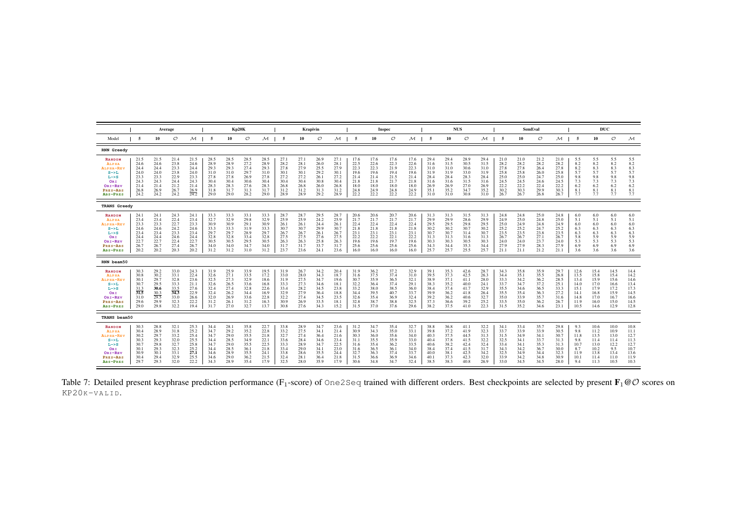| | Average | | | | Kp20K | | | | Krapivin | | | | Inspec | | | | NUS | | | | SemEval | | | | DUC | | | |
|---|---|---|---|---|---|---|---|---|---|---|---|---|---|---|---|---|---|---|---|---|---|---|---|---|---|---|---|---|
| Model | 5 | 10 | $\mathcal{O}$ | $\mathcal{M}$ | 5 | 10 | $\mathcal{O}$ | $\mathcal{M}$ | 5 | 10 | $\mathcal{O}$ | $\mathcal{M}$ | 5 | 10 | $\mathcal{O}$ | $\mathcal{M}$ | 5 | 10 | $\mathcal{O}$ | $\mathcal{M}$ | 5 | 10 | $\mathcal{O}$ | $\mathcal{M}$ | 5 | 10 | $\mathcal{O}$ | $\mathcal{M}$ |
| **RNN Greedy** | | | | | | | | | | | | | | | | | | | | | | | | | | | | |
| RANDOM | 21.5 | 21.5 | 21.4 | 21.5 | 28.5 | 28.5 | 28.5 | 28.5 | 27.1 | 27.1 | 26.9 | 27.1 | 17.6 | 17.6 | 17.6 | 17.6 | 29.4 | 29.4 | 28.9 | 29.4 | 21.0 | 21.0 | 21.2 | 21.0 | 5.5 | 5.5 | 5.5 | 5.5 |
| ALPHA | 24.6 | 24.6 | 23.8 | 24.6 | 28.9 | 28.9 | 27.2 | 28.9 | 28.2 | 28.1 | 26.0 | 28.1 | 22.5 | 22.6 | 22.3 | 22.6 | 31.6 | 31.5 | 30.5 | 31.5 | 28.2 | 28.2 | 28.2 | 28.2 | 8.2 | 8.2 | 8.2 | 8.2 |
| ALPHA-REV | 24.4 | 24.4 | 23.3 | 24.4 | 29.3 | 29.3 | 27.4 | 29.3 | 27.8 | 27.9 | 25.5 | 27.9 | 22.3 | 22.3 | 21.9 | 22.3 | 31.0 | 31.0 | 30.6 | 31.0 | 27.8 | 27.8 | 26.4 | 27.8 | 8.2 | 8.3 | 8.3 | 8.3 |
| S->L | 24.0 | 24.0 | 23.8 | 24.0 | 31.0 | 31.0 | 29.7 | 31.0 | 30.1 | 30.1 | 29.2 | 30.1 | 19.6 | 19.6 | 19.4 | 19.6 | 31.9 | 31.9 | 33.0 | 31.9 | 25.8 | 25.8 | 26.0 | 25.8 | 5.7 | 5.7 | 5.7 | 5.7 |
| L->S | 23.3 | 23.3 | 22.9 | 23.3 | 27.8 | 27.8 | 26.9 | 27.8 | 27.2 | 27.2 | 26.1 | 27.2 | 21.4 | 21.4 | 21.5 | 21.4 | 28.4 | 28.4 | 28.3 | 28.4 | 25.0 | 25.0 | 24.7 | 25.0 | 9.8 | 9.8 | 9.8 | 9.8 |
| ORI | 24.3 | 24.3 | 24.4 | 24.3 | 30.4 | 30.4 | 30.6 | 30.4 | 30.4 | 30.4 | 30.8 | 30.4 | 21.8 | 21.8 | 21.7 | 21.8 | 31.6 | 31.6 | 31.5 | 31.6 | 24.5 | 24.5 | 24.6 | 24.5 | 7.3 | 7.3 | 7.3 | 7.3 |
| ORI-REV | 21.4 | 21.4 | 21.2 | 21.4 | 28.3 | 28.3 | 27.6 | 28.3 | 26.8 | 26.8 | 26.0 | 26.8 | 18.0 | 18.0 | 18.0 | 18.0 | 26.9 | 26.9 | 27.0 | 26.9 | 22.2 | 22.2 | 22.4 | 22.2 | 6.2 | 6.2 | 6.2 | 6.2 |
| PRES-ABS | 26.8 | 26.9 | 26.7 | 26.9 | 31.8 | 31.7 | 31.3 | 31.7 | 31.2 | 31.2 | 31.3 | 31.2 | 24.8 | 24.9 | 24.8 | 24.9 | 35.1 | 35.2 | 34.7 | 35.2 | 30.2 | 30.3 | 29.9 | 30.3 | 8.1 | 8.1 | 8.1 | 8.1 |
| ABS-PRES | 24.2 | 24.2 | 24.2 | 24.2 | 29.0 | 29.0 | 28.2 | 29.0 | 28.9 | 28.9 | 29.2 | 28.9 | 22.2 | 22.2 | 22.2 | 22.2 | 31.0 | 31.0 | 30.8 | 31.0 | 26.7 | 26.7 | 26.8 | 26.7 | 7.7 | 7.7 | 7.7 | 7.7 |
| **TRANS Greedy** | | | | | | | | | | | | | | | | | | | | | | | | | | | | |
| RANDOM | 24.1 | 24.1 | 24.3 | 24.1 | 33.3 | 33.3 | 33.1 | 33.3 | 28.7 | 28.7 | 29.5 | 28.7 | 20.6 | 20.6 | 20.7 | 20.6 | 31.3 | 31.3 | 31.5 | 31.3 | 24.8 | 24.8 | 25.0 | 24.8 | 6.0 | 6.0 | 6.0 | 6.0 |
| ALPHA | 23.4 | 23.4 | 22.4 | 23.4 | 32.7 | 32.9 | 29.8 | 32.9 | 25.9 | 25.9 | 24.2 | 25.9 | 21.7 | 21.7 | 21.7 | 21.7 | 29.9 | 29.9 | 28.6 | 29.9 | 24.9 | 25.0 | 24.8 | 25.0 | 5.1 | 5.1 | 5.1 | 5.1 |
| ALPHA-REV | 23.3 | 23.3 | 22.7 | 23.3 | 30.9 | 30.9 | 29.1 | 30.9 | 26.1 | 26.1 | 24.4 | 26.1 | 22.4 | 22.4 | 22.4 | 22.4 | 29.5 | 29.5 | 29.8 | 29.5 | 25.0 | 24.9 | 24.8 | 24.9 | 6.0 | 6.0 | 6.0 | 6.0 |
| S->L | 24.6 | 24.6 | 24.2 | 24.6 | 33.3 | 33.3 | 31.9 | 33.3 | 30.7 | 30.7 | 29.9 | 30.7 | 21.8 | 21.8 | 21.8 | 21.8 | 30.2 | 30.2 | 30.7 | 30.2 | 25.2 | 25.2 | 24.7 | 25.2 | 6.3 | 6.3 | 6.3 | 6.3 |
| L->S | 23.4 | 23.4 | 23.3 | 23.4 | 29.7 | 29.7 | 28.9 | 29.7 | 26.7 | 26.7 | 26.1 | 26.7 | 23.1 | 23.1 | 23.1 | 23.1 | 30.7 | 30.7 | 31.4 | 30.7 | 23.5 | 23.5 | 23.8 | 23.5 | 6.3 | 6.3 | 6.3 | 6.3 |
| ORI | 24.4 | 24.4 | 24.6 | 24.4 | 32.8 | 32.8 | 33.4 | 32.8 | 27.5 | 27.5 | 27.6 | 27.5 | 22.2 | 22.2 | 22.1 | 22.2 | 31.3 | 31.3 | 31.6 | 31.3 | 26.7 | 26.7 | 27.1 | 26.7 | 5.8 | 5.9 | 5.9 | 5.9 |
| ORI-REV | 22.7 | 22.7 | 22.4 | 22.7 | 30.5 | 30.5 | 29.5 | 30.5 | 26.3 | 26.3 | 25.8 | 26.3 | 19.6 | 19.6 | 19.7 | 19.6 | 30.3 | 30.3 | 30.5 | 30.3 | 24.0 | 24.0 | 23.7 | 24.0 | 5.3 | 5.3 | 5.3 | 5.3 |
| PRES-ABS | 26.7 | 26.7 | 27.4 | 26.7 | 34.0 | 34.0 | 34.7 | 34.0 | 31.7 | 31.7 | 33.7 | 31.7 | 25.6 | 25.6 | 25.6 | 25.6 | 34.3 | 34.4 | 35.3 | 34.4 | 27.9 | 27.9 | 28.3 | 27.9 | 6.9 | 6.9 | 6.9 | 6.9 |
| ABS-PRES | 20.2 | 20.2 | 20.3 | 20.2 | 31.2 | 31.2 | 31.0 | 31.2 | 23.7 | 23.6 | 24.1 | 23.6 | 16.0 | 16.0 | 16.0 | 16.0 | 25.7 | 25.7 | 25.5 | 25.7 | 21.1 | 21.1 | 21.2 | 21.1 | 3.6 | 3.6 | 3.6 | 3.6 |
| **RNN beam50** | | | | | | | | | | | | | | | | | | | | | | | | | | | | |
| RANDOM | 30.3 | 29.2 | 33.0 | 24.3 | 31.9 | 25.9 | 33.9 | 19.5 | 31.9 | 26.7 | 34.2 | 20.4 | 31.9 | 36.2 | 37.2 | 32.9 | 39.1 | 35.3 | 42.6 | 28.7 | 34.3 | 35.8 | 35.9 | 29.7 | 12.6 | 15.4 | 14.5 | 14.4 |
| ALPHA | 30.8 | 30.2 | 33.1 | 22.4 | 32.6 | 27.1 | 33.5 | 17.2 | 33.0 | 28.0 | 34.3 | 18.7 | 31.6 | 37.5 | 37.4 | 31.0 | 39.5 | 37.3 | 42.5 | 26.3 | 34.4 | 35.1 | 35.5 | 26.8 | 13.5 | 15.8 | 15.4 | 14.2 |
| ALPHA-REV | 30.1 | 29.7 | 32.8 | 23.6 | 32.5 | 27.3 | 32.9 | 18.6 | 31.9 | 27.5 | 34.7 | 19.6 | 30.7 | 35.9 | 36.5 | 32.1 | 38.9 | 37.1 | 41.1 | 28.0 | 33.3 | 34.2 | 36.2 | 28.5 | 13.4 | 15.9 | 15.6 | 14.6 |
| S->L | 30.7 | 29.5 | 33.3 | 21.1 | 32.6 | 26.5 | 33.6 | 16.8 | 33.3 | 27.3 | 34.6 | 18.1 | 32.2 | 36.4 | 37.4 | 29.1 | 38.3 | 35.2 | 40.0 | 24.1 | 33.7 | 34.7 | 37.2 | 25.1 | 14.0 | 17.0 | 16.6 | 13.4 |
| L->S | 31.3 | **30.6** | 33.5 | 27.6 | 32.4 | 27.4 | 32.8 | 22.6 | 33.4 | 28.2 | 34.5 | 23.8 | 33.2 | 38.0 | 38.5 | 36.0 | 38.4 | 37.4 | 41.7 | 32.9 | 35.5 | 34.6 | 36.5 | 33.3 | 15.1 | 17.9 | 17.2 | 17.3 |
| ORI | **31.5** | 30.3 | **34.3** | 22.9 | 32.4 | 26.2 | 34.4 | 16.9 | 32.9 | 27.9 | 36.4 | 18.8 | 34.4 | 39.5 | 40.7 | 33.7 | 39.9 | 36.2 | 41.8 | 26.4 | 35.5 | 35.4 | 36.3 | 27.2 | 14.1 | 16.8 | 15.9 | 14.5 |
| ORI-REV | 31.0 | 29.5 | 33.0 | 26.6 | 32.0 | 26.9 | 33.6 | 22.8 | 32.2 | 27.4 | 34.5 | 23.5 | 32.6 | 35.4 | 36.9 | 32.4 | 39.2 | 36.2 | 40.6 | 32.7 | 35.0 | 33.9 | 35.7 | 31.6 | 14.8 | 17.0 | 16.7 | 16.6 |
| PRES-ABS | 29.6 | 29.9 | 32.3 | 22.2 | 31.2 | 26.1 | 31.2 | 16.3 | 30.9 | 26.9 | 33.5 | 18.1 | 32.8 | 38.7 | 38.8 | 32.5 | 37.3 | 36.6 | 39.2 | 25.2 | 33.5 | 35.0 | 36.2 | 26.7 | 11.9 | 16.0 | 15.0 | 14.5 |
| ABS-PRES | 29.0 | 29.8 | 32.2 | 19.4 | 31.7 | 27.0 | 32.7 | 13.7 | 30.8 | 27.6 | 34.3 | 15.2 | 31.5 | 37.0 | 37.6 | 29.6 | 38.2 | 37.5 | 41.0 | 22.3 | 31.5 | 35.2 | 34.6 | 23.1 | 10.5 | 14.6 | 12.9 | 12.8 |
| **TRANS beam50** | | | | | | | | | | | | | | | | | | | | | | | | | | | | |
| RANDOM | 30.3 | 28.8 | 32.1 | 25.3 | 34.4 | 28.1 | 35.8 | 22.7 | 33.8 | 28.9 | 34.7 | 23.6 | 31.2 | 34.7 | 35.4 | 32.7 | 38.8 | 36.8 | 41.1 | 32.2 | 34.1 | 33.4 | 35.7 | 29.8 | 9.3 | 10.6 | 10.0 | 10.8 |
| ALPHA | 30.4 | 28.9 | 31.8 | 25.2 | 34.7 | 29.2 | 35.2 | 22.8 | 33.2 | 27.5 | 34.1 | 21.4 | 30.9 | 34.3 | 35.0 | 33.1 | 39.8 | 37.2 | 41.9 | 32.3 | 33.7 | 33.9 | 33.9 | 30.5 | 9.8 | 11.2 | 10.9 | 11.1 |
| ALPHA-REV | 30.2 | 29.7 | 33.2 | 25.4 | 34.7 | 29.0 | 35.5 | 21.8 | 32.7 | 27.4 | 36.4 | 21.6 | 30.3 | 36.0 | 35.6 | 34.0 | 40.3 | 37.5 | 44.5 | 31.3 | 31.5 | 34.9 | 34.1 | 30.7 | 11.8 | 13.5 | 13.0 | 12.7 |
| S->L | 30.3 | 29.3 | 32.0 | 25.5 | 34.4 | 28.5 | 34.9 | 22.1 | 33.6 | 28.4 | 34.6 | 23.4 | 31.1 | 35.5 | 35.9 | 33.0 | 40.4 | 37.8 | 41.5 | 32.2 | 32.5 | 34.1 | 33.7 | 31.3 | 9.8 | 11.4 | 11.4 | 11.3 |
| L->S | 30.7 | 29.8 | 32.7 | 25.8 | 34.7 | 29.0 | 35.5 | 22.5 | 33.3 | 28.9 | 34.7 | 22.5 | 31.6 | 35.4 | 36.2 | 33.5 | 40.6 | 38.2 | 42.4 | 32.4 | 33.4 | 34.1 | 35.3 | 31.3 | 10.7 | 13.0 | 12.2 | 12.7 |
| ORI | 30.1 | 29.3 | 32.3 | 25.2 | 34.4 | 28.5 | 36.1 | 21.8 | 33.4 | 29.0 | 34.1 | 23.0 | 31.6 | 36.5 | 36.1 | 34.0 | 38.4 | 37.4 | 41.5 | 31.7 | 34.3 | 34.2 | 36.7 | 30.0 | 8.7 | 10.2 | 9.5 | 10.7 |
| ORI-REV | 30.9 | 30.1 | 33.1 | **27.1** | 34.6 | 28.9 | 35.5 | 24.1 | 33.8 | 28.6 | 35.5 | 24.4 | 32.7 | 36.3 | 37.4 | 33.7 | 40.0 | 38.1 | 42.5 | 34.2 | 32.5 | 34.9 | 34.4 | 32.3 | 11.9 | 13.8 | 13.4 | 13.6 |
| PRES-ABS | 30.4 | 29.4 | 32.9 | 25.5 | 34.6 | 29.0 | 36.2 | 21.5 | 32.4 | 28.1 | 36.4 | 21.8 | 31.5 | 36.6 | 36.9 | 34.6 | 40.1 | 37.3 | 42.3 | 32.0 | 33.9 | 34.2 | 34.8 | 30.9 | 10.1 | 11.4 | 11.0 | 11.9 |
| ABS-PRES | 29.7 | 29.3 | 32.0 | 22.2 | 34.3 | 28.9 | 35.4 | 17.9 | 32.5 | 28.0 | 35.9 | 17.9 | 30.6 | 34.8 | 34.7 | 32.4 | 38.5 | 38.3 | 40.8 | 26.9 | 33.0 | 34.5 | 34.5 | 28.0 | 9.4 | 11.3 | 10.5 | 10.3 |

Table 7: Detailed present keyphrase prediction performance ($F_1$-score) of One2Seq trained with different orders. Best checkpoints are selected by present $\mathbf{F_1@\mathcal{O}}$ scores on KP20K-VALID.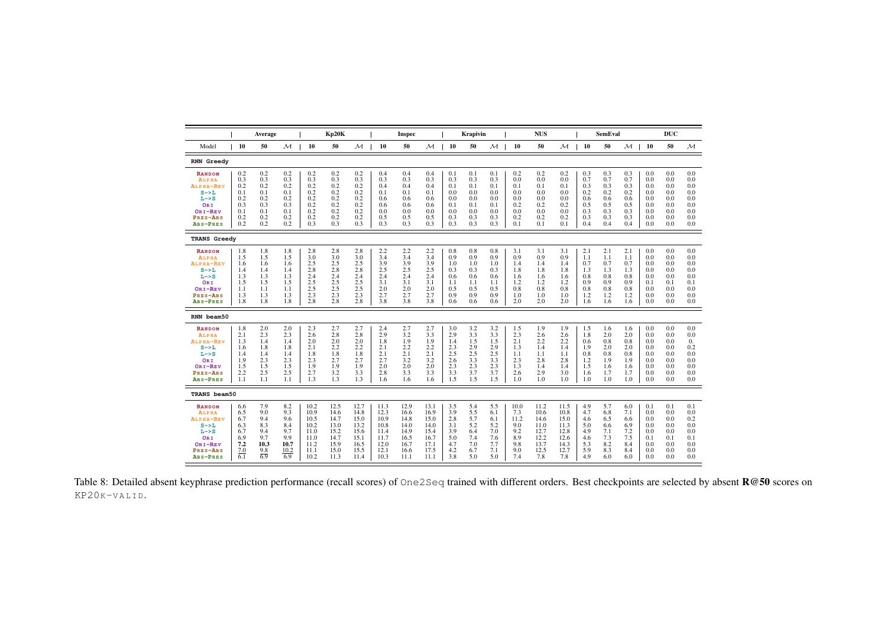| Model | Average 10 | Average 50 | Average $\mathcal{M}$ | Kp20K 10 | Kp20K 50 | Kp20K $\mathcal{M}$ | Inspec 10 | Inspec 50 | Inspec $\mathcal{M}$ | Krapivin 10 | Krapivin 50 | Krapivin $\mathcal{M}$ | NUS 10 | NUS 50 | NUS $\mathcal{M}$ | SemEval 10 | SemEval 50 | SemEval $\mathcal{M}$ | DUC 10 | DUC 50 | DUC $\mathcal{M}$ |
|---|---|---|---|---|---|---|---|---|---|---|---|---|---|---|---|---|---|---|---|---|---|
| **RNN Greedy** | | | | | | | | | | | | | | | | | | | | | |
| RANDOM | 0.2 | 0.2 | 0.2 | 0.2 | 0.2 | 0.2 | 0.4 | 0.4 | 0.4 | 0.1 | 0.1 | 0.1 | 0.2 | 0.2 | 0.2 | 0.3 | 0.3 | 0.3 | 0.0 | 0.0 | 0.0 |
| ALPHA | 0.3 | 0.3 | 0.3 | 0.3 | 0.3 | 0.3 | 0.3 | 0.3 | 0.3 | 0.3 | 0.3 | 0.3 | 0.0 | 0.0 | 0.0 | 0.7 | 0.7 | 0.7 | 0.0 | 0.0 | 0.0 |
| ALPHA-REV | 0.2 | 0.2 | 0.2 | 0.2 | 0.2 | 0.2 | 0.4 | 0.4 | 0.4 | 0.1 | 0.1 | 0.1 | 0.1 | 0.1 | 0.1 | 0.3 | 0.3 | 0.3 | 0.0 | 0.0 | 0.0 |
| S->L | 0.1 | 0.1 | 0.1 | 0.2 | 0.2 | 0.2 | 0.1 | 0.1 | 0.1 | 0.0 | 0.0 | 0.0 | 0.0 | 0.0 | 0.0 | 0.2 | 0.2 | 0.2 | 0.0 | 0.0 | 0.0 |
| L->S | 0.2 | 0.2 | 0.2 | 0.2 | 0.2 | 0.2 | 0.6 | 0.6 | 0.6 | 0.0 | 0.0 | 0.0 | 0.0 | 0.0 | 0.0 | 0.6 | 0.6 | 0.6 | 0.0 | 0.0 | 0.0 |
| ORI | 0.3 | 0.3 | 0.3 | 0.2 | 0.2 | 0.2 | 0.6 | 0.6 | 0.6 | 0.1 | 0.1 | 0.1 | 0.2 | 0.2 | 0.2 | 0.5 | 0.5 | 0.5 | 0.0 | 0.0 | 0.0 |
| ORI-REV | 0.1 | 0.1 | 0.1 | 0.2 | 0.2 | 0.2 | 0.0 | 0.0 | 0.0 | 0.0 | 0.0 | 0.0 | 0.0 | 0.0 | 0.0 | 0.3 | 0.3 | 0.3 | 0.0 | 0.0 | 0.0 |
| PRES-ABS | 0.2 | 0.2 | 0.2 | 0.2 | 0.2 | 0.2 | 0.5 | 0.5 | 0.5 | 0.3 | 0.3 | 0.3 | 0.2 | 0.2 | 0.2 | 0.3 | 0.3 | 0.3 | 0.0 | 0.0 | 0.0 |
| ABS-PRES | 0.2 | 0.2 | 0.2 | 0.3 | 0.3 | 0.3 | 0.3 | 0.3 | 0.3 | 0.3 | 0.3 | 0.3 | 0.1 | 0.1 | 0.1 | 0.4 | 0.4 | 0.4 | 0.0 | 0.0 | 0.0 |
| **TRANS Greedy** | | | | | | | | | | | | | | | | | | | | | |
| RANDOM | 1.8 | 1.8 | 1.8 | 2.8 | 2.8 | 2.8 | 2.2 | 2.2 | 2.2 | 0.8 | 0.8 | 0.8 | 3.1 | 3.1 | 3.1 | 2.1 | 2.1 | 2.1 | 0.0 | 0.0 | 0.0 |
| ALPHA | 1.5 | 1.5 | 1.5 | 3.0 | 3.0 | 3.0 | 3.4 | 3.4 | 3.4 | 0.9 | 0.9 | 0.9 | 0.9 | 0.9 | 0.9 | 1.1 | 1.1 | 1.1 | 0.0 | 0.0 | 0.0 |
| ALPHA-REV | 1.6 | 1.6 | 1.6 | 2.5 | 2.5 | 2.5 | 3.9 | 3.9 | 3.9 | 1.0 | 1.0 | 1.0 | 1.4 | 1.4 | 1.4 | 0.7 | 0.7 | 0.7 | 0.0 | 0.0 | 0.0 |
| S->L | 1.4 | 1.4 | 1.4 | 2.8 | 2.8 | 2.8 | 2.5 | 2.5 | 2.5 | 0.3 | 0.3 | 0.3 | 1.8 | 1.8 | 1.8 | 1.3 | 1.3 | 1.3 | 0.0 | 0.0 | 0.0 |
| L->S | 1.3 | 1.3 | 1.3 | 2.4 | 2.4 | 2.4 | 2.4 | 2.4 | 2.4 | 0.6 | 0.6 | 0.6 | 1.6 | 1.6 | 1.6 | 0.8 | 0.8 | 0.8 | 0.0 | 0.0 | 0.0 |
| ORI | 1.5 | 1.5 | 1.5 | 2.5 | 2.5 | 2.5 | 3.1 | 3.1 | 3.1 | 1.1 | 1.1 | 1.1 | 1.2 | 1.2 | 1.2 | 0.9 | 0.9 | 0.9 | 0.1 | 0.1 | 0.1 |
| ORI-REV | 1.1 | 1.1 | 1.1 | 2.5 | 2.5 | 2.5 | 2.0 | 2.0 | 2.0 | 0.5 | 0.5 | 0.5 | 0.8 | 0.8 | 0.8 | 0.8 | 0.8 | 0.8 | 0.0 | 0.0 | 0.0 |
| PRES-ABS | 1.3 | 1.3 | 1.3 | 2.3 | 2.3 | 2.3 | 2.7 | 2.7 | 2.7 | 0.9 | 0.9 | 0.9 | 1.0 | 1.0 | 1.0 | 1.2 | 1.2 | 1.2 | 0.0 | 0.0 | 0.0 |
| ABS-PRES | 1.8 | 1.8 | 1.8 | 2.8 | 2.8 | 2.8 | 3.8 | 3.8 | 3.8 | 0.6 | 0.6 | 0.6 | 2.0 | 2.0 | 2.0 | 1.6 | 1.6 | 1.6 | 0.0 | 0.0 | 0.0 |
| **RNN beam50** | | | | | | | | | | | | | | | | | | | | | |
| RANDOM | 1.8 | 2.0 | 2.0 | 2.3 | 2.7 | 2.7 | 2.4 | 2.7 | 2.7 | 3.0 | 3.2 | 3.2 | 1.5 | 1.9 | 1.9 | 1.5 | 1.6 | 1.6 | 0.0 | 0.0 | 0.0 |
| ALPHA | 2.1 | 2.3 | 2.3 | 2.6 | 2.8 | 2.8 | 2.9 | 3.2 | 3.3 | 2.9 | 3.3 | 3.3 | 2.3 | 2.6 | 2.6 | 1.8 | 2.0 | 2.0 | 0.0 | 0.0 | 0.0 |
| ALPHA-REV | 1.3 | 1.4 | 1.4 | 2.0 | 2.0 | 2.0 | 1.8 | 1.9 | 1.9 | 1.4 | 1.5 | 1.5 | 2.1 | 2.2 | 2.2 | 0.6 | 0.8 | 0.8 | 0.0 | 0.0 | 0. |
| S->L | 1.6 | 1.8 | 1.8 | 2.1 | 2.2 | 2.2 | 2.1 | 2.2 | 2.2 | 2.3 | 2.9 | 2.9 | 1.3 | 1.4 | 1.4 | 1.9 | 2.0 | 2.0 | 0.0 | 0.0 | 0.2 |
| L->S | 1.4 | 1.4 | 1.4 | 1.8 | 1.8 | 1.8 | 2.1 | 2.1 | 2.1 | 2.5 | 2.5 | 2.5 | 1.1 | 1.1 | 1.1 | 0.8 | 0.8 | 0.8 | 0.0 | 0.0 | 0.0 |
| ORI | 1.9 | 2.3 | 2.3 | 2.3 | 2.7 | 2.7 | 2.7 | 3.2 | 3.2 | 2.6 | 3.3 | 3.3 | 2.3 | 2.8 | 2.8 | 1.2 | 1.9 | 1.9 | 0.0 | 0.0 | 0.0 |
| ORI-REV | 1.5 | 1.5 | 1.5 | 1.9 | 1.9 | 1.9 | 2.0 | 2.0 | 2.0 | 2.3 | 2.3 | 2.3 | 1.3 | 1.4 | 1.4 | 1.5 | 1.6 | 1.6 | 0.0 | 0.0 | 0.0 |
| PRES-ABS | 2.2 | 2.5 | 2.5 | 2.7 | 3.2 | 3.3 | 2.8 | 3.3 | 3.3 | 3.3 | 3.7 | 3.7 | 2.6 | 2.9 | 3.0 | 1.6 | 1.7 | 1.7 | 0.0 | 0.0 | 0.0 |
| ABS-PRES | 1.1 | 1.1 | 1.1 | 1.3 | 1.3 | 1.3 | 1.6 | 1.6 | 1.6 | 1.5 | 1.5 | 1.5 | 1.0 | 1.0 | 1.0 | 1.0 | 1.0 | 1.0 | 0.0 | 0.0 | 0.0 |
| **TRANS beam50** | | | | | | | | | | | | | | | | | | | | | |
| RANDOM | 6.6 | 7.9 | 8.2 | 10.2 | 12.5 | 12.7 | 11.3 | 12.9 | 13.1 | 3.5 | 5.4 | 5.5 | 10.0 | 11.2 | 11.5 | 4.9 | 5.7 | 6.0 | 0.1 | 0.1 | 0.1 |
| ALPHA | 6.5 | 9.0 | 9.3 | 10.9 | 14.6 | 14.8 | 12.3 | 16.6 | 16.9 | 3.9 | 5.5 | 6.1 | 7.3 | 10.6 | 10.8 | 4.7 | 6.8 | 7.1 | 0.0 | 0.0 | 0.0 |
| ALPHA-REV | 6.7 | 9.4 | 9.6 | 10.5 | 14.7 | 15.0 | 10.9 | 14.8 | 15.0 | 2.8 | 5.7 | 6.1 | 11.2 | 14.6 | 15.0 | 4.6 | 6.5 | 6.6 | 0.0 | 0.0 | 0.2 |
| S->L | 6.3 | 8.3 | 8.4 | 10.2 | 13.0 | 13.2 | 10.8 | 14.0 | 14.0 | 3.1 | 5.2 | 5.2 | 9.0 | 11.0 | 11.3 | 5.0 | 6.6 | 6.9 | 0.0 | 0.0 | 0.0 |
| L->S | 6.7 | 9.4 | 9.7 | 11.0 | 15.2 | 15.6 | 11.4 | 14.9 | 15.4 | 3.9 | 6.4 | 7.0 | 9.2 | 12.7 | 12.8 | 4.9 | 7.1 | 7.2 | 0.0 | 0.0 | 0.0 |
| ORI | 6.9 | 9.7 | 9.9 | 11.0 | 14.7 | 15.1 | 11.7 | 16.5 | 16.7 | 5.0 | 7.4 | 7.6 | 8.9 | 12.2 | 12.6 | 4.6 | 7.3 | 7.5 | 0.1 | 0.1 | 0.1 |
| ORI-REV | **7.2** | **10.3** | **10.7** | 11.2 | 15.9 | 16.5 | 12.0 | 16.7 | 17.1 | 4.7 | 7.0 | 7.7 | 9.8 | 13.7 | 14.3 | 5.3 | 8.2 | 8.4 | 0.0 | 0.0 | 0.0 |
| PRES-ABS | <u>7.0</u> | <u>9.8</u> | <u>10.2</u> | 11.1 | 15.0 | 15.5 | 12.1 | 16.6 | 17.5 | 4.2 | 6.7 | 7.1 | 9.0 | 12.5 | 12.7 | 5.9 | 8.3 | 8.4 | 0.0 | 0.0 | 0.0 |
| ABS-PRES | 6.1 | 6.9 | 6.9 | 10.2 | 11.3 | 11.4 | 10.3 | 11.1 | 11.1 | 3.8 | 5.0 | 5.0 | 7.4 | 7.8 | 7.8 | 4.9 | 6.0 | 6.0 | 0.0 | 0.0 | 0.0 |

Table 8: Detailed absent keyphrase prediction performance (recall scores) of One2Seq trained with different orders. Best checkpoints are selected by absent **R@50** scores on KP20K-VALID.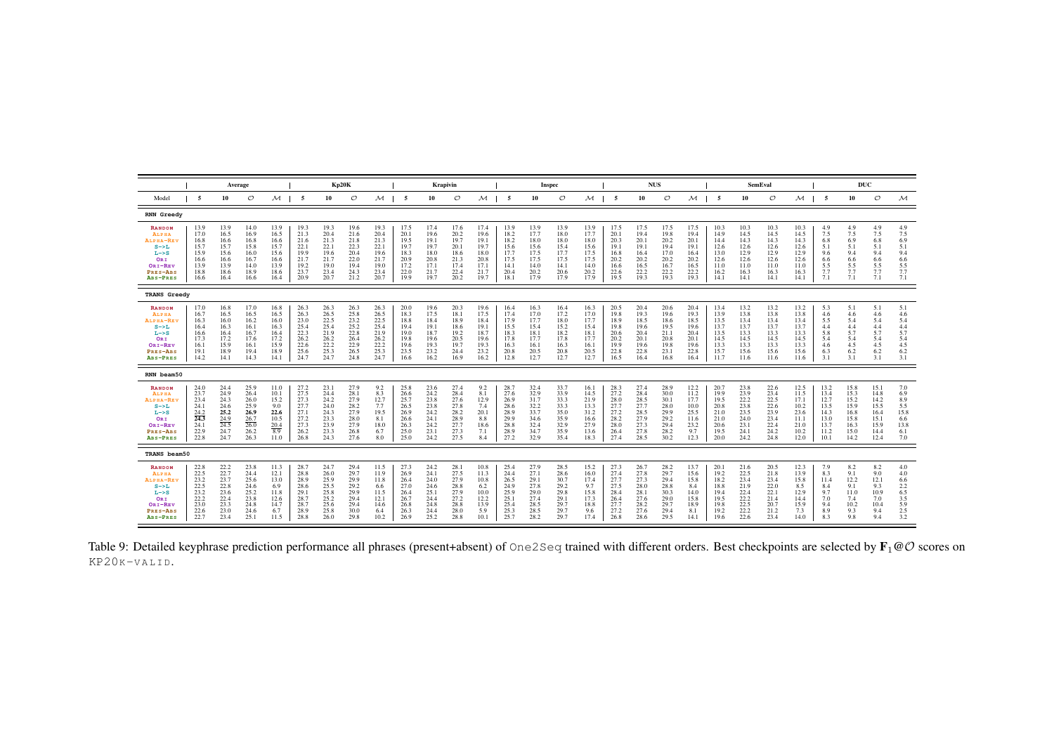| | Average | | | | Kp20K | | | | Krapivin | | | | Inspec | | | | NUS | | | | SemEval | | | | DUC | | | |
|---|---|---|---|---|---|---|---|---|---|---|---|---|---|---|---|---|---|---|---|---|---|---|---|---|---|---|---|---|
| Model | 5 | 10 | $\mathcal{O}$ | $\mathcal{M}$ | 5 | 10 | $\mathcal{O}$ | $\mathcal{M}$ | 5 | 10 | $\mathcal{O}$ | $\mathcal{M}$ | 5 | 10 | $\mathcal{O}$ | $\mathcal{M}$ | 5 | 10 | $\mathcal{O}$ | $\mathcal{M}$ | 5 | 10 | $\mathcal{O}$ | $\mathcal{M}$ | 5 | 10 | $\mathcal{O}$ | $\mathcal{M}$ |
| **RNN Greedy** | | | | | | | | | | | | | | | | | | | | | | | | | | | | |
| RANDOM | 13.9 | 13.9 | 14.0 | 13.9 | 19.3 | 19.3 | 19.6 | 19.3 | 17.5 | 17.4 | 17.6 | 17.4 | 13.9 | 13.9 | 13.9 | 13.9 | 17.5 | 17.5 | 17.5 | 17.5 | 10.3 | 10.3 | 10.3 | 10.3 | 4.9 | 4.9 | 4.9 | 4.9 |
| ALPHA | 17.0 | 16.5 | 16.9 | 16.5 | 21.3 | 20.4 | 21.6 | 20.4 | 20.1 | 19.6 | 20.2 | 19.6 | 18.2 | 17.7 | 18.0 | 17.7 | 20.1 | 19.4 | 19.8 | 19.4 | 14.9 | 14.5 | 14.5 | 14.5 | 7.5 | 7.5 | 7.5 | 7.5 |
| ALPHA-REV | 16.8 | 16.6 | 16.8 | 16.6 | 21.6 | 21.3 | 21.8 | 21.3 | 19.5 | 19.1 | 19.7 | 19.1 | 18.2 | 18.0 | 18.0 | 18.0 | 20.3 | 20.1 | 20.2 | 20.1 | 14.4 | 14.3 | 14.3 | 14.3 | 6.8 | 6.9 | 6.8 | 6.9 |
| S->L | 15.7 | 15.7 | 15.8 | 15.7 | 22.1 | 22.1 | 22.3 | 22.1 | 19.7 | 19.7 | 20.1 | 19.7 | 15.6 | 15.6 | 15.4 | 15.6 | 19.1 | 19.1 | 19.4 | 19.1 | 12.6 | 12.6 | 12.6 | 12.6 | 5.1 | 5.1 | 5.1 | 5.1 |
| L->S | 15.9 | 15.6 | 16.0 | 15.6 | 19.9 | 19.6 | 20.4 | 19.6 | 18.3 | 18.0 | 18.6 | 18.0 | 17.7 | 17.5 | 17.7 | 17.5 | 16.8 | 16.4 | 17.0 | 16.4 | 13.0 | 12.9 | 12.9 | 12.9 | 9.6 | 9.4 | 9.4 | 9.4 |
| ORI | 16.6 | 16.6 | 16.7 | 16.6 | 21.7 | 21.7 | 22.0 | 21.7 | 20.9 | 20.8 | 21.3 | 20.8 | 17.5 | 17.5 | 17.5 | 17.5 | 20.2 | 20.2 | 20.2 | 20.2 | 12.6 | 12.6 | 12.6 | 12.6 | 6.6 | 6.6 | 6.6 | 6.6 |
| ORI-REV | 13.9 | 13.9 | 14.0 | 13.9 | 19.2 | 19.0 | 19.4 | 19.0 | 17.2 | 17.1 | 17.4 | 17.1 | 14.1 | 14.0 | 14.1 | 14.0 | 16.6 | 16.5 | 16.7 | 16.5 | 11.0 | 11.0 | 11.0 | 11.0 | 5.5 | 5.5 | 5.5 | 5.5 |
| PRES-ABS | 18.8 | 18.6 | 18.9 | 18.6 | 23.7 | 23.4 | 24.3 | 23.4 | 22.0 | 21.7 | 22.4 | 21.7 | 20.4 | 20.2 | 20.6 | 20.2 | 22.6 | 22.2 | 22.2 | 22.2 | 16.2 | 16.3 | 16.3 | 16.3 | 7.7 | 7.7 | 7.7 | 7.7 |
| ABS-PRES | 16.6 | 16.4 | 16.6 | 16.4 | 20.9 | 20.7 | 21.2 | 20.7 | 19.9 | 19.7 | 20.2 | 19.7 | 18.1 | 17.9 | 17.9 | 17.9 | 19.5 | 19.3 | 19.3 | 19.3 | 14.1 | 14.1 | 14.1 | 14.1 | 7.1 | 7.1 | 7.1 | 7.1 |
| **TRANS Greedy** | | | | | | | | | | | | | | | | | | | | | | | | | | | | |
| RANDOM | 17.0 | 16.8 | 17.0 | 16.8 | 26.3 | 26.3 | 26.3 | 26.3 | 20.0 | 19.6 | 20.3 | 19.6 | 16.4 | 16.3 | 16.4 | 16.3 | 20.5 | 20.4 | 20.6 | 20.4 | 13.4 | 13.2 | 13.2 | 13.2 | 5.3 | 5.1 | 5.1 | 5.1 |
| ALPHA | 16.7 | 16.5 | 16.5 | 16.5 | 26.3 | 26.5 | 25.8 | 26.5 | 18.3 | 17.5 | 18.1 | 17.5 | 17.4 | 17.0 | 17.2 | 17.0 | 19.8 | 19.3 | 19.6 | 19.3 | 13.9 | 13.8 | 13.8 | 13.8 | 4.6 | 4.6 | 4.6 | 4.6 |
| ALPHA-REV | 16.3 | 16.0 | 16.2 | 16.0 | 23.0 | 22.5 | 23.2 | 22.5 | 18.8 | 18.4 | 18.9 | 18.4 | 17.9 | 17.7 | 18.0 | 17.7 | 18.9 | 18.5 | 18.6 | 18.5 | 13.5 | 13.4 | 13.4 | 13.4 | 5.5 | 5.4 | 5.4 | 5.4 |
| S->L | 16.4 | 16.3 | 16.1 | 16.3 | 25.4 | 25.4 | 25.2 | 25.4 | 19.4 | 19.1 | 18.6 | 19.1 | 15.5 | 15.4 | 15.2 | 15.4 | 19.8 | 19.6 | 19.5 | 19.6 | 13.7 | 13.7 | 13.7 | 13.7 | 4.4 | 4.4 | 4.4 | 4.4 |
| L->S | 16.6 | 16.4 | 16.7 | 16.4 | 22.3 | 21.9 | 22.8 | 21.9 | 19.0 | 18.7 | 19.2 | 18.7 | 18.3 | 18.1 | 18.2 | 18.1 | 20.6 | 20.4 | 21.1 | 20.4 | 13.5 | 13.3 | 13.3 | 13.3 | 5.8 | 5.7 | 5.7 | 5.7 |
| ORI | 17.3 | 17.2 | 17.6 | 17.2 | 26.2 | 26.2 | 26.4 | 26.2 | 19.8 | 19.6 | 20.5 | 19.6 | 17.8 | 17.7 | 17.8 | 17.7 | 20.2 | 20.1 | 20.8 | 20.1 | 14.5 | 14.5 | 14.5 | 14.5 | 5.4 | 5.4 | 5.4 | 5.4 |
| ORI-REV | 16.1 | 15.9 | 16.1 | 15.9 | 22.6 | 22.2 | 22.9 | 22.2 | 19.6 | 19.3 | 19.7 | 19.3 | 16.3 | 16.1 | 16.3 | 16.1 | 19.9 | 19.6 | 19.8 | 19.6 | 13.3 | 13.3 | 13.3 | 13.3 | 4.6 | 4.5 | 4.5 | 4.5 |
| PRES-ABS | 19.1 | 18.9 | 19.4 | 18.9 | 25.6 | 25.3 | 26.5 | 25.3 | 23.5 | 23.2 | 24.4 | 23.2 | 20.8 | 20.5 | 20.8 | 20.5 | 22.8 | 22.8 | 23.1 | 22.8 | 15.7 | 15.6 | 15.6 | 15.6 | 6.3 | 6.2 | 6.2 | 6.2 |
| ABS-PRES | 14.2 | 14.1 | 14.3 | 14.1 | 24.7 | 24.7 | 24.8 | 24.7 | 16.6 | 16.2 | 16.9 | 16.2 | 12.8 | 12.7 | 12.7 | 12.7 | 16.5 | 16.4 | 16.8 | 16.4 | 11.7 | 11.6 | 11.6 | 11.6 | 3.1 | 3.1 | 3.1 | 3.1 |
| **RNN beam50** | | | | | | | | | | | | | | | | | | | | | | | | | | | | |
| RANDOM | 24.0 | 24.4 | 25.9 | 11.0 | 27.2 | 23.1 | 27.9 | 9.2 | 25.8 | 23.6 | 27.4 | 9.2 | 28.7 | 32.4 | 33.7 | 16.1 | 28.3 | 27.4 | 28.9 | 12.2 | 20.7 | 23.8 | 22.6 | 12.5 | 13.2 | 15.8 | 15.1 | 7.0 |
| ALPHA | 23.7 | 24.9 | 26.4 | 10.1 | 27.5 | 24.4 | 28.1 | 8.3 | 26.6 | 24.2 | 28.4 | 8.1 | 27.6 | 32.9 | 33.9 | 14.5 | 27.2 | 28.4 | 30.0 | 11.2 | 19.9 | 23.9 | 23.4 | 11.5 | 13.4 | 15.3 | 14.8 | 6.9 |
| ALPHA-REV | 23.4 | 24.3 | 26.0 | 15.2 | 27.3 | 24.2 | 27.9 | 12.7 | 25.7 | 23.8 | 27.6 | 12.9 | 26.9 | 31.7 | 33.3 | 21.9 | 28.0 | 28.5 | 30.1 | 17.7 | 19.5 | 22.2 | 22.5 | 17.1 | 12.7 | 15.2 | 14.2 | 8.9 |
| S->L | 24.1 | 24.6 | 25.9 | 9.0 | 27.7 | 24.0 | 28.2 | 7.7 | 26.5 | 23.8 | 27.8 | 7.4 | 28.6 | 32.2 | 33.3 | 13.3 | 27.7 | 27.7 | 28.0 | 10.0 | 20.8 | 23.8 | 22.6 | 10.2 | 13.5 | 15.9 | 15.5 | 5.5 |
| L->S | 24.2 | **25.2** | **26.9** | **22.6** | 27.1 | 24.3 | 27.9 | 19.5 | 26.9 | 24.2 | 28.2 | 20.1 | 28.9 | 33.7 | 35.0 | 31.2 | 27.2 | 28.5 | 29.9 | 25.5 | 21.0 | 23.5 | 23.9 | 23.6 | 14.3 | 16.8 | 16.4 | 15.8 |
| ORI | **24.3** | 24.9 | 26.7 | 10.5 | 27.2 | 23.3 | 28.0 | 8.1 | 26.6 | 24.1 | 28.9 | 8.8 | 29.9 | 34.6 | 35.9 | 16.6 | 28.2 | 27.9 | 29.2 | 11.6 | 21.0 | 24.0 | 23.4 | 11.1 | 13.0 | 15.8 | 15.1 | 6.6 |
| ORI-REV | 24.1 | 24.5 | 26.0 | 20.4 | 27.3 | 23.9 | 27.9 | 18.0 | 26.3 | 24.2 | 27.7 | 18.6 | 28.8 | 32.4 | 32.9 | 27.9 | 28.0 | 27.3 | 29.4 | 23.2 | 20.6 | 23.1 | 22.4 | 21.0 | 13.7 | 16.3 | 15.9 | 13.8 |
| PRES-ABS | 22.9 | 24.7 | 26.2 | 8.9 | 26.2 | 23.3 | 26.8 | 6.7 | 25.0 | 23.1 | 27.3 | 7.1 | 28.9 | 34.7 | 35.9 | 13.6 | 26.4 | 27.8 | 28.2 | 9.7 | 19.5 | 24.1 | 24.2 | 10.2 | 11.2 | 15.0 | 14.4 | 6.1 |
| ABS-PRES | 22.8 | 24.7 | 26.3 | 11.0 | 26.8 | 24.3 | 27.6 | 8.0 | 25.0 | 24.2 | 27.5 | 8.4 | 27.2 | 32.9 | 35.4 | 18.3 | 27.4 | 28.5 | 30.2 | 12.3 | 20.0 | 24.2 | 24.8 | 12.0 | 10.1 | 14.2 | 12.4 | 7.0 |
| **TRANS beam50** | | | | | | | | | | | | | | | | | | | | | | | | | | | | |
| RANDOM | 22.8 | 22.2 | 23.8 | 11.3 | 28.7 | 24.7 | 29.4 | 11.5 | 27.3 | 24.2 | 28.1 | 10.8 | 25.4 | 27.9 | 28.5 | 15.2 | 27.3 | 26.7 | 28.2 | 13.7 | 20.1 | 21.6 | 20.5 | 12.3 | 7.9 | 8.2 | 8.2 | 4.0 |
| ALPHA | 22.5 | 22.7 | 24.4 | 12.1 | 28.8 | 26.0 | 29.7 | 11.9 | 26.9 | 24.1 | 27.5 | 11.3 | 24.4 | 27.1 | 28.6 | 16.0 | 27.4 | 27.8 | 29.7 | 15.6 | 19.2 | 22.5 | 21.8 | 13.9 | 8.3 | 9.1 | 9.0 | 4.0 |
| ALPHA-REV | 23.2 | 23.7 | 25.6 | 13.0 | 28.9 | 25.9 | 29.9 | 11.8 | 26.4 | 24.0 | 27.9 | 10.8 | 26.5 | 29.1 | 30.7 | 17.4 | 27.7 | 27.3 | 29.4 | 15.8 | 18.2 | 23.4 | 23.4 | 15.8 | 11.4 | 12.2 | 12.1 | 6.6 |
| S->L | 22.5 | 22.8 | 24.6 | 6.9 | 28.6 | 25.5 | 29.2 | 6.6 | 27.0 | 24.6 | 28.8 | 6.2 | 24.9 | 27.8 | 29.2 | 9.7 | 27.5 | 28.0 | 28.8 | 8.4 | 18.8 | 21.9 | 22.0 | 8.5 | 8.4 | 9.1 | 9.3 | 2.2 |
| L->S | 23.2 | 23.6 | 25.2 | 11.8 | 29.1 | 25.8 | 29.9 | 11.5 | 26.4 | 25.1 | 27.9 | 10.0 | 25.9 | 29.0 | 29.8 | 15.8 | 28.4 | 28.1 | 30.3 | 14.0 | 19.4 | 22.4 | 22.1 | 12.9 | 9.7 | 11.0 | 10.9 | 6.5 |
| ORI | 22.2 | 22.4 | 23.8 | 12.6 | 28.7 | 25.2 | 29.4 | 12.1 | 26.7 | 24.4 | 27.2 | 12.2 | 25.1 | 27.4 | 29.1 | 17.3 | 26.4 | 27.6 | 29.0 | 15.8 | 19.5 | 22.2 | 21.4 | 14.4 | 7.0 | 7.4 | 7.0 | 3.5 |
| ORI-REV | 23.0 | 23.3 | 24.8 | 14.7 | 28.7 | 25.6 | 29.4 | 14.6 | 26.8 | 24.8 | 28.8 | 13.9 | 25.4 | 28.5 | 29.7 | 18.8 | 27.7 | 28.2 | 29.7 | 18.9 | 19.8 | 22.5 | 20.7 | 15.9 | 9.4 | 10.2 | 10.4 | 5.9 |
| PRES-ABS | 22.6 | 23.0 | 24.6 | 6.7 | 28.9 | 25.8 | 30.0 | 6.4 | 26.3 | 24.4 | 28.0 | 5.9 | 25.3 | 28.5 | 29.7 | 9.6 | 27.2 | 27.6 | 29.4 | 8.1 | 19.2 | 22.2 | 21.2 | 7.3 | 8.9 | 9.3 | 9.4 | 2.5 |
| ABS-PRES | 22.7 | 23.4 | 25.1 | 11.5 | 28.8 | 26.0 | 29.8 | 10.2 | 26.9 | 25.2 | 28.8 | 10.1 | 25.7 | 28.2 | 29.7 | 17.4 | 26.8 | 28.6 | 29.5 | 14.1 | 19.6 | 22.6 | 23.4 | 14.0 | 8.3 | 9.8 | 9.4 | 3.2 |

Table 9: Detailed keyphrase prediction performance all phrases (present+absent) of `One2Seq` trained with different orders. Best checkpoints are selected by $\mathbf{F}_1@\mathcal{O}$ scores on KP20K-VALID.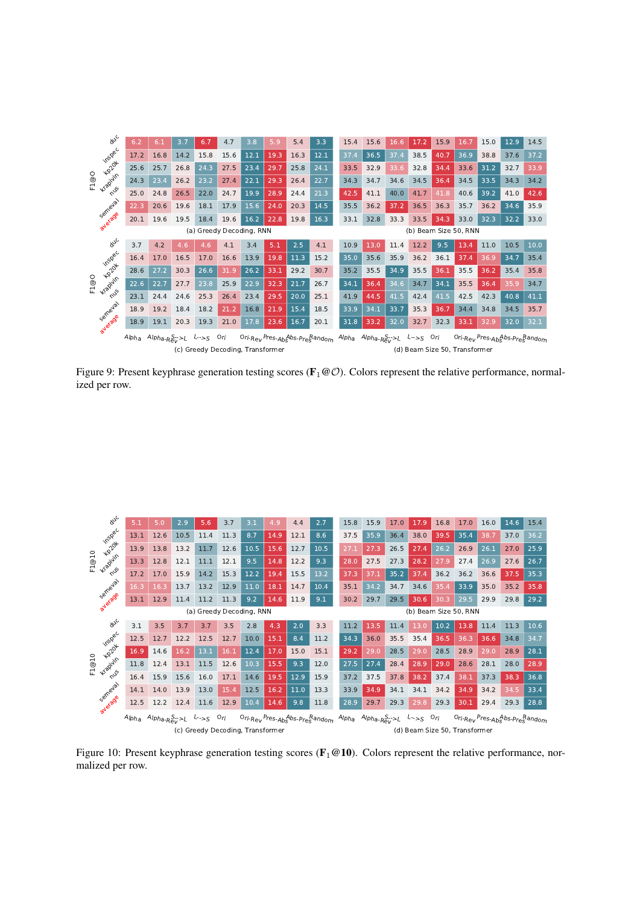**F1@O**

(a) Greedy Decoding, RNN

| | Alpha | Alpha-Rev | S-->L | L-->S | Ori | Ori-Rev | Pres-Abs | Abs-Pres | Random |
|---|---|---|---|---|---|---|---|---|---|
| duc | 6.2 | 6.1 | 3.7 | 6.7 | 4.7 | 3.8 | 5.9 | 5.4 | 3.3 |
| inspec | 17.2 | 16.8 | 14.2 | 15.8 | 15.6 | 12.1 | 19.3 | 16.3 | 12.1 |
| kp20k | 25.6 | 25.7 | 26.8 | 24.3 | 27.5 | 23.4 | 29.7 | 25.8 | 24.1 |
| krapivin | 24.3 | 23.4 | 26.2 | 23.2 | 27.4 | 22.1 | 29.3 | 26.4 | 22.7 |
| nus | 25.0 | 24.8 | 26.5 | 22.0 | 24.7 | 19.9 | 28.9 | 24.4 | 21.3 |
| semeval | 22.3 | 20.6 | 19.6 | 18.1 | 17.9 | 15.6 | 24.0 | 20.3 | 14.5 |
| average | 20.1 | 19.6 | 19.5 | 18.4 | 19.6 | 16.2 | 22.8 | 19.8 | 16.3 |

(b) Beam Size 50, RNN

| | Alpha | Alpha-Rev | S-->L | L-->S | Ori | Ori-Rev | Pres-Abs | Abs-Pres | Random |
|---|---|---|---|---|---|---|---|---|---|
| duc | 15.4 | 15.6 | 16.6 | 17.2 | 15.9 | 16.7 | 15.0 | 12.9 | 14.5 |
| inspec | 37.4 | 36.5 | 37.4 | 38.5 | 40.7 | 36.9 | 38.8 | 37.6 | 37.2 |
| kp20k | 33.5 | 32.9 | 33.6 | 32.8 | 34.4 | 33.6 | 31.2 | 32.7 | 33.9 |
| krapivin | 34.3 | 34.7 | 34.6 | 34.5 | 36.4 | 34.5 | 33.5 | 34.3 | 34.2 |
| nus | 42.5 | 41.1 | 40.0 | 41.7 | 41.8 | 40.6 | 39.2 | 41.0 | 42.6 |
| semeval | 35.5 | 36.2 | 37.2 | 36.5 | 36.3 | 35.7 | 36.2 | 34.6 | 35.9 |
| average | 33.1 | 32.8 | 33.3 | 33.5 | 34.3 | 33.0 | 32.3 | 32.2 | 33.0 |

(c) Greedy Decoding, Transformer

| | Alpha | Alpha-Rev | S-->L | L-->S | Ori | Ori-Rev | Pres-Abs | Abs-Pres | Random |
|---|---|---|---|---|---|---|---|---|---|
| duc | 3.7 | 4.2 | 4.6 | 4.6 | 4.1 | 3.4 | 5.1 | 2.5 | 4.1 |
| inspec | 16.4 | 17.0 | 16.5 | 17.0 | 16.6 | 13.9 | 19.8 | 11.3 | 15.2 |
| kp20k | 28.6 | 27.2 | 30.3 | 26.6 | 31.9 | 26.2 | 33.1 | 29.2 | 30.7 |
| krapivin | 22.6 | 22.7 | 27.7 | 23.8 | 25.9 | 22.9 | 32.3 | 21.7 | 26.7 |
| nus | 23.1 | 24.4 | 24.6 | 25.3 | 26.4 | 23.4 | 29.5 | 20.0 | 25.1 |
| semeval | 18.9 | 19.2 | 18.4 | 18.2 | 21.2 | 16.8 | 21.9 | 15.4 | 18.5 |
| average | 18.9 | 19.1 | 20.3 | 19.3 | 21.0 | 17.8 | 23.6 | 16.7 | 20.1 |

(d) Beam Size 50, Transformer

| | Alpha | Alpha-Rev | S-->L | L-->S | Ori | Ori-Rev | Pres-Abs | Abs-Pres | Random |
|---|---|---|---|---|---|---|---|---|---|
| duc | 10.9 | 13.0 | 11.4 | 12.2 | 9.5 | 13.4 | 11.0 | 10.5 | 10.0 |
| inspec | 35.0 | 35.6 | 35.9 | 36.2 | 36.1 | 37.4 | 36.9 | 34.7 | 35.4 |
| kp20k | 35.2 | 35.5 | 34.9 | 35.5 | 36.1 | 35.5 | 36.2 | 35.4 | 35.8 |
| krapivin | 34.1 | 36.4 | 34.6 | 34.7 | 34.1 | 35.5 | 36.4 | 35.9 | 34.7 |
| nus | 41.9 | 44.5 | 41.5 | 42.4 | 41.5 | 42.5 | 42.3 | 40.8 | 41.1 |
| semeval | 33.9 | 34.1 | 33.7 | 35.3 | 36.7 | 34.4 | 34.8 | 34.5 | 35.7 |
| average | 31.8 | 33.2 | 32.0 | 32.7 | 32.3 | 33.1 | 32.9 | 32.0 | 32.1 |

Figure 9: Present keyphrase generation testing scores ($\mathbf{F}_1@\mathcal{O}$). Colors represent the relative performance, normalized per row.

**F1@10**

(a) Greedy Decoding, RNN

| | Alpha | Alpha-Rev | S-->L | L-->S | Ori | Ori-Rev | Pres-Abs | Abs-Pres | Random |
|---|---|---|---|---|---|---|---|---|---|
| duc | 5.1 | 5.0 | 2.9 | 5.6 | 3.7 | 3.1 | 4.9 | 4.4 | 2.7 |
| inspec | 13.1 | 12.6 | 10.5 | 11.4 | 11.3 | 8.7 | 14.9 | 12.1 | 8.6 |
| kp20k | 13.9 | 13.8 | 13.2 | 11.7 | 12.6 | 10.5 | 15.6 | 12.7 | 10.5 |
| krapivin | 13.3 | 12.8 | 12.1 | 11.1 | 12.1 | 9.5 | 14.8 | 12.2 | 9.3 |
| nus | 17.2 | 17.0 | 15.9 | 14.2 | 15.3 | 12.2 | 19.4 | 15.5 | 13.2 |
| semeval | 16.3 | 16.3 | 13.7 | 13.2 | 12.9 | 11.0 | 18.1 | 14.7 | 10.4 |
| average | 13.1 | 12.9 | 11.4 | 11.2 | 11.3 | 9.2 | 14.6 | 11.9 | 9.1 |

(b) Beam Size 50, RNN

| | Alpha | Alpha-Rev | S-->L | L-->S | Ori | Ori-Rev | Pres-Abs | Abs-Pres | Random |
|---|---|---|---|---|---|---|---|---|---|
| duc | 15.8 | 15.9 | 17.0 | 17.9 | 16.8 | 17.0 | 16.0 | 14.6 | 15.4 |
| inspec | 37.5 | 35.9 | 36.4 | 38.0 | 39.5 | 35.4 | 38.7 | 37.0 | 36.2 |
| kp20k | 27.1 | 27.3 | 26.5 | 27.4 | 26.2 | 26.9 | 26.1 | 27.0 | 25.9 |
| krapivin | 28.0 | 27.5 | 27.3 | 28.2 | 27.9 | 27.4 | 26.9 | 27.6 | 26.7 |
| nus | 37.3 | 37.1 | 35.2 | 37.4 | 36.2 | 36.2 | 36.6 | 37.5 | 35.3 |
| semeval | 35.1 | 34.2 | 34.7 | 34.6 | 35.4 | 33.9 | 35.0 | 35.2 | 35.8 |
| average | 30.2 | 29.7 | 29.5 | 30.6 | 30.3 | 29.5 | 29.9 | 29.8 | 29.2 |

(c) Greedy Decoding, Transformer

| | Alpha | Alpha-Rev | S-->L | L-->S | Ori | Ori-Rev | Pres-Abs | Abs-Pres | Random |
|---|---|---|---|---|---|---|---|---|---|
| duc | 3.1 | 3.5 | 3.7 | 3.7 | 3.5 | 2.8 | 4.3 | 2.0 | 3.3 |
| inspec | 12.5 | 12.7 | 12.2 | 12.5 | 12.7 | 10.0 | 15.1 | 8.4 | 11.2 |
| kp20k | 16.9 | 14.6 | 16.2 | 13.1 | 16.1 | 12.4 | 17.0 | 15.0 | 15.1 |
| krapivin | 11.8 | 12.4 | 13.1 | 11.5 | 12.6 | 10.3 | 15.5 | 9.3 | 12.0 |
| nus | 16.4 | 15.9 | 15.6 | 16.0 | 17.1 | 14.6 | 19.5 | 12.9 | 15.9 |
| semeval | 14.1 | 14.0 | 13.9 | 13.0 | 15.4 | 12.5 | 16.2 | 11.0 | 13.3 |
| average | 12.5 | 12.2 | 12.4 | 11.6 | 12.9 | 10.4 | 14.6 | 9.8 | 11.8 |

(d) Beam Size 50, Transformer

| | Alpha | Alpha-Rev | S-->L | L-->S | Ori | Ori-Rev | Pres-Abs | Abs-Pres | Random |
|---|---|---|---|---|---|---|---|---|---|
| duc | 11.2 | 13.5 | 11.4 | 13.0 | 10.2 | 13.8 | 11.4 | 11.3 | 10.6 |
| inspec | 34.3 | 36.0 | 35.5 | 35.4 | 36.5 | 36.3 | 36.6 | 34.8 | 34.7 |
| kp20k | 29.2 | 29.0 | 28.5 | 29.0 | 28.5 | 28.9 | 29.0 | 28.9 | 28.1 |
| krapivin | 27.5 | 27.4 | 28.4 | 28.9 | 29.0 | 28.6 | 28.1 | 28.0 | 28.9 |
| nus | 37.2 | 37.5 | 37.8 | 38.2 | 37.4 | 38.1 | 37.3 | 38.3 | 36.8 |
| semeval | 33.9 | 34.9 | 34.1 | 34.1 | 34.2 | 34.9 | 34.2 | 34.5 | 33.4 |
| average | 28.9 | 29.7 | 29.3 | 29.8 | 29.3 | 30.1 | 29.4 | 29.3 | 28.8 |

Figure 10: Present keyphrase generation testing scores ($\mathbf{F}_1@\mathbf{10}$). Colors represent the relative performance, normalized per row.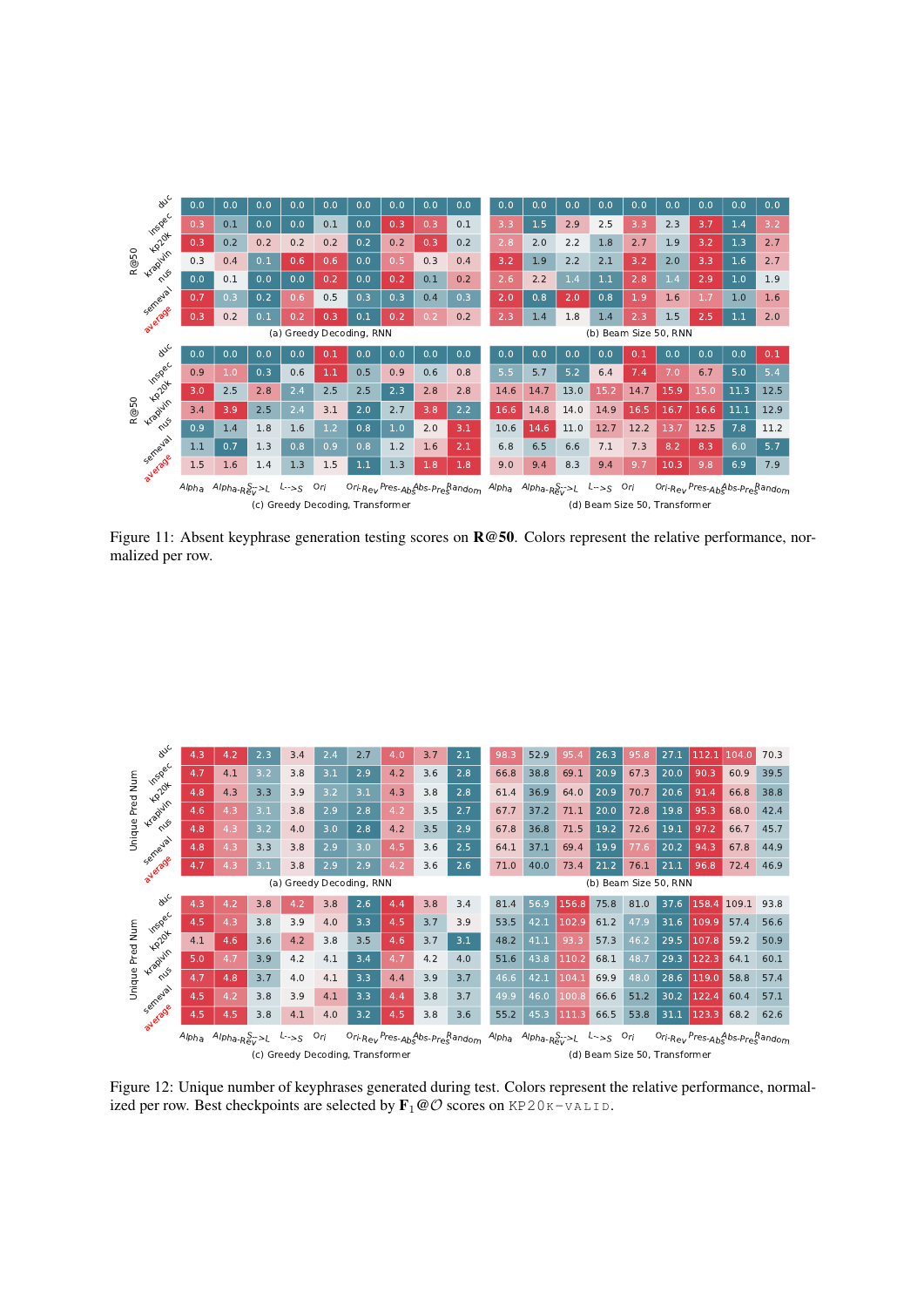(a) Greedy Decoding, RNN — R@50

| | Alpha | Alpha-Rev | S->L | L->S | Ori | Ori-Rev | Pres-Abs | Abs-Pres | Random |
|---|---|---|---|---|---|---|---|---|---|
| duc | 0.0 | 0.0 | 0.0 | 0.0 | 0.0 | 0.0 | 0.0 | 0.0 | 0.0 |
| inspec | 0.3 | 0.1 | 0.0 | 0.0 | 0.1 | 0.0 | 0.3 | 0.3 | 0.1 |
| kp20k | 0.3 | 0.2 | 0.2 | 0.2 | 0.2 | 0.2 | 0.2 | 0.3 | 0.2 |
| krapivin | 0.3 | 0.4 | 0.1 | 0.6 | 0.6 | 0.0 | 0.5 | 0.3 | 0.4 |
| nus | 0.0 | 0.1 | 0.0 | 0.0 | 0.2 | 0.0 | 0.2 | 0.1 | 0.2 |
| semeval | 0.7 | 0.3 | 0.2 | 0.6 | 0.5 | 0.3 | 0.3 | 0.4 | 0.3 |
| average | 0.3 | 0.2 | 0.1 | 0.2 | 0.3 | 0.1 | 0.2 | 0.2 | 0.2 |

(b) Beam Size 50, RNN — R@50

| | Alpha | Alpha-Rev | S->L | L->S | Ori | Ori-Rev | Pres-Abs | Abs-Pres | Random |
|---|---|---|---|---|---|---|---|---|---|
| duc | 0.0 | 0.0 | 0.0 | 0.0 | 0.0 | 0.0 | 0.0 | 0.0 | 0.0 |
| inspec | 3.3 | 1.5 | 2.9 | 2.5 | 3.3 | 2.3 | 3.7 | 1.4 | 3.2 |
| kp20k | 2.8 | 2.0 | 2.2 | 1.8 | 2.7 | 1.9 | 3.2 | 1.3 | 2.7 |
| krapivin | 3.2 | 1.9 | 2.2 | 2.1 | 3.2 | 2.0 | 3.3 | 1.6 | 2.7 |
| nus | 2.6 | 2.2 | 1.4 | 1.1 | 2.8 | 1.4 | 2.9 | 1.0 | 1.9 |
| semeval | 2.0 | 0.8 | 2.0 | 0.8 | 1.9 | 1.6 | 1.7 | 1.0 | 1.6 |
| average | 2.3 | 1.4 | 1.8 | 1.4 | 2.3 | 1.5 | 2.5 | 1.1 | 2.0 |

(c) Greedy Decoding, Transformer — R@50

| | Alpha | Alpha-Rev | S->L | L->S | Ori | Ori-Rev | Pres-Abs | Abs-Pres | Random |
|---|---|---|---|---|---|---|---|---|---|
| duc | 0.0 | 0.0 | 0.0 | 0.0 | 0.1 | 0.0 | 0.0 | 0.0 | 0.0 |
| inspec | 0.9 | 1.0 | 0.3 | 0.6 | 1.1 | 0.5 | 0.9 | 0.6 | 0.8 |
| kp20k | 3.0 | 2.5 | 2.8 | 2.4 | 2.5 | 2.5 | 2.3 | 2.8 | 2.8 |
| krapivin | 3.4 | 3.9 | 2.5 | 2.4 | 3.1 | 2.0 | 2.7 | 3.8 | 2.2 |
| nus | 0.9 | 1.4 | 1.8 | 1.6 | 1.2 | 0.8 | 1.0 | 2.0 | 3.1 |
| semeval | 1.1 | 0.7 | 1.3 | 0.8 | 0.9 | 0.8 | 1.2 | 1.6 | 2.1 |
| average | 1.5 | 1.6 | 1.4 | 1.3 | 1.5 | 1.1 | 1.3 | 1.8 | 1.8 |

(d) Beam Size 50, Transformer — R@50

| | Alpha | Alpha-Rev | S->L | L->S | Ori | Ori-Rev | Pres-Abs | Abs-Pres | Random |
|---|---|---|---|---|---|---|---|---|---|
| duc | 0.0 | 0.0 | 0.0 | 0.0 | 0.1 | 0.0 | 0.0 | 0.0 | 0.1 |
| inspec | 5.5 | 5.7 | 5.2 | 6.4 | 7.4 | 7.0 | 6.7 | 5.0 | 5.4 |
| kp20k | 14.6 | 14.7 | 13.0 | 15.2 | 14.7 | 15.9 | 15.0 | 11.3 | 12.5 |
| krapivin | 16.6 | 14.8 | 14.0 | 14.9 | 16.5 | 16.7 | 16.6 | 11.1 | 12.9 |
| nus | 10.6 | 14.6 | 11.0 | 12.7 | 12.2 | 13.7 | 12.5 | 7.8 | 11.2 |
| semeval | 6.8 | 6.5 | 6.6 | 7.1 | 7.3 | 8.2 | 8.3 | 6.0 | 5.7 |
| average | 9.0 | 9.4 | 8.3 | 9.4 | 9.7 | 10.3 | 9.8 | 6.9 | 7.9 |

Figure 11: Absent keyphrase generation testing scores on **R@50**. Colors represent the relative performance, normalized per row.

(a) Greedy Decoding, RNN — Unique Pred Num

| | Alpha | Alpha-Rev | S->L | L->S | Ori | Ori-Rev | Pres-Abs | Abs-Pres | Random |
|---|---|---|---|---|---|---|---|---|---|
| duc | 4.3 | 4.2 | 2.3 | 3.4 | 2.4 | 2.7 | 4.0 | 3.7 | 2.1 |
| inspec | 4.7 | 4.1 | 3.2 | 3.8 | 3.1 | 2.9 | 4.2 | 3.6 | 2.8 |
| kp20k | 4.8 | 4.3 | 3.3 | 3.9 | 3.2 | 3.1 | 4.3 | 3.8 | 2.8 |
| krapivin | 4.6 | 4.3 | 3.1 | 3.8 | 2.9 | 2.8 | 4.2 | 3.5 | 2.7 |
| nus | 4.8 | 4.3 | 3.2 | 4.0 | 3.0 | 2.8 | 4.2 | 3.5 | 2.9 |
| semeval | 4.8 | 4.3 | 3.3 | 3.8 | 2.9 | 3.0 | 4.5 | 3.6 | 2.5 |
| average | 4.7 | 4.3 | 3.1 | 3.8 | 2.9 | 2.9 | 4.2 | 3.6 | 2.6 |

(b) Beam Size 50, RNN — Unique Pred Num

| | Alpha | Alpha-Rev | S->L | L->S | Ori | Ori-Rev | Pres-Abs | Abs-Pres | Random |
|---|---|---|---|---|---|---|---|---|---|
| duc | 98.3 | 52.9 | 95.4 | 26.3 | 95.8 | 27.1 | 112.1 | 104.0 | 70.3 |
| inspec | 66.8 | 38.8 | 69.1 | 20.9 | 67.3 | 20.0 | 90.3 | 60.9 | 39.5 |
| kp20k | 61.4 | 36.9 | 64.0 | 20.9 | 70.7 | 20.6 | 91.4 | 66.8 | 38.8 |
| krapivin | 67.7 | 37.2 | 71.1 | 20.0 | 72.8 | 19.8 | 95.3 | 68.0 | 42.4 |
| nus | 67.8 | 36.8 | 71.5 | 19.2 | 72.6 | 19.1 | 97.2 | 66.7 | 45.7 |
| semeval | 64.1 | 37.1 | 69.4 | 19.9 | 77.6 | 20.2 | 94.3 | 67.8 | 44.9 |
| average | 71.0 | 40.0 | 73.4 | 21.2 | 76.1 | 21.1 | 96.8 | 72.4 | 46.9 |

(c) Greedy Decoding, Transformer — Unique Pred Num

| | Alpha | Alpha-Rev | S->L | L->S | Ori | Ori-Rev | Pres-Abs | Abs-Pres | Random |
|---|---|---|---|---|---|---|---|---|---|
| duc | 4.3 | 4.2 | 3.8 | 4.2 | 3.8 | 2.6 | 4.4 | 3.8 | 3.4 |
| inspec | 4.5 | 4.3 | 3.8 | 3.9 | 4.0 | 3.3 | 4.5 | 3.7 | 3.9 |
| kp20k | 4.1 | 4.6 | 3.6 | 4.2 | 3.8 | 3.5 | 4.6 | 3.7 | 3.1 |
| krapivin | 5.0 | 4.7 | 3.9 | 4.2 | 4.1 | 3.4 | 4.7 | 4.2 | 4.0 |
| nus | 4.7 | 4.8 | 3.7 | 4.0 | 4.1 | 3.3 | 4.4 | 3.9 | 3.7 |
| semeval | 4.5 | 4.2 | 3.8 | 3.9 | 4.1 | 3.3 | 4.4 | 3.8 | 3.7 |
| average | 4.5 | 4.5 | 3.8 | 4.1 | 4.0 | 3.2 | 4.5 | 3.8 | 3.6 |

(d) Beam Size 50, Transformer — Unique Pred Num

| | Alpha | Alpha-Rev | S->L | L->S | Ori | Ori-Rev | Pres-Abs | Abs-Pres | Random |
|---|---|---|---|---|---|---|---|---|---|
| duc | 81.4 | 56.9 | 156.8 | 75.8 | 81.0 | 37.6 | 158.4 | 109.1 | 93.8 |
| inspec | 53.5 | 42.1 | 102.9 | 61.2 | 47.9 | 31.6 | 109.9 | 57.4 | 56.6 |
| kp20k | 48.2 | 41.1 | 93.3 | 57.3 | 46.2 | 29.5 | 107.8 | 59.2 | 50.9 |
| krapivin | 51.6 | 43.8 | 110.2 | 68.1 | 48.7 | 29.3 | 122.3 | 64.1 | 60.1 |
| nus | 46.6 | 42.1 | 104.1 | 69.9 | 48.0 | 28.6 | 119.0 | 58.8 | 57.4 |
| semeval | 49.9 | 46.0 | 100.8 | 66.6 | 51.2 | 30.2 | 122.4 | 60.4 | 57.1 |
| average | 55.2 | 45.3 | 111.3 | 66.5 | 53.8 | 31.1 | 123.3 | 68.2 | 62.6 |

Figure 12: Unique number of keyphrases generated during test. Colors represent the relative performance, normalized per row. Best checkpoints are selected by $\mathbf{F}_1@\mathcal{O}$ scores on KP20K-VALID.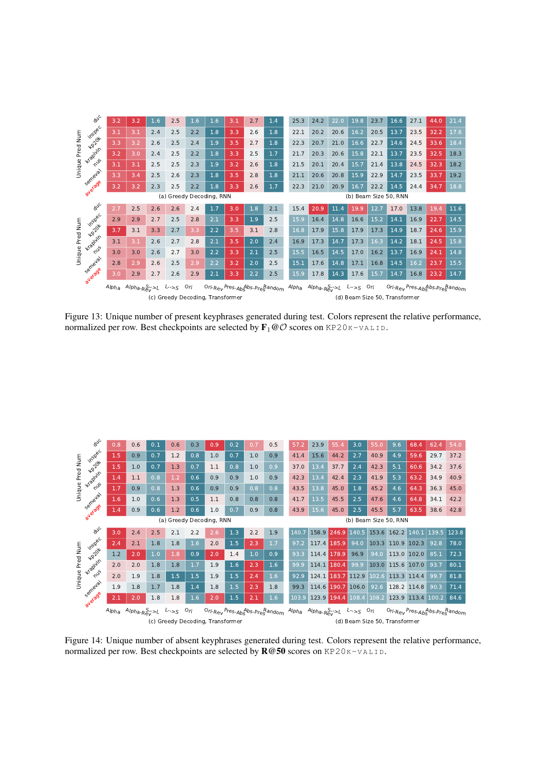Unique Pred Num

duc inspec kp20k krapivin nus semeval average

3.2 3.2 1.6 2.5 1.6 1.6 3.1 2.7 1.4
3.1 3.1 2.4 2.5 2.2 1.8 3.3 2.6 1.8
3.3 3.2 2.6 2.5 2.4 1.9 3.5 2.7 1.8
3.2 3.0 2.4 2.5 2.2 1.8 3.3 2.5 1.7
3.1 3.1 2.5 2.5 2.3 1.9 3.2 2.6 1.8
3.3 3.4 2.5 2.6 2.3 1.8 3.5 2.8 1.8
3.2 3.2 2.3 2.5 2.2 1.8 3.3 2.6 1.7

(a) Greedy Decoding, RNN

25.3 24.2 22.0 19.8 23.7 16.6 27.1 44.0 21.4
22.1 20.2 20.6 16.2 20.5 13.7 23.5 32.2 17.6
22.3 20.7 21.0 16.6 22.7 14.6 24.5 33.6 18.4
21.7 20.3 20.6 15.8 22.1 13.7 23.5 32.5 18.3
21.5 20.1 20.4 15.7 21.4 13.8 24.5 32.3 18.2
21.1 20.6 20.8 15.9 22.9 14.7 23.5 33.7 19.2
22.3 21.0 20.9 16.7 22.2 14.5 24.4 34.7 18.8

(b) Beam Size 50, RNN

2.7 2.5 2.6 2.6 2.4 1.7 3.0 1.8 2.1
2.9 2.9 2.7 2.5 2.8 2.1 3.3 1.9 2.5
3.7 3.1 3.3 2.7 3.3 2.2 3.5 3.1 2.8
3.1 3.1 2.6 2.7 2.8 2.1 3.5 2.0 2.4
3.0 3.0 2.6 2.7 3.0 2.2 3.3 2.1 2.5
2.8 2.9 2.6 2.5 2.9 2.2 3.2 2.0 2.5
3.0 2.9 2.7 2.6 2.9 2.1 3.3 2.2 2.5

Alpha Alpha-Rev S->L L->S Ori Ori-Rev Pres-Abs Abs-Pres Random

(c) Greedy Decoding, Transformer

15.4 20.9 11.4 19.9 12.7 17.0 13.8 19.4 11.6
15.9 16.4 14.8 16.6 15.2 14.1 16.9 22.7 14.5
16.8 17.9 15.8 17.9 17.3 14.9 18.7 24.6 15.9
16.9 17.3 14.7 17.3 16.3 14.2 18.1 24.5 15.8
15.5 16.5 14.5 17.0 16.2 13.7 16.9 24.1 14.8
15.1 17.6 14.8 17.1 16.8 14.5 16.2 23.7 15.5
15.9 17.8 14.3 17.6 15.7 14.7 16.8 23.2 14.7

Alpha Alpha-Rev S->L L->S Ori Ori-Rev Pres-Abs Abs-Pres Random

(d) Beam Size 50, Transformer

Figure 13: Unique number of present keyphrases generated during test. Colors represent the relative performance, normalized per row. Best checkpoints are selected by $\mathbf{F}_1@\mathcal{O}$ scores on KP20K-VALID.

Unique Pred Num

duc inspec kp20k krapivin nus semeval average

0.8 0.6 0.1 0.6 0.3 0.9 0.2 0.7 0.5
1.5 0.9 0.7 1.2 0.8 1.0 0.7 1.0 0.9
1.5 1.0 0.7 1.3 0.7 1.1 0.8 1.0 0.9
1.4 1.1 0.8 1.2 0.6 0.9 0.9 1.0 0.9
1.7 0.9 0.8 1.3 0.6 0.9 0.9 0.8 0.8
1.6 1.0 0.6 1.3 0.5 1.1 0.8 0.8 0.8
1.4 0.9 0.6 1.2 0.6 1.0 0.7 0.9 0.8

(a) Greedy Decoding, RNN

57.2 23.9 55.4 3.0 55.0 9.6 68.4 62.4 54.0
41.4 15.6 44.2 2.7 40.9 4.9 59.6 29.7 37.2
37.0 13.4 37.7 2.4 42.3 5.1 60.6 34.2 37.6
42.3 13.4 42.4 2.3 41.9 5.3 63.2 34.9 40.9
43.5 13.8 45.0 1.8 45.2 4.6 64.3 36.3 45.0
41.7 13.5 45.5 2.5 47.6 4.6 64.8 34.1 42.2
43.9 15.6 45.0 2.5 45.5 5.7 63.5 38.6 42.8

(b) Beam Size 50, RNN

3.0 2.4 2.5 2.1 2.2 2.6 1.3 2.2 1.9
2.4 2.1 1.8 1.8 1.6 2.0 1.5 2.3 1.7
1.2 2.0 1.0 1.8 0.9 2.0 1.4 1.0 0.9
2.0 2.0 1.8 1.8 1.7 1.9 1.6 2.3 1.6
2.0 1.9 1.8 1.5 1.5 1.9 1.5 2.4 1.6
1.9 1.8 1.7 1.8 1.4 1.8 1.5 2.3 1.8
2.1 2.0 1.8 1.8 1.6 2.0 1.5 2.1 1.6

Alpha Alpha-Rev S->L L->S Ori Ori-Rev Pres-Abs Abs-Pres Random

(c) Greedy Decoding, Transformer

140.7 158.9 246.9 140.5 153.6 162.2 140.1 139.5 123.8
97.2 117.4 185.9 94.0 103.3 110.9 102.3 92.8 78.0
93.3 114.4 178.9 96.9 94.0 113.0 102.0 85.1 72.3
99.9 114.1 180.4 99.9 103.0 115.6 107.0 93.7 80.1
92.9 124.1 183.7 112.9 102.6 113.3 114.4 99.7 81.8
99.3 114.6 190.7 106.0 92.6 128.2 114.8 90.3 71.4
103.9 123.9 194.4 108.4 108.2 123.9 113.4 100.2 84.6

Alpha Alpha-Rev S->L L->S Ori Ori-Rev Pres-Abs Abs-Pres Random

(d) Beam Size 50, Transformer

Figure 14: Unique number of absent keyphrases generated during test. Colors represent the relative performance, normalized per row. Best checkpoints are selected by **R@50** scores on KP20K-VALID.